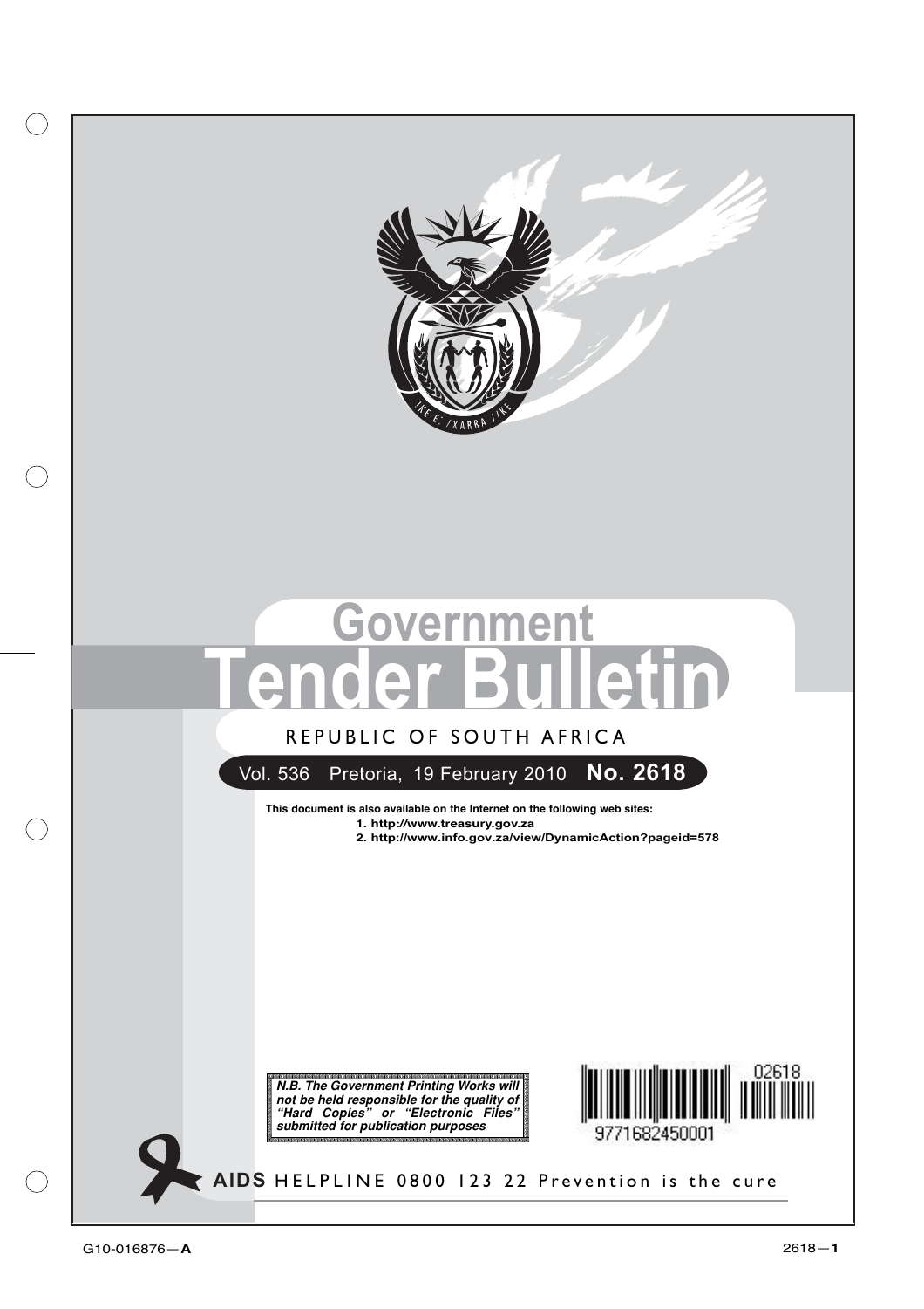# Government Tender Bulletin

REPUBLIC OF SOUTH AFRICA

Vol. 536 Pretoria, 19 February 2010 **No. 2618**

**This document is also available on the Internet on the following web sites:**

1. **http://www.treasury.gov.za**
2. **http://www.info.gov.za/view/DynamicAction?pageid=578**

***N.B. The Government Printing Works will not be held responsible for the quality of "Hard Copies" or "Electronic Files" submitted for publication purposes***

**AIDS** HELPLINE 0800 123 22 Prevention is the cure

G10-016876—**A**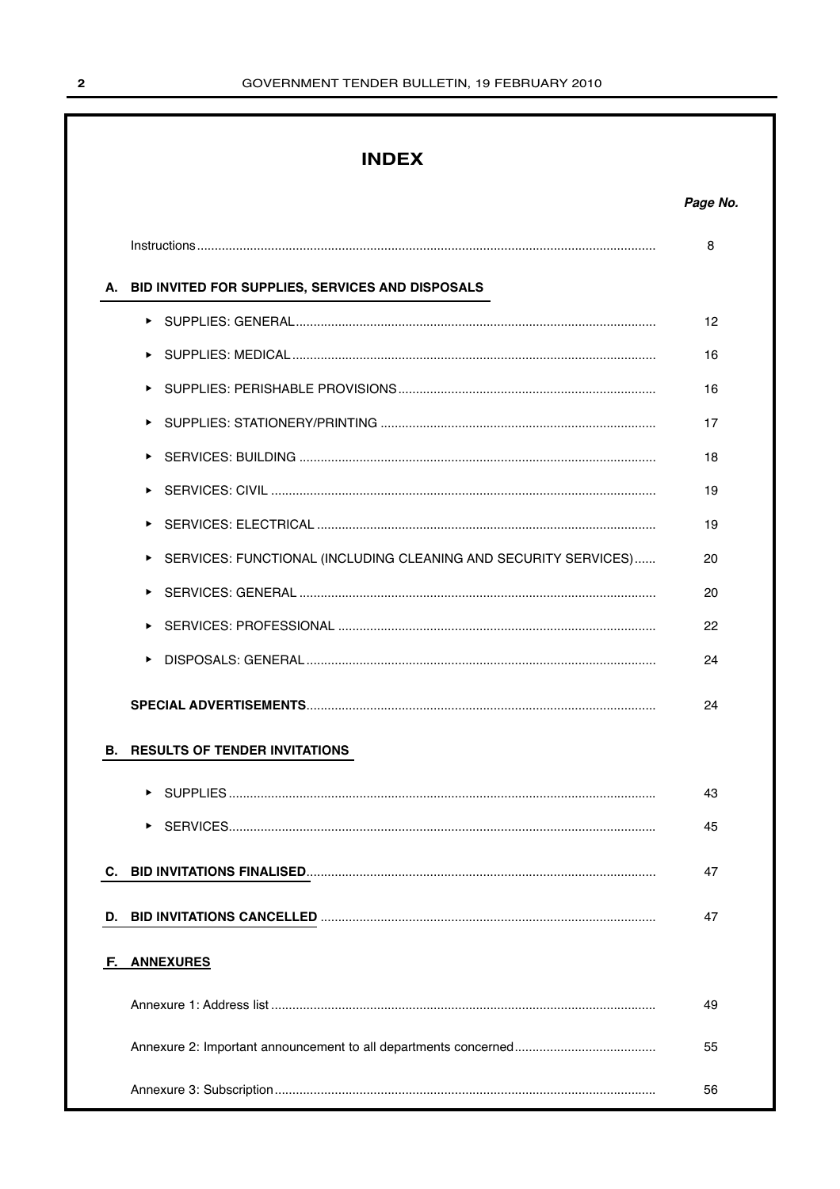# INDEX

| | Page No. |
|---|---|
| Instructions | 8 |
| **A. BID INVITED FOR SUPPLIES, SERVICES AND DISPOSALS** | |
| ▸ SUPPLIES: GENERAL | 12 |
| ▸ SUPPLIES: MEDICAL | 16 |
| ▸ SUPPLIES: PERISHABLE PROVISIONS | 16 |
| ▸ SUPPLIES: STATIONERY/PRINTING | 17 |
| ▸ SERVICES: BUILDING | 18 |
| ▸ SERVICES: CIVIL | 19 |
| ▸ SERVICES: ELECTRICAL | 19 |
| ▸ SERVICES: FUNCTIONAL (INCLUDING CLEANING AND SECURITY SERVICES) | 20 |
| ▸ SERVICES: GENERAL | 20 |
| ▸ SERVICES: PROFESSIONAL | 22 |
| ▸ DISPOSALS: GENERAL | 24 |
| **SPECIAL ADVERTISEMENTS** | 24 |
| **B. RESULTS OF TENDER INVITATIONS** | |
| ▸ SUPPLIES | 43 |
| ▸ SERVICES | 45 |
| **C. BID INVITATIONS FINALISED** | 47 |
| **D. BID INVITATIONS CANCELLED** | 47 |
| **F. ANNEXURES** | |
| Annexure 1: Address list | 49 |
| Annexure 2: Important announcement to all departments concerned | 55 |
| Annexure 3: Subscription | 56 |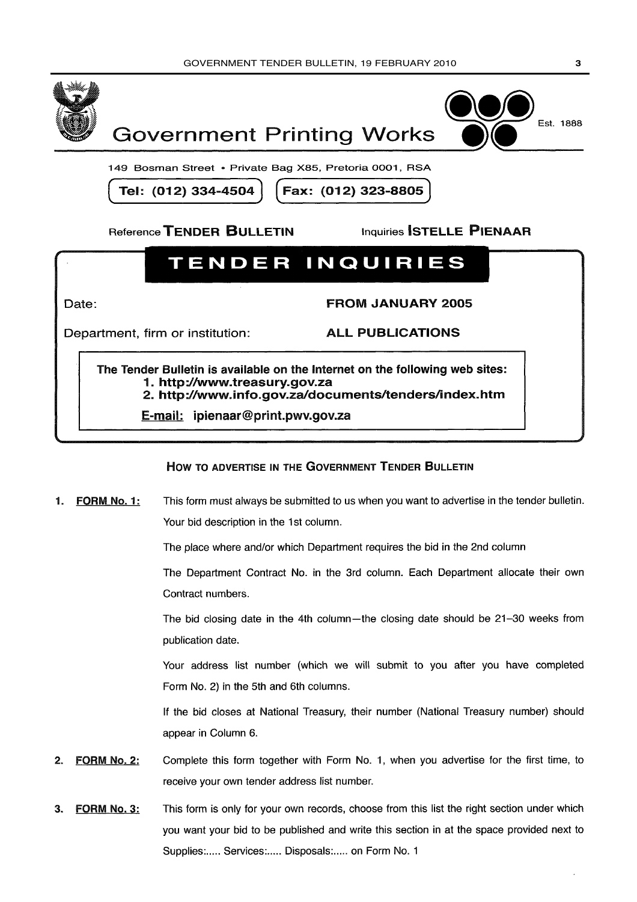# Government Printing Works

Est. 1888

149 Bosman Street • Private Bag X85, Pretoria 0001, RSA

Tel: (012) 334-4504 | Fax: (012) 323-8805

Reference **TENDER BULLETIN** Inquiries **ISTELLE PIENAAR**

## TENDER INQUIRIES

Date: **FROM JANUARY 2005**

Department, firm or institution: **ALL PUBLICATIONS**

**The Tender Bulletin is available on the Internet on the following web sites:**

1. **http://www.treasury.gov.za**
2. **http://www.info.gov.za/documents/tenders/index.htm**

**E-mail: ipienaar@print.pwv.gov.za**

### HOW TO ADVERTISE IN THE GOVERNMENT TENDER BULLETIN

1. **FORM No. 1:** This form must always be submitted to us when you want to advertise in the tender bulletin.

   Your bid description in the 1st column.

   The place where and/or which Department requires the bid in the 2nd column

   The Department Contract No. in the 3rd column. Each Department allocate their own Contract numbers.

   The bid closing date in the 4th column—the closing date should be 21–30 weeks from publication date.

   Your address list number (which we will submit to you after you have completed Form No. 2) in the 5th and 6th columns.

   If the bid closes at National Treasury, their number (National Treasury number) should appear in Column 6.

2. **FORM No. 2:** Complete this form together with Form No. 1, when you advertise for the first time, to receive your own tender address list number.

3. **FORM No. 3:** This form is only for your own records, choose from this list the right section under which you want your bid to be published and write this section in at the space provided next to Supplies:..... Services:..... Disposals:..... on Form No. 1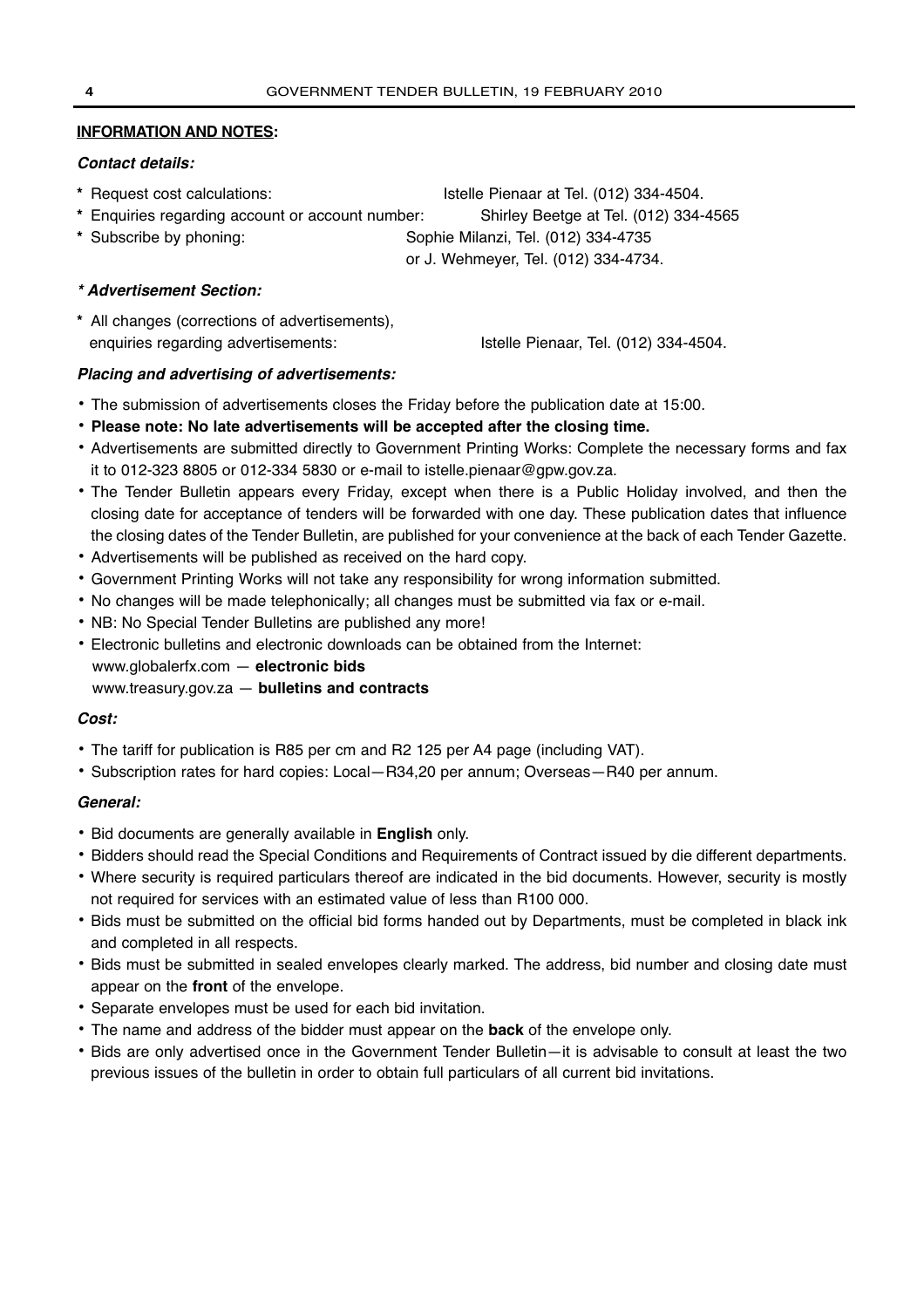**INFORMATION AND NOTES:**

***Contact details:***

* Request cost calculations: Istelle Pienaar at Tel. (012) 334-4504.
* Enquiries regarding account or account number: Shirley Beetge at Tel. (012) 334-4565
* Subscribe by phoning: Sophie Milanzi, Tel. (012) 334-4735 or J. Wehmeyer, Tel. (012) 334-4734.

***\* Advertisement Section:***

* All changes (corrections of advertisements), enquiries regarding advertisements: Istelle Pienaar, Tel. (012) 334-4504.

***Placing and advertising of advertisements:***

- The submission of advertisements closes the Friday before the publication date at 15:00.
- **Please note: No late advertisements will be accepted after the closing time.**
- Advertisements are submitted directly to Government Printing Works: Complete the necessary forms and fax it to 012-323 8805 or 012-334 5830 or e-mail to istelle.pienaar@gpw.gov.za.
- The Tender Bulletin appears every Friday, except when there is a Public Holiday involved, and then the closing date for acceptance of tenders will be forwarded with one day. These publication dates that influence the closing dates of the Tender Bulletin, are published for your convenience at the back of each Tender Gazette.
- Advertisements will be published as received on the hard copy.
- Government Printing Works will not take any responsibility for wrong information submitted.
- No changes will be made telephonically; all changes must be submitted via fax or e-mail.
- NB: No Special Tender Bulletins are published any more!
- Electronic bulletins and electronic downloads can be obtained from the Internet:
  www.globalerfx.com — **electronic bids**
  www.treasury.gov.za — **bulletins and contracts**

***Cost:***

- The tariff for publication is R85 per cm and R2 125 per A4 page (including VAT).
- Subscription rates for hard copies: Local—R34,20 per annum; Overseas—R40 per annum.

***General:***

- Bid documents are generally available in **English** only.
- Bidders should read the Special Conditions and Requirements of Contract issued by die different departments.
- Where security is required particulars thereof are indicated in the bid documents. However, security is mostly not required for services with an estimated value of less than R100 000.
- Bids must be submitted on the official bid forms handed out by Departments, must be completed in black ink and completed in all respects.
- Bids must be submitted in sealed envelopes clearly marked. The address, bid number and closing date must appear on the **front** of the envelope.
- Separate envelopes must be used for each bid invitation.
- The name and address of the bidder must appear on the **back** of the envelope only.
- Bids are only advertised once in the Government Tender Bulletin—it is advisable to consult at least the two previous issues of the bulletin in order to obtain full particulars of all current bid invitations.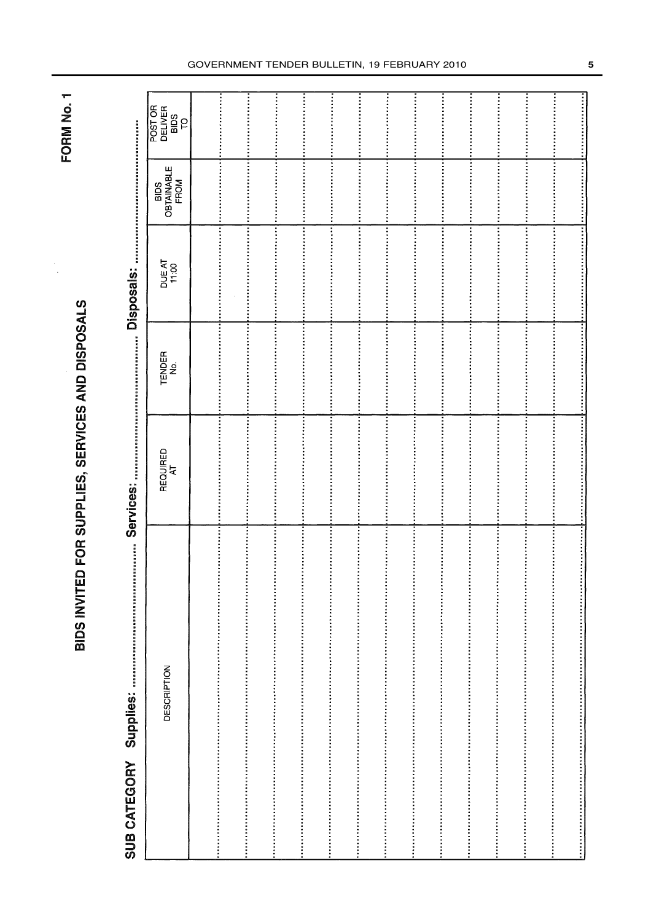FORM No. 1

# BIDS INVITED FOR SUPPLIES, SERVICES AND DISPOSALS

**SUB CATEGORY Supplies:** ............................ **Services:** ............................ **Disposals:** ............................

| DESCRIPTION | REQUIRED AT | TENDER No. | DUE AT 11:00 | BIDS OBTAINABLE FROM | POST OR DELIVER BIDS TO |
|---|---|---|---|---|---|
| | | | | | |
| | | | | | |
| | | | | | |
| | | | | | |
| | | | | | |
| | | | | | |
| | | | | | |
| | | | | | |
| | | | | | |
| | | | | | |
| | | | | | |
| | | | | | |
| | | | | | |
| | | | | | |
| | | | | | |
| | | | | | |
| | | | | | |
| | | | | | |
| | | | | | |
| | | | | | |
| | | | | | |
| | | | | | |
| | | | | | |
| | | | | | |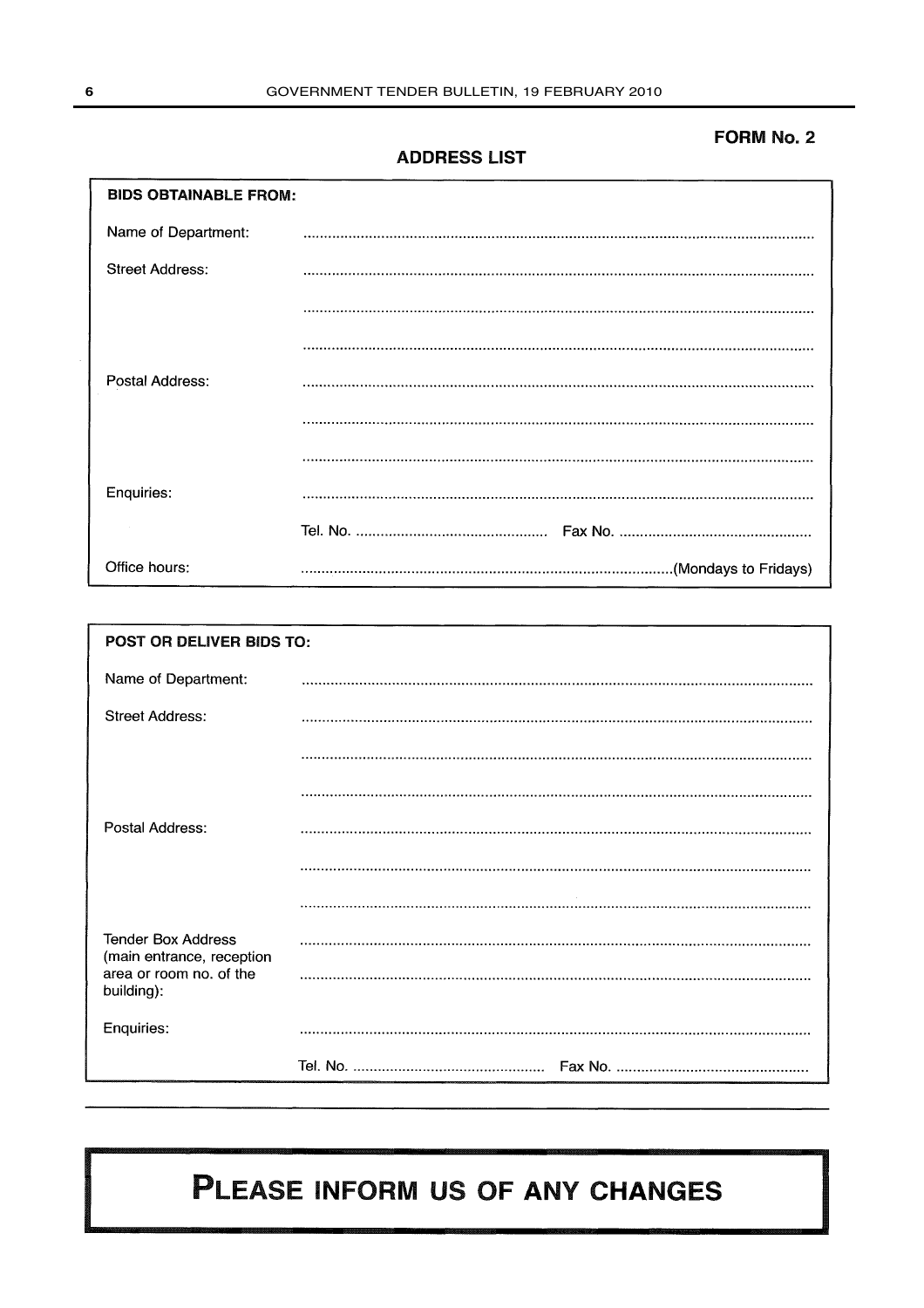**FORM No. 2**

## ADDRESS LIST

**BIDS OBTAINABLE FROM:**

Name of Department: ..........................................................................................................................

Street Address: ..........................................................................................................................

..........................................................................................................................

..........................................................................................................................

Postal Address: ..........................................................................................................................

..........................................................................................................................

..........................................................................................................................

Enquiries: ..........................................................................................................................

Tel. No. .............................................. Fax No. ..............................................

Office hours: ..........................................................................................(Mondays to Fridays)

---

**POST OR DELIVER BIDS TO:**

Name of Department: ..........................................................................................................................

Street Address: ..........................................................................................................................

..........................................................................................................................

..........................................................................................................................

Postal Address: ..........................................................................................................................

..........................................................................................................................

..........................................................................................................................

Tender Box Address (main entrance, reception area or room no. of the building): ..........................................................................................................................

..........................................................................................................................

Enquiries: ..........................................................................................................................

Tel. No. .............................................. Fax No. ..............................................

---

## PLEASE INFORM US OF ANY CHANGES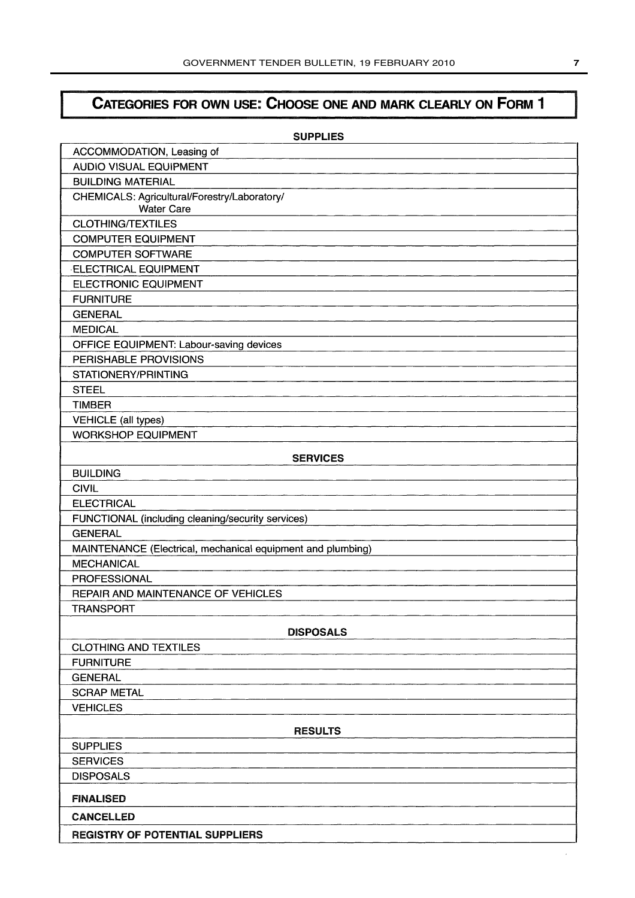## CATEGORIES FOR OWN USE: CHOOSE ONE AND MARK CLEARLY ON FORM 1

| SUPPLIES |
|---|
| ACCOMMODATION, Leasing of |
| AUDIO VISUAL EQUIPMENT |
| BUILDING MATERIAL |
| CHEMICALS: Agricultural/Forestry/Laboratory/ Water Care |
| CLOTHING/TEXTILES |
| COMPUTER EQUIPMENT |
| COMPUTER SOFTWARE |
| ELECTRICAL EQUIPMENT |
| ELECTRONIC EQUIPMENT |
| FURNITURE |
| GENERAL |
| MEDICAL |
| OFFICE EQUIPMENT: Labour-saving devices |
| PERISHABLE PROVISIONS |
| STATIONERY/PRINTING |
| STEEL |
| TIMBER |
| VEHICLE (all types) |
| WORKSHOP EQUIPMENT |
| **SERVICES** |
| BUILDING |
| CIVIL |
| ELECTRICAL |
| FUNCTIONAL (including cleaning/security services) |
| GENERAL |
| MAINTENANCE (Electrical, mechanical equipment and plumbing) |
| MECHANICAL |
| PROFESSIONAL |
| REPAIR AND MAINTENANCE OF VEHICLES |
| TRANSPORT |
| **DISPOSALS** |
| CLOTHING AND TEXTILES |
| FURNITURE |
| GENERAL |
| SCRAP METAL |
| VEHICLES |
| **RESULTS** |
| SUPPLIES |
| SERVICES |
| DISPOSALS |
| **FINALISED** |
| **CANCELLED** |
| **REGISTRY OF POTENTIAL SUPPLIERS** |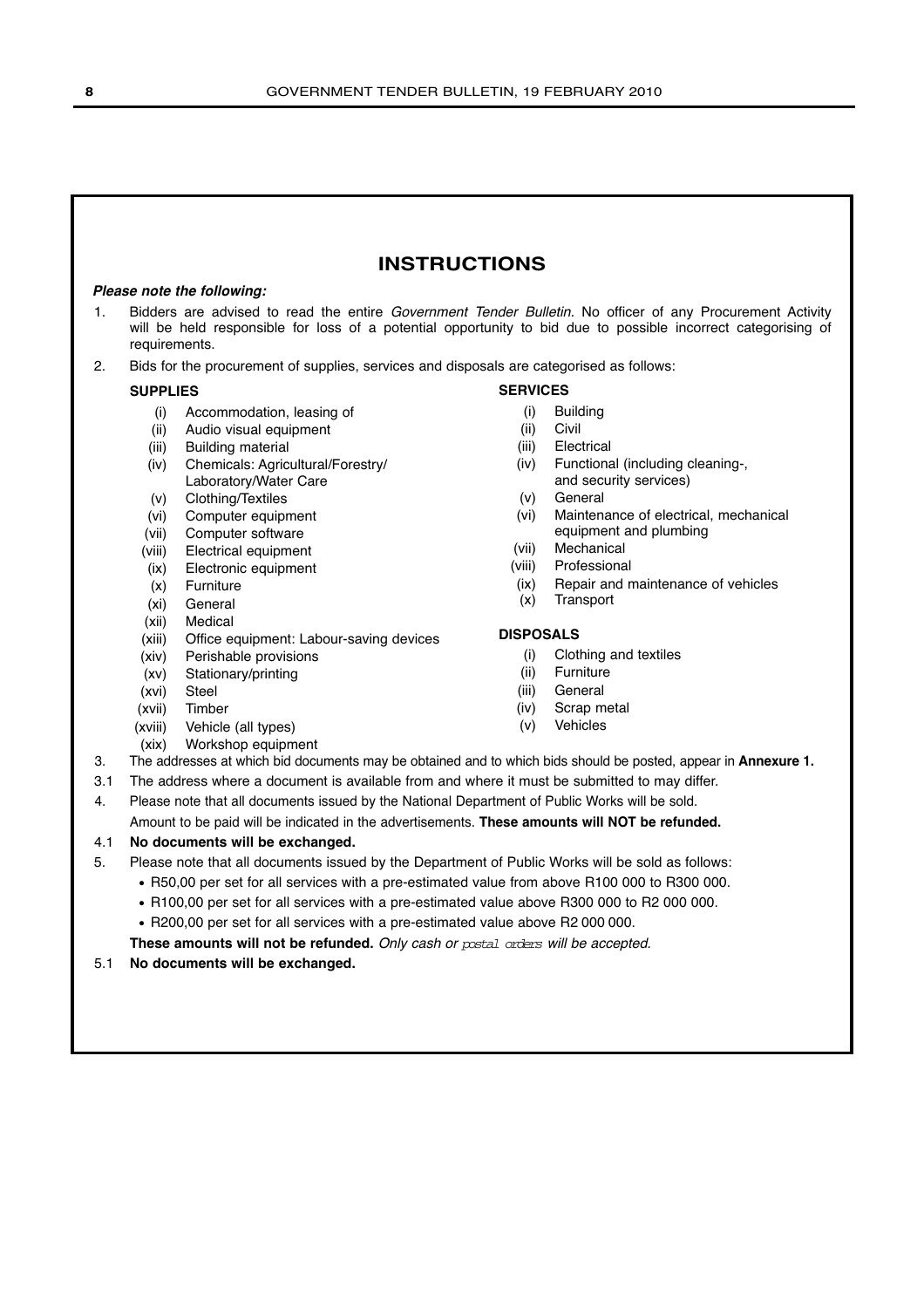# INSTRUCTIONS

***Please note the following:***

1. Bidders are advised to read the entire *Government Tender Bulletin*. No officer of any Procurement Activity will be held responsible for loss of a potential opportunity to bid due to possible incorrect categorising of requirements.

2. Bids for the procurement of supplies, services and disposals are categorised as follows:

**SUPPLIES**

- (i) Accommodation, leasing of
- (ii) Audio visual equipment
- (iii) Building material
- (iv) Chemicals: Agricultural/Forestry/ Laboratory/Water Care
- (v) Clothing/Textiles
- (vi) Computer equipment
- (vii) Computer software
- (viii) Electrical equipment
- (ix) Electronic equipment
- (x) Furniture
- (xi) General
- (xii) Medical
- (xiii) Office equipment: Labour-saving devices
- (xiv) Perishable provisions
- (xv) Stationary/printing
- (xvi) Steel
- (xvii) Timber
- (xviii) Vehicle (all types)
- (xix) Workshop equipment

**SERVICES**

- (i) Building
- (ii) Civil
- (iii) Electrical
- (iv) Functional (including cleaning-, and security services)
- (v) General
- (vi) Maintenance of electrical, mechanical equipment and plumbing
- (vii) Mechanical
- (viii) Professional
- (ix) Repair and maintenance of vehicles
- (x) Transport

**DISPOSALS**

- (i) Clothing and textiles
- (ii) Furniture
- (iii) General
- (iv) Scrap metal
- (v) Vehicles

3. The addresses at which bid documents may be obtained and to which bids should be posted, appear in **Annexure 1.**

3.1 The address where a document is available from and where it must be submitted to may differ.

4. Please note that all documents issued by the National Department of Public Works will be sold.

Amount to be paid will be indicated in the advertisements. **These amounts will NOT be refunded.**

4.1 **No documents will be exchanged.**

5. Please note that all documents issued by the Department of Public Works will be sold as follows:

- R50,00 per set for all services with a pre-estimated value from above R100 000 to R300 000.
- R100,00 per set for all services with a pre-estimated value above R300 000 to R2 000 000.
- R200,00 per set for all services with a pre-estimated value above R2 000 000.

**These amounts will not be refunded.** *Only cash or postal orders will be accepted.*

5.1 **No documents will be exchanged.**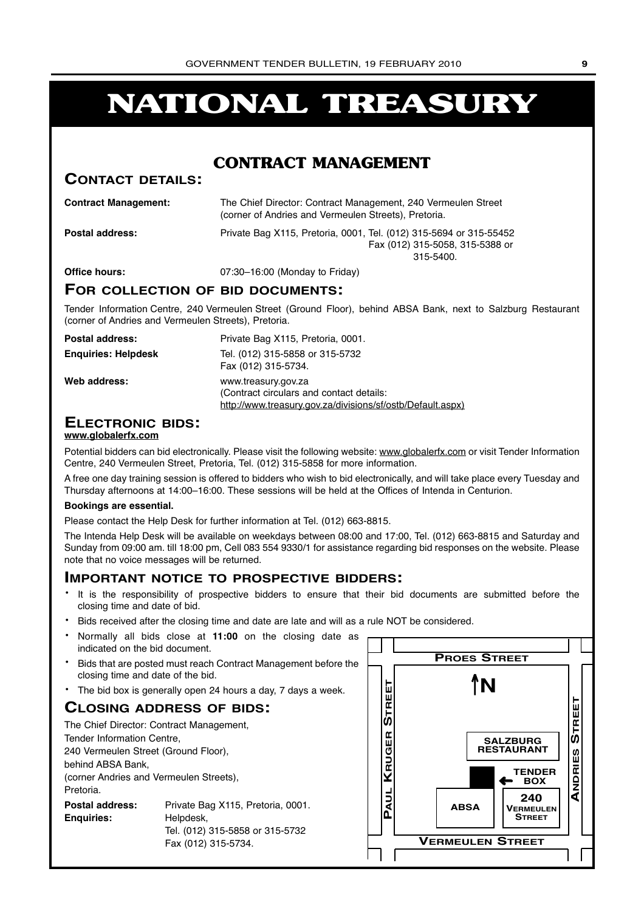# NATIONAL TREASURY

## CONTRACT MANAGEMENT

### CONTACT DETAILS:

**Contract Management:** The Chief Director: Contract Management, 240 Vermeulen Street (corner of Andries and Vermeulen Streets), Pretoria.

**Postal address:** Private Bag X115, Pretoria, 0001, Tel. (012) 315-5694 or 315-55452 Fax (012) 315-5058, 315-5388 or 315-5400.

**Office hours:** 07:30–16:00 (Monday to Friday)

### FOR COLLECTION OF BID DOCUMENTS:

Tender Information Centre, 240 Vermeulen Street (Ground Floor), behind ABSA Bank, next to Salzburg Restaurant (corner of Andries and Vermeulen Streets), Pretoria.

**Postal address:** Private Bag X115, Pretoria, 0001.

**Enquiries: Helpdesk** Tel. (012) 315-5858 or 315-5732 Fax (012) 315-5734.

**Web address:** www.treasury.gov.za (Contract circulars and contact details: http://www.treasury.gov.za/divisions/sf/ostb/Default.aspx)

### ELECTRONIC BIDS:

**www.globalerfx.com**

Potential bidders can bid electronically. Please visit the following website: www.globalerfx.com or visit Tender Information Centre, 240 Vermeulen Street, Pretoria, Tel. (012) 315-5858 for more information.

A free one day training session is offered to bidders who wish to bid electronically, and will take place every Tuesday and Thursday afternoons at 14:00–16:00. These sessions will be held at the Offices of Intenda in Centurion.

**Bookings are essential.**

Please contact the Help Desk for further information at Tel. (012) 663-8815.

The Intenda Help Desk will be available on weekdays between 08:00 and 17:00, Tel. (012) 663-8815 and Saturday and Sunday from 09:00 am. till 18:00 pm, Cell 083 554 9330/1 for assistance regarding bid responses on the website. Please note that no voice messages will be returned.

### IMPORTANT NOTICE TO PROSPECTIVE BIDDERS:

- It is the responsibility of prospective bidders to ensure that their bid documents are submitted before the closing time and date of bid.
- Bids received after the closing time and date are late and will as a rule NOT be considered.
- Normally all bids close at **11:00** on the closing date as indicated on the bid document.
- Bids that are posted must reach Contract Management before the closing time and date of the bid.
- The bid box is generally open 24 hours a day, 7 days a week.

### CLOSING ADDRESS OF BIDS:

The Chief Director: Contract Management,
Tender Information Centre,
240 Vermeulen Street (Ground Floor),
behind ABSA Bank,
(corner Andries and Vermeulen Streets),
Pretoria.

**Postal address:** Private Bag X115, Pretoria, 0001.

**Enquiries:** Helpdesk, Tel. (012) 315-5858 or 315-5732 Fax (012) 315-5734.

PROES STREET
N
PAUL KRUGER STREET
ANDRIES STREET
SALZBURG RESTAURANT
TENDER BOX
ABSA
240 VERMEULEN STREET
VERMEULEN STREET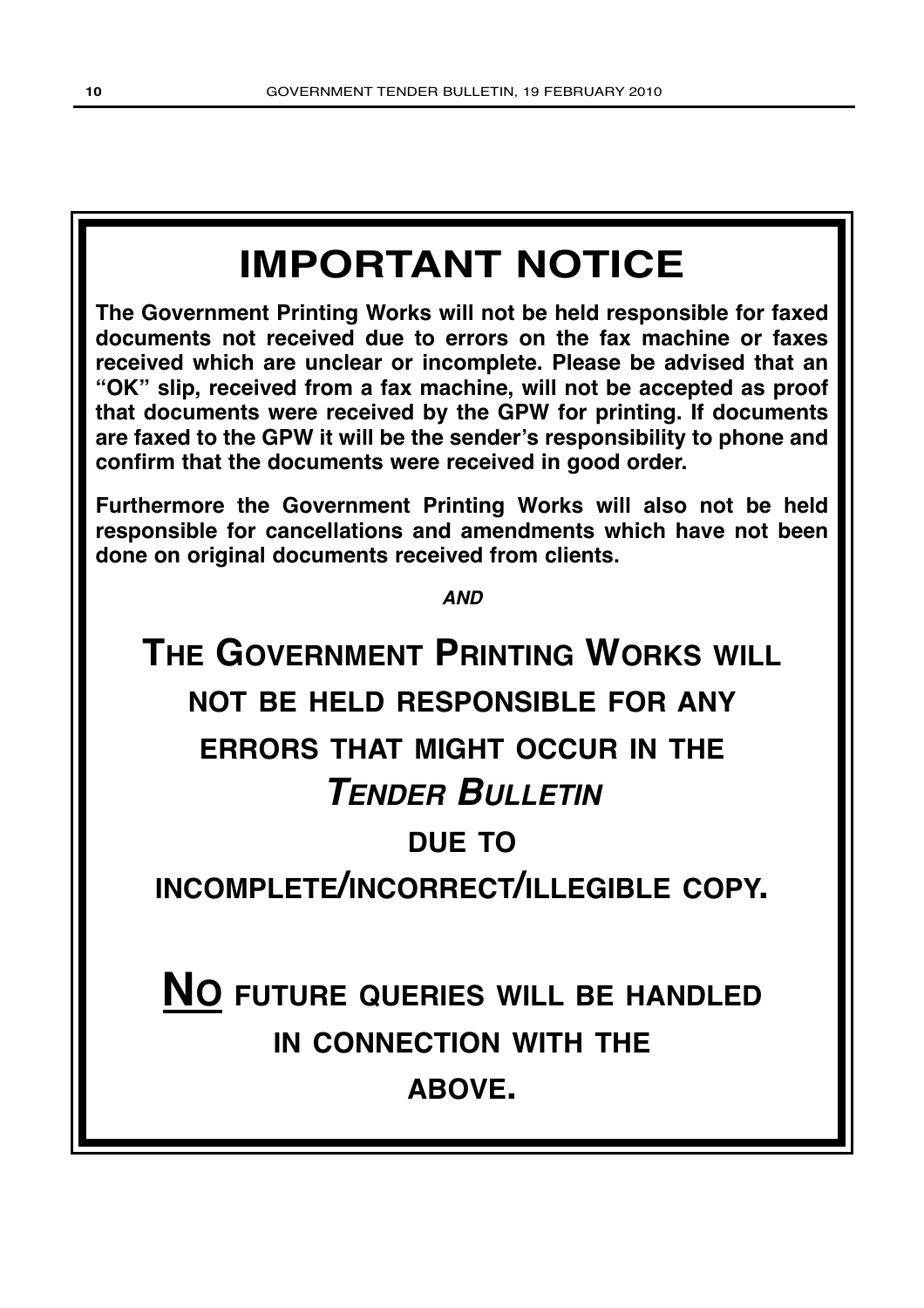# IMPORTANT NOTICE

**The Government Printing Works will not be held responsible for faxed documents not received due to errors on the fax machine or faxes received which are unclear or incomplete. Please be advised that an "OK" slip, received from a fax machine, will not be accepted as proof that documents were received by the GPW for printing. If documents are faxed to the GPW it will be the sender's responsibility to phone and confirm that the documents were received in good order.**

**Furthermore the Government Printing Works will also not be held responsible for cancellations and amendments which have not been done on original documents received from clients.**

***AND***

## THE GOVERNMENT PRINTING WORKS WILL NOT BE HELD RESPONSIBLE FOR ANY ERRORS THAT MIGHT OCCUR IN THE *TENDER BULLETIN* DUE TO INCOMPLETE/INCORRECT/ILLEGIBLE COPY.

## <u>NO</u> FUTURE QUERIES WILL BE HANDLED IN CONNECTION WITH THE ABOVE.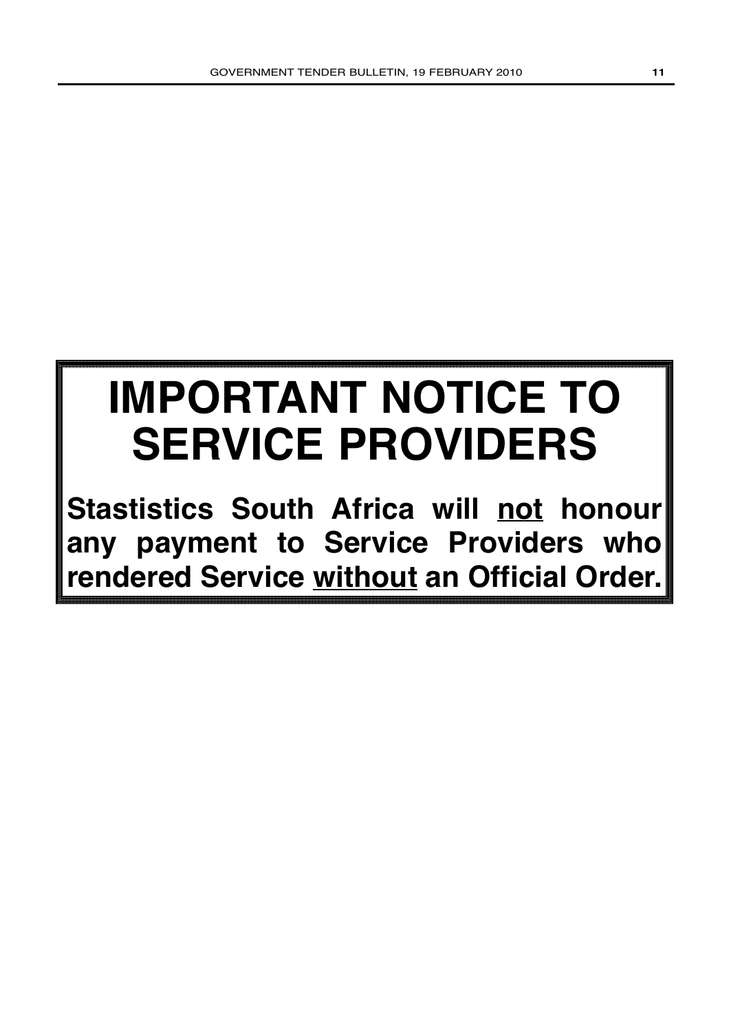# IMPORTANT NOTICE TO SERVICE PROVIDERS

**Stastistics South Africa will <u>not</u> honour any payment to Service Providers who rendered Service <u>without</u> an Official Order.**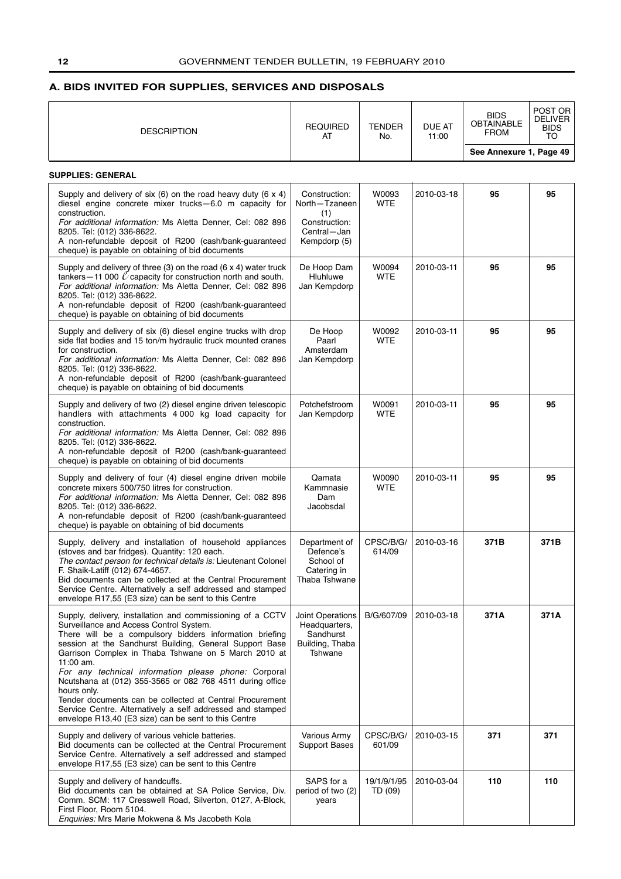## A. BIDS INVITED FOR SUPPLIES, SERVICES AND DISPOSALS

| DESCRIPTION | REQUIRED AT | TENDER No. | DUE AT 11:00 | BIDS OBTAINABLE FROM | POST OR DELIVER BIDS TO |
|---|---|---|---|---|---|
| | | | | See Annexure 1, Page 49 | |
| **SUPPLIES: GENERAL** | | | | | |
| Supply and delivery of six (6) on the road heavy duty (6 x 4) diesel engine concrete mixer trucks—6.0 m capacity for construction. *For additional information:* Ms Aletta Denner, Cel: 082 896 8205. Tel: (012) 336-8622. A non-refundable deposit of R200 (cash/bank-guaranteed cheque) is payable on obtaining of bid documents | Construction: North—Tzaneen (1) Construction: Central—Jan Kempdorp (5) | W0093 WTE | 2010-03-18 | **95** | **95** |
| Supply and delivery of three (3) on the road (6 x 4) water truck tankers—11 000 ℓ capacity for construction north and south. *For additional information:* Ms Aletta Denner, Cel: 082 896 8205. Tel: (012) 336-8622. A non-refundable deposit of R200 (cash/bank-guaranteed cheque) is payable on obtaining of bid documents | De Hoop Dam Hluhluwe Jan Kempdorp | W0094 WTE | 2010-03-11 | **95** | **95** |
| Supply and delivery of six (6) diesel engine trucks with drop side flat bodies and 15 ton/m hydraulic truck mounted cranes for construction. *For additional information:* Ms Aletta Denner, Cel: 082 896 8205. Tel: (012) 336-8622. A non-refundable deposit of R200 (cash/bank-guaranteed cheque) is payable on obtaining of bid documents | De Hoop Paarl Amsterdam Jan Kempdorp | W0092 WTE | 2010-03-11 | **95** | **95** |
| Supply and delivery of two (2) diesel engine driven telescopic handlers with attachments 4 000 kg load capacity for construction. *For additional information:* Ms Aletta Denner, Cel: 082 896 8205. Tel: (012) 336-8622. A non-refundable deposit of R200 (cash/bank-guaranteed cheque) is payable on obtaining of bid documents | Potchefstroom Jan Kempdorp | W0091 WTE | 2010-03-11 | **95** | **95** |
| Supply and delivery of four (4) diesel engine driven mobile concrete mixers 500/750 litres for construction. *For additional information:* Ms Aletta Denner, Cel: 082 896 8205. Tel: (012) 336-8622. A non-refundable deposit of R200 (cash/bank-guaranteed cheque) is payable on obtaining of bid documents | Qamata Kammnasie Dam Jacobsdal | W0090 WTE | 2010-03-11 | **95** | **95** |
| Supply, delivery and installation of household appliances (stoves and bar fridges). Quantity: 120 each. *The contact person for technical details is:* Lieutenant Colonel F. Shaik-Latiff (012) 674-4657. Bid documents can be collected at the Central Procurement Service Centre. Alternatively a self addressed and stamped envelope R17,55 (E3 size) can be sent to this Centre | Department of Defence's School of Catering in Thaba Tshwane | CPSC/B/G/ 614/09 | 2010-03-16 | **371B** | **371B** |
| Supply, delivery, installation and commissioning of a CCTV Surveillance and Access Control System. There will be a compulsory bidders information briefing session at the Sandhurst Building, General Support Base Garrison Complex in Thaba Tshwane on 5 March 2010 at 11:00 am. *For any technical information please phone:* Corporal Ncutshana at (012) 355-3565 or 082 768 4511 during office hours only. Tender documents can be collected at Central Procurement Service Centre. Alternatively a self addressed and stamped envelope R13,40 (E3 size) can be sent to this Centre | Joint Operations Headquarters, Sandhurst Building, Thaba Tshwane | B/G/607/09 | 2010-03-18 | **371A** | **371A** |
| Supply and delivery of various vehicle batteries. Bid documents can be collected at the Central Procurement Service Centre. Alternatively a self addressed and stamped envelope R17,55 (E3 size) can be sent to this Centre | Various Army Support Bases | CPSC/B/G/ 601/09 | 2010-03-15 | **371** | **371** |
| Supply and delivery of handcuffs. Bid documents can be obtained at SA Police Service, Div. Comm. SCM: 117 Cresswell Road, Silverton, 0127, A-Block, First Floor, Room 5104. *Enquiries:* Mrs Marie Mokwena & Ms Jacobeth Kola | SAPS for a period of two (2) years | 19/1/9/1/95 TD (09) | 2010-03-04 | **110** | **110** |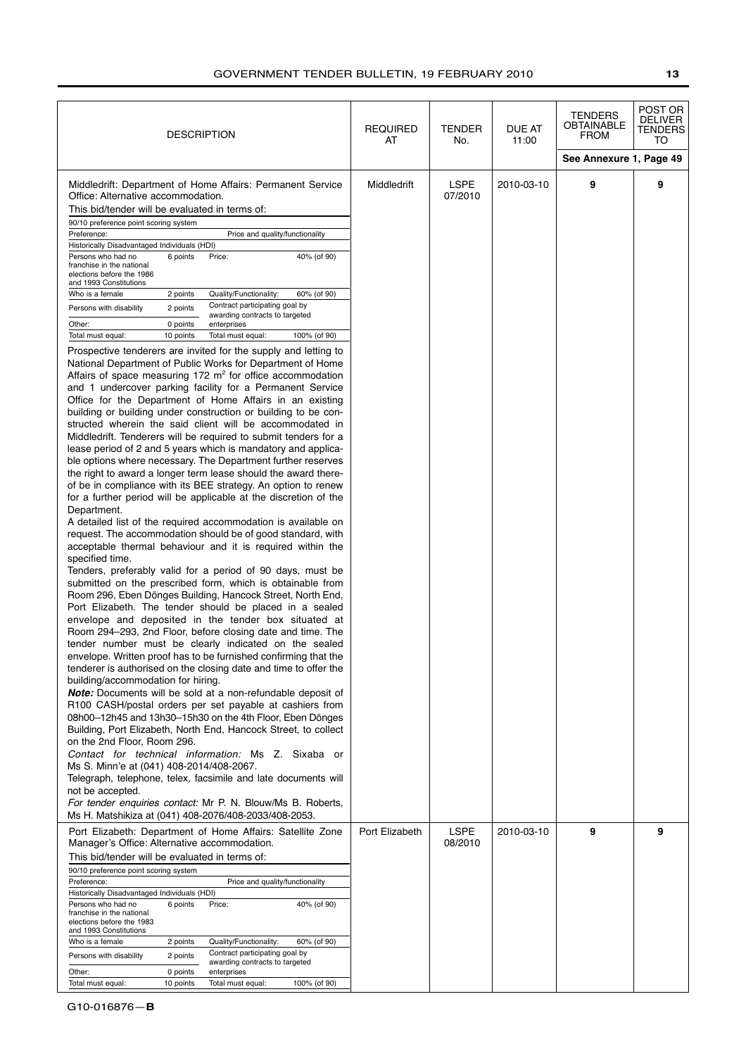| DESCRIPTION | REQUIRED AT | TENDER No. | DUE AT 11:00 | TENDERS OBTAINABLE FROM | POST OR DELIVER TENDERS TO |
|---|---|---|---|---|---|
| | | | | See Annexure 1, Page 49 | |
| Middledrift: Department of Home Affairs: Permanent Service Office: Alternative accommodation. | Middledrift | LSPE 07/2010 | 2010-03-10 | 9 | 9 |

Middledrift: Department of Home Affairs: Permanent Service Office: Alternative accommodation.

This bid/tender will be evaluated in terms of:

| 90/10 preference point scoring system | | | |
|---|---|---|---|
| Preference: | | Price and quality/functionality | |
| Historically Disadvantaged Individuals (HDI) | | | |
| Persons who had no franchise in the national elections before the 1986 and 1993 Constitutions | 6 points | Price: | 40% (of 90) |
| Who is a female | 2 points | Quality/Functionality: | 60% (of 90) |
| Persons with disability | 2 points | Contract participating goal by awarding contracts to targeted enterprises | |
| Other: | 0 points | | |
| Total must equal: | 10 points | Total must equal: | 100% (of 90) |

Prospective tenderers are invited for the supply and letting to National Department of Public Works for Department of Home Affairs of space measuring 172 m² for office accommodation and 1 undercover parking facility for a Permanent Service Office for the Department of Home Affairs in an existing building or building under construction or building to be constructed wherein the said client will be accommodated in Middledrift. Tenderers will be required to submit tenders for a lease period of 2 and 5 years which is mandatory and applicable options where necessary. The Department further reserves the right to award a longer term lease should the award thereof be in compliance with its BEE strategy. An option to renew for a further period will be applicable at the discretion of the Department.

A detailed list of the required accommodation is available on request. The accommodation should be of good standard, with acceptable thermal behaviour and it is required within the specified time.

Tenders, preferably valid for a period of 90 days, must be submitted on the prescribed form, which is obtainable from Room 296, Eben Dönges Building, Hancock Street, North End, Port Elizabeth. The tender should be placed in a sealed envelope and deposited in the tender box situated at Room 294–293, 2nd Floor, before closing date and time. The tender number must be clearly indicated on the sealed envelope. Written proof has to be furnished confirming that the tenderer is authorised on the closing date and time to offer the building/accommodation for hiring.

***Note:*** Documents will be sold at a non-refundable deposit of R100 CASH/postal orders per set payable at cashiers from 08h00–12h45 and 13h30–15h30 on the 4th Floor, Eben Dönges Building, Port Elizabeth, North End, Hancock Street, to collect on the 2nd Floor, Room 296.

*Contact for technical information:* Ms Z. Sixaba or Ms S. Minn'e at (041) 408-2014/408-2067.

Telegraph, telephone, telex, facsimile and late documents will not be accepted.

*For tender enquiries contact:* Mr P. N. Blouw/Ms B. Roberts, Ms H. Matshikiza at (041) 408-2076/408-2033/408-2053.

| DESCRIPTION | REQUIRED AT | TENDER No. | DUE AT 11:00 | TENDERS OBTAINABLE FROM | POST OR DELIVER TENDERS TO |
|---|---|---|---|---|---|
| Port Elizabeth: Department of Home Affairs: Satellite Zone Manager's Office: Alternative accommodation. | Port Elizabeth | LSPE 08/2010 | 2010-03-10 | 9 | 9 |

Port Elizabeth: Department of Home Affairs: Satellite Zone Manager's Office: Alternative accommodation.

This bid/tender will be evaluated in terms of:

| 90/10 preference point scoring system | | | |
|---|---|---|---|
| Preference: | | Price and quality/functionality | |
| Historically Disadvantaged Individuals (HDI) | | | |
| Persons who had no franchise in the national elections before the 1983 and 1993 Constitutions | 6 points | Price: | 40% (of 90) |
| Who is a female | 2 points | Quality/Functionality: | 60% (of 90) |
| Persons with disability | 2 points | Contract participating goal by awarding contracts to targeted enterprises | |
| Other: | 0 points | | |
| Total must equal: | 10 points | Total must equal: | 100% (of 90) |

G10-016876—**B**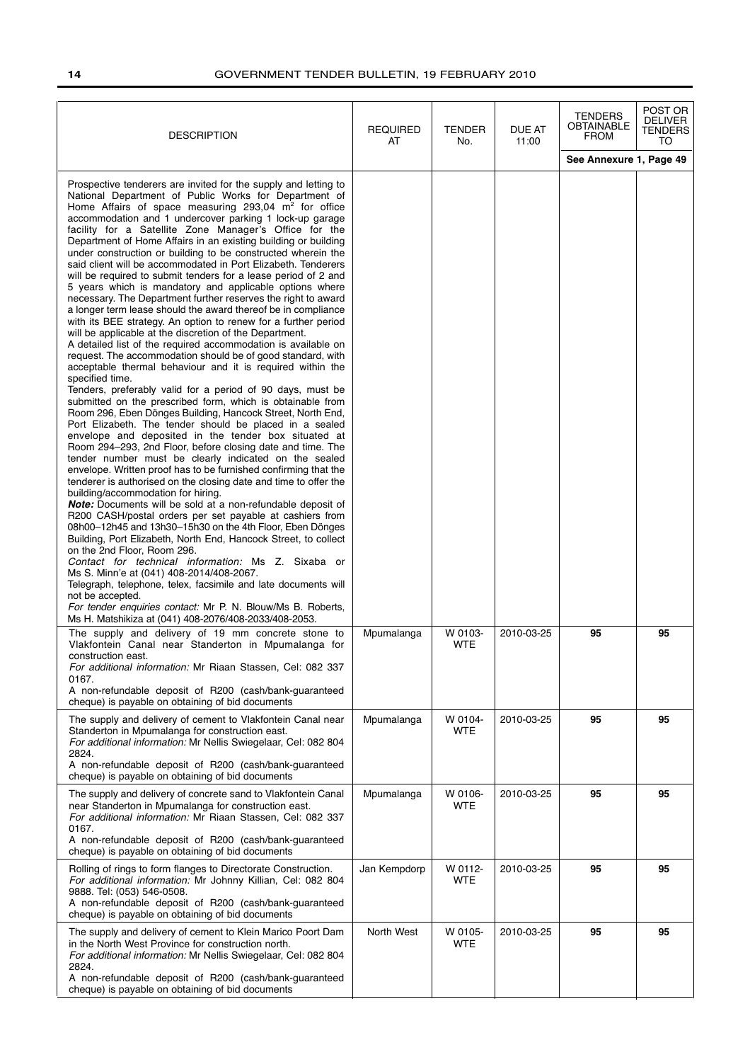| DESCRIPTION | REQUIRED AT | TENDER No. | DUE AT 11:00 | TENDERS OBTAINABLE FROM | POST OR DELIVER TENDERS TO |
|---|---|---|---|---|---|
| | | | | See Annexure 1, Page 49 | |
| Prospective tenderers are invited for the supply and letting to National Department of Public Works for Department of Home Affairs of space measuring 293,04 m² for office accommodation and 1 undercover parking 1 lock-up garage facility for a Satellite Zone Manager's Office for the Department of Home Affairs in an existing building or building under construction or building to be constructed wherein the said client will be accommodated in Port Elizabeth. Tenderers will be required to submit tenders for a lease period of 2 and 5 years which is mandatory and applicable options where necessary. The Department further reserves the right to award a longer term lease should the award thereof be in compliance with its BEE strategy. An option to renew for a further period will be applicable at the discretion of the Department. A detailed list of the required accommodation is available on request. The accommodation should be of good standard, with acceptable thermal behaviour and it is required within the specified time. Tenders, preferably valid for a period of 90 days, must be submitted on the prescribed form, which is obtainable from Room 296, Eben Dönges Building, Hancock Street, North End, Port Elizabeth. The tender should be placed in a sealed envelope and deposited in the tender box situated at Room 294–293, 2nd Floor, before closing date and time. The tender number must be clearly indicated on the sealed envelope. Written proof has to be furnished confirming that the tenderer is authorised on the closing date and time to offer the building/accommodation for hiring. ***Note:*** Documents will be sold at a non-refundable deposit of R200 CASH/postal orders per set payable at cashiers from 08h00–12h45 and 13h30–15h30 on the 4th Floor, Eben Dönges Building, Port Elizabeth, North End, Hancock Street, to collect on the 2nd Floor, Room 296. *Contact for technical information:* Ms Z. Sixaba or Ms S. Minn'e at (041) 408-2014/408-2067. Telegraph, telephone, telex, facsimile and late documents will not be accepted. *For tender enquiries contact:* Mr P. N. Blouw/Ms B. Roberts, Ms H. Matshikiza at (041) 408-2076/408-2033/408-2053. | | | | | |
| The supply and delivery of 19 mm concrete stone to Vlakfontein Canal near Standerton in Mpumalanga for construction east. *For additional information:* Mr Riaan Stassen, Cel: 082 337 0167. A non-refundable deposit of R200 (cash/bank-guaranteed cheque) is payable on obtaining of bid documents | Mpumalanga | W 0103-WTE | 2010-03-25 | **95** | **95** |
| The supply and delivery of cement to Vlakfontein Canal near Standerton in Mpumalanga for construction east. *For additional information:* Mr Nellis Swiegelaar, Cel: 082 804 2824. A non-refundable deposit of R200 (cash/bank-guaranteed cheque) is payable on obtaining of bid documents | Mpumalanga | W 0104-WTE | 2010-03-25 | **95** | **95** |
| The supply and delivery of concrete sand to Vlakfontein Canal near Standerton in Mpumalanga for construction east. *For additional information:* Mr Riaan Stassen, Cel: 082 337 0167. A non-refundable deposit of R200 (cash/bank-guaranteed cheque) is payable on obtaining of bid documents | Mpumalanga | W 0106-WTE | 2010-03-25 | **95** | **95** |
| Rolling of rings to form flanges to Directorate Construction. *For additional information:* Mr Johnny Killian, Cel: 082 804 9888. Tel: (053) 546-0508. A non-refundable deposit of R200 (cash/bank-guaranteed cheque) is payable on obtaining of bid documents | Jan Kempdorp | W 0112-WTE | 2010-03-25 | **95** | **95** |
| The supply and delivery of cement to Klein Marico Poort Dam in the North West Province for construction north. *For additional information:* Mr Nellis Swiegelaar, Cel: 082 804 2824. A non-refundable deposit of R200 (cash/bank-guaranteed cheque) is payable on obtaining of bid documents | North West | W 0105-WTE | 2010-03-25 | **95** | **95** |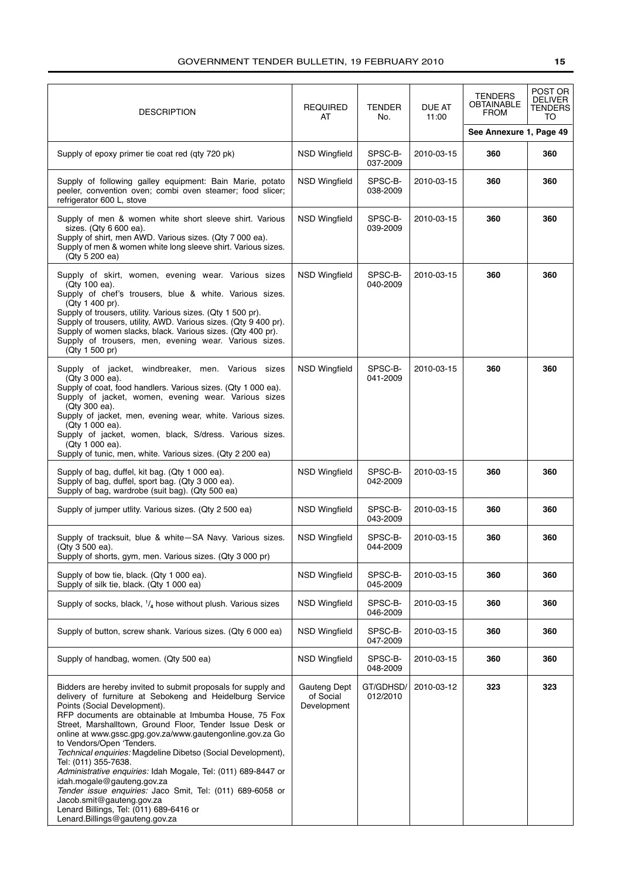| DESCRIPTION | REQUIRED AT | TENDER No. | DUE AT 11:00 | TENDERS OBTAINABLE FROM | POST OR DELIVER TENDERS TO |
|---|---|---|---|---|---|
| | | | | See Annexure 1, Page 49 | |
| Supply of epoxy primer tie coat red (qty 720 pk) | NSD Wingfield | SPSC-B-037-2009 | 2010-03-15 | **360** | **360** |
| Supply of following galley equipment: Bain Marie, potato peeler, convention oven; combi oven steamer; food slicer; refrigerator 600 L, stove | NSD Wingfield | SPSC-B-038-2009 | 2010-03-15 | **360** | **360** |
| Supply of men & women white short sleeve shirt. Various sizes. (Qty 6 600 ea).<br>Supply of shirt, men AWD. Various sizes. (Qty 7 000 ea).<br>Supply of men & women white long sleeve shirt. Various sizes. (Qty 5 200 ea) | NSD Wingfield | SPSC-B-039-2009 | 2010-03-15 | **360** | **360** |
| Supply of skirt, women, evening wear. Various sizes (Qty 100 ea).<br>Supply of chef's trousers, blue & white. Various sizes. (Qty 1 400 pr).<br>Supply of trousers, utility. Various sizes. (Qty 1 500 pr).<br>Supply of trousers, utility, AWD. Various sizes. (Qty 9 400 pr).<br>Supply of women slacks, black. Various sizes. (Qty 400 pr).<br>Supply of trousers, men, evening wear. Various sizes. (Qty 1 500 pr) | NSD Wingfield | SPSC-B-040-2009 | 2010-03-15 | **360** | **360** |
| Supply of jacket, windbreaker, men. Various sizes (Qty 3 000 ea).<br>Supply of coat, food handlers. Various sizes. (Qty 1 000 ea).<br>Supply of jacket, women, evening wear. Various sizes (Qty 300 ea).<br>Supply of jacket, men, evening wear, white. Various sizes. (Qty 1 000 ea).<br>Supply of jacket, women, black, S/dress. Various sizes. (Qty 1 000 ea).<br>Supply of tunic, men, white. Various sizes. (Qty 2 200 ea) | NSD Wingfield | SPSC-B-041-2009 | 2010-03-15 | **360** | **360** |
| Supply of bag, duffel, kit bag. (Qty 1 000 ea).<br>Supply of bag, duffel, sport bag. (Qty 3 000 ea).<br>Supply of bag, wardrobe (suit bag). (Qty 500 ea) | NSD Wingfield | SPSC-B-042-2009 | 2010-03-15 | **360** | **360** |
| Supply of jumper utlity. Various sizes. (Qty 2 500 ea) | NSD Wingfield | SPSC-B-043-2009 | 2010-03-15 | **360** | **360** |
| Supply of tracksuit, blue & white—SA Navy. Various sizes. (Qty 3 500 ea).<br>Supply of shorts, gym, men. Various sizes. (Qty 3 000 pr) | NSD Wingfield | SPSC-B-044-2009 | 2010-03-15 | **360** | **360** |
| Supply of bow tie, black. (Qty 1 000 ea).<br>Supply of silk tie, black. (Qty 1 000 ea) | NSD Wingfield | SPSC-B-045-2009 | 2010-03-15 | **360** | **360** |
| Supply of socks, black, $^{1}/_{4}$ hose without plush. Various sizes | NSD Wingfield | SPSC-B-046-2009 | 2010-03-15 | **360** | **360** |
| Supply of button, screw shank. Various sizes. (Qty 6 000 ea) | NSD Wingfield | SPSC-B-047-2009 | 2010-03-15 | **360** | **360** |
| Supply of handbag, women. (Qty 500 ea) | NSD Wingfield | SPSC-B-048-2009 | 2010-03-15 | **360** | **360** |
| Bidders are hereby invited to submit proposals for supply and delivery of furniture at Sebokeng and Heidelburg Service Points (Social Development).<br>RFP documents are obtainable at Imbumba House, 75 Fox Street, Marshalltown, Ground Floor, Tender Issue Desk or online at www.gssc.gpg.gov.za/www.gautengonline.gov.za Go to Vendors/Open 'Tenders.<br>*Technical enquiries:* Magdeline Dibetso (Social Development), Tel: (011) 355-7638.<br>*Administrative enquiries:* Idah Mogale, Tel: (011) 689-8447 or idah.mogale@gauteng.gov.za<br>*Tender issue enquiries:* Jaco Smit, Tel: (011) 689-6058 or Jacob.smit@gauteng.gov.za<br>Lenard Billings, Tel: (011) 689-6416 or Lenard.Billings@gauteng.gov.za | Gauteng Dept of Social Development | GT/GDHSD/012/2010 | 2010-03-12 | **323** | **323** |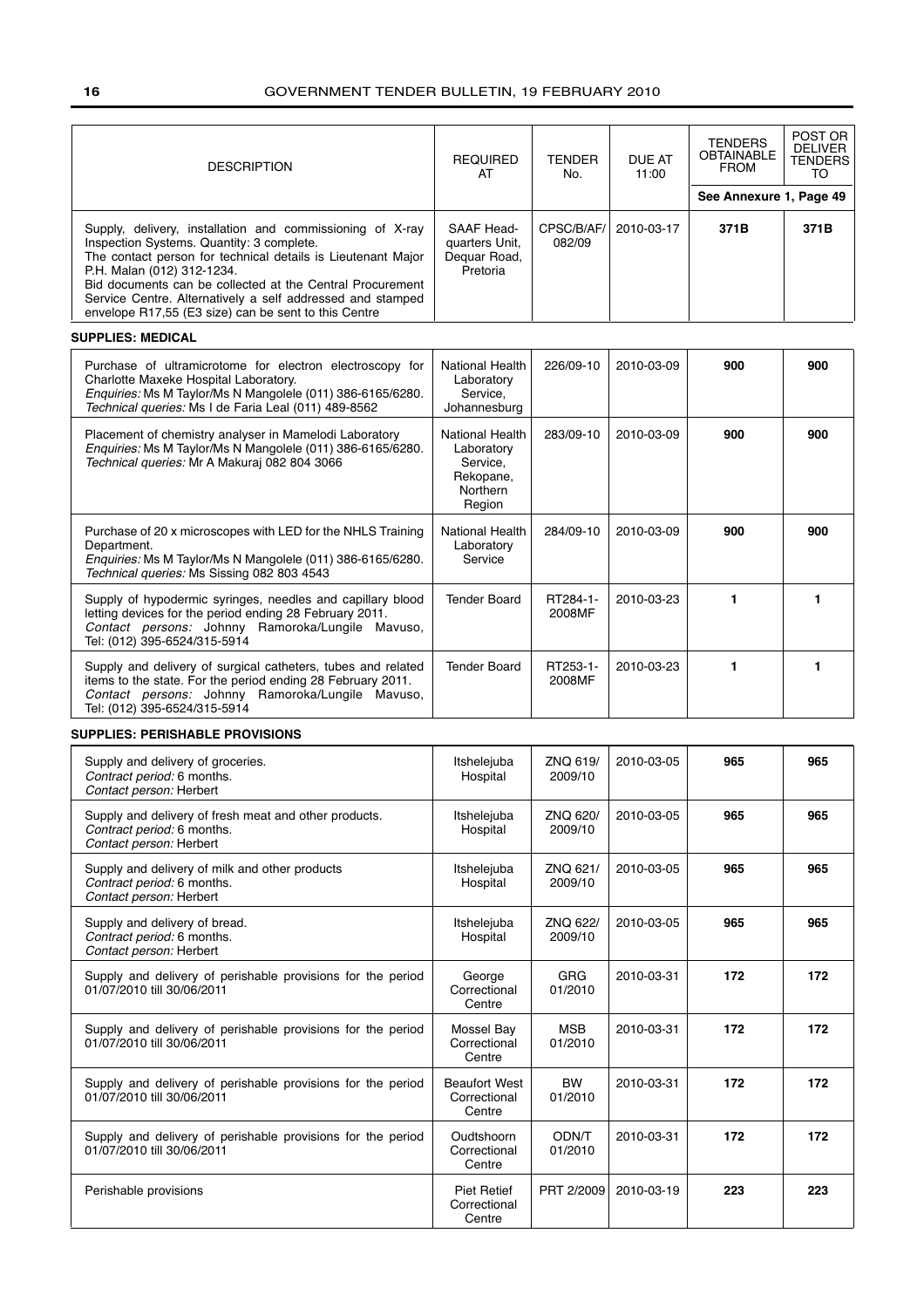| DESCRIPTION | REQUIRED AT | TENDER No. | DUE AT 11:00 | TENDERS OBTAINABLE FROM | POST OR DELIVER TENDERS TO |
|---|---|---|---|---|---|
| | | | | See Annexure 1, Page 49 | |
| Supply, delivery, installation and commissioning of X-ray Inspection Systems. Quantity: 3 complete. The contact person for technical details is Lieutenant Major P.H. Malan (012) 312-1234. Bid documents can be collected at the Central Procurement Service Centre. Alternatively a self addressed and stamped envelope R17,55 (E3 size) can be sent to this Centre | SAAF Headquarters Unit, Dequar Road, Pretoria | CPSC/B/AF/082/09 | 2010-03-17 | **371B** | **371B** |

**SUPPLIES: MEDICAL**

| DESCRIPTION | REQUIRED AT | TENDER No. | DUE AT 11:00 | TENDERS OBTAINABLE FROM | POST OR DELIVER TENDERS TO |
|---|---|---|---|---|---|
| Purchase of ultramicrotome for electron electroscopy for Charlotte Maxeke Hospital Laboratory. *Enquiries:* Ms M Taylor/Ms N Mangolele (011) 386-6165/6280. *Technical queries:* Ms I de Faria Leal (011) 489-8562 | National Health Laboratory Service, Johannesburg | 226/09-10 | 2010-03-09 | **900** | **900** |
| Placement of chemistry analyser in Mamelodi Laboratory *Enquiries:* Ms M Taylor/Ms N Mangolele (011) 386-6165/6280. *Technical queries:* Mr A Makuraj 082 804 3066 | National Health Laboratory Service, Rekopane, Northern Region | 283/09-10 | 2010-03-09 | **900** | **900** |
| Purchase of 20 x microscopes with LED for the NHLS Training Department. *Enquiries:* Ms M Taylor/Ms N Mangolele (011) 386-6165/6280. *Technical queries:* Ms Sissing 082 803 4543 | National Health Laboratory Service | 284/09-10 | 2010-03-09 | **900** | **900** |
| Supply of hypodermic syringes, needles and capillary blood letting devices for the period ending 28 February 2011. *Contact persons:* Johnny Ramoroka/Lungile Mavuso, Tel: (012) 395-6524/315-5914 | Tender Board | RT284-1-2008MF | 2010-03-23 | **1** | **1** |
| Supply and delivery of surgical catheters, tubes and related items to the state. For the period ending 28 February 2011. *Contact persons:* Johnny Ramoroka/Lungile Mavuso, Tel: (012) 395-6524/315-5914 | Tender Board | RT253-1-2008MF | 2010-03-23 | **1** | **1** |

**SUPPLIES: PERISHABLE PROVISIONS**

| DESCRIPTION | REQUIRED AT | TENDER No. | DUE AT 11:00 | TENDERS OBTAINABLE FROM | POST OR DELIVER TENDERS TO |
|---|---|---|---|---|---|
| Supply and delivery of groceries. *Contract period:* 6 months. *Contact person:* Herbert | Itshelejuba Hospital | ZNQ 619/2009/10 | 2010-03-05 | **965** | **965** |
| Supply and delivery of fresh meat and other products. *Contract period:* 6 months. *Contact person:* Herbert | Itshelejuba Hospital | ZNQ 620/2009/10 | 2010-03-05 | **965** | **965** |
| Supply and delivery of milk and other products *Contract period:* 6 months. *Contact person:* Herbert | Itshelejuba Hospital | ZNQ 621/2009/10 | 2010-03-05 | **965** | **965** |
| Supply and delivery of bread. *Contract period:* 6 months. *Contact person:* Herbert | Itshelejuba Hospital | ZNQ 622/2009/10 | 2010-03-05 | **965** | **965** |
| Supply and delivery of perishable provisions for the period 01/07/2010 till 30/06/2011 | George Correctional Centre | GRG 01/2010 | 2010-03-31 | **172** | **172** |
| Supply and delivery of perishable provisions for the period 01/07/2010 till 30/06/2011 | Mossel Bay Correctional Centre | MSB 01/2010 | 2010-03-31 | **172** | **172** |
| Supply and delivery of perishable provisions for the period 01/07/2010 till 30/06/2011 | Beaufort West Correctional Centre | BW 01/2010 | 2010-03-31 | **172** | **172** |
| Supply and delivery of perishable provisions for the period 01/07/2010 till 30/06/2011 | Oudtshoorn Correctional Centre | ODN/T 01/2010 | 2010-03-31 | **172** | **172** |
| Perishable provisions | Piet Retief Correctional Centre | PRT 2/2009 | 2010-03-19 | **223** | **223** |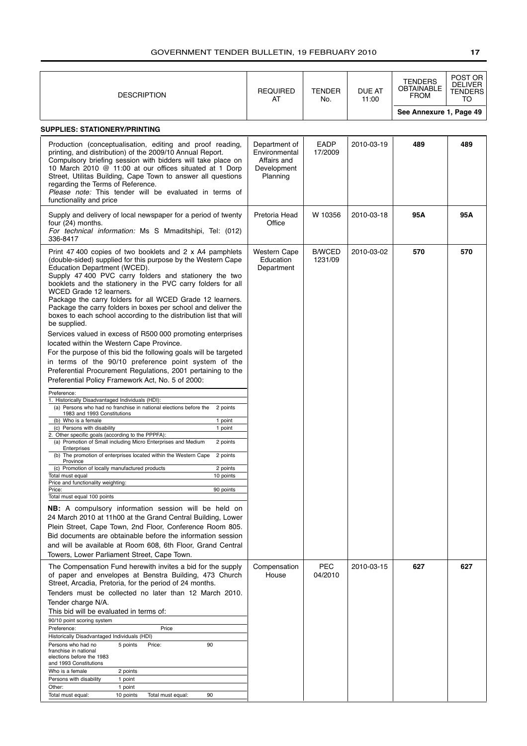| DESCRIPTION | REQUIRED AT | TENDER No. | DUE AT 11:00 | TENDERS OBTAINABLE FROM | POST OR DELIVER TENDERS TO |
|---|---|---|---|---|---|
| | | | | See Annexure 1, Page 49 | |

**SUPPLIES: STATIONERY/PRINTING**

| DESCRIPTION | REQUIRED AT | TENDER No. | DUE AT 11:00 | TENDERS OBTAINABLE FROM | POST OR DELIVER TENDERS TO |
|---|---|---|---|---|---|
| Production (conceptualisation, editing and proof reading, printing, and distribution) of the 2009/10 Annual Report. Compulsory briefing session with bidders will take place on 10 March 2010 @ 11:00 at our offices situated at 1 Dorp Street, Utilitas Building, Cape Town to answer all questions regarding the Terms of Reference. *Please note:* This tender will be evaluated in terms of functionality and price | Department of Environmental Affairs and Development Planning | EADP 17/2009 | 2010-03-19 | **489** | **489** |
| Supply and delivery of local newspaper for a period of twenty four (24) months. *For technical information:* Ms S Mmaditshipi, Tel: (012) 336-8417 | Pretoria Head Office | W 10356 | 2010-03-18 | **95A** | **95A** |
| Print 47 400 copies of two booklets and 2 x A4 pamphlets (double-sided) supplied for this purpose by the Western Cape Education Department (WCED). Supply 47 400 PVC carry folders and stationery the two booklets and the stationery in the PVC carry folders for all WCED Grade 12 learners. Package the carry folders for all WCED Grade 12 learners. Package the carry folders in boxes per school and deliver the boxes to each school according to the distribution list that will be supplied. Services valued in excess of R500 000 promoting enterprises located within the Western Cape Province. For the purpose of this bid the following goals will be targeted in terms of the 90/10 preference point system of the Preferential Procurement Regulations, 2001 pertaining to the Preferential Policy Framework Act, No. 5 of 2000: (see preference table below) **NB:** A compulsory information session will be held on 24 March 2010 at 11h00 at the Grand Central Building, Lower Plein Street, Cape Town, 2nd Floor, Conference Room 805. Bid documents are obtainable before the information session and will be available at Room 608, 6th Floor, Grand Central Towers, Lower Parliament Street, Cape Town. | Western Cape Education Department | B/WCED 1231/09 | 2010-03-02 | **570** | **570** |
| The Compensation Fund herewith invites a bid for the supply of paper and envelopes at Benstra Building, 473 Church Street, Arcadia, Pretoria, for the period of 24 months. Tenders must be collected no later than 12 March 2010. Tender charge N/A. This bid will be evaluated in terms of: 90/10 point scoring system (see preference table below) | Compensation House | PEC 04/2010 | 2010-03-15 | **627** | **627** |

Preference table for B/WCED 1231/09:

| Preference: | |
|---|---|
| 1. Historically Disadvantaged Individuals (HDI): | |
| (a) Persons who had no franchise in national elections before the 1983 and 1993 Constitutions | 2 points |
| (b) Who is a female | 1 point |
| (c) Persons with disability | 1 point |
| 2. Other specific goals (according to the PPPFA): | |
| (a) Promotion of Small including Micro Enterprises and Medium Enterprises | 2 points |
| (b) The promotion of enterprises located within the Western Cape Province | 2 points |
| (c) Promotion of locally manufactured products | 2 points |
| Total must equal | 10 points |
| Price and functionality weighting: | |
| Price: | 90 points |
| Total must equal 100 points | |

Preference table for PEC 04/2010:

| Preference: | | Price | |
|---|---|---|---|
| Historically Disadvantaged Individuals (HDI) | | | |
| Persons who had no franchise in national elections before the 1983 and 1993 Constitutions | 5 points | Price: | 90 |
| Who is a female | 2 points | | |
| Persons with disability | 1 point | | |
| Other: | 1 point | | |
| Total must equal: | 10 points | Total must equal: | 90 |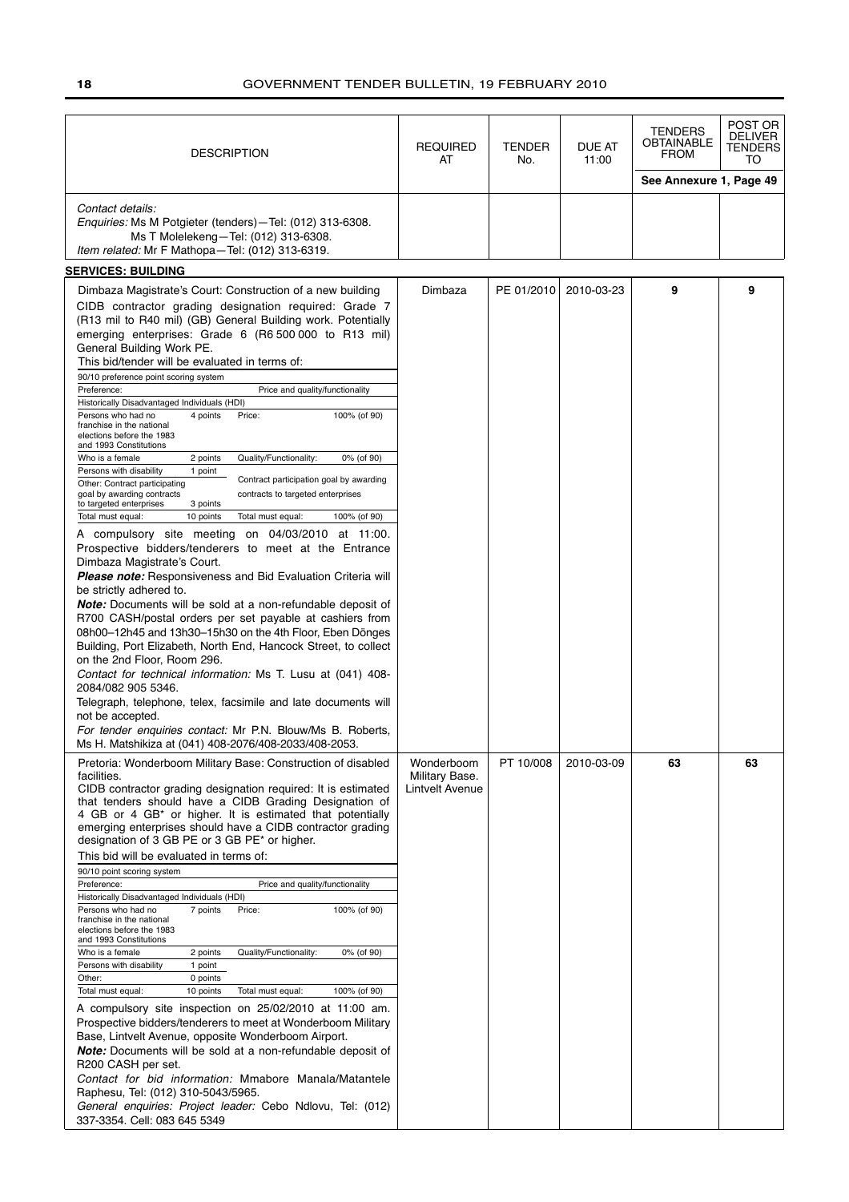| DESCRIPTION | REQUIRED AT | TENDER No. | DUE AT 11:00 | TENDERS OBTAINABLE FROM | POST OR DELIVER TENDERS TO |
|---|---|---|---|---|---|
| | | | | See Annexure 1, Page 49 | |
| *Contact details:*<br>*Enquiries:* Ms M Potgieter (tenders)—Tel: (012) 313-6308.<br>Ms T Molelekeng—Tel: (012) 313-6308.<br>*Item related:* Mr F Mathopa—Tel: (012) 313-6319. | | | | | |

**SERVICES: BUILDING**

| DESCRIPTION | REQUIRED AT | TENDER No. | DUE AT 11:00 | TENDERS OBTAINABLE FROM | POST OR DELIVER TENDERS TO |
|---|---|---|---|---|---|
| Dimbaza Magistrate's Court: Construction of a new building<br>CIDB contractor grading designation required: Grade 7 (R13 mil to R40 mil) (GB) General Building work. Potentially emerging enterprises: Grade 6 (R6 500 000 to R13 mil) General Building Work PE.<br>This bid/tender will be evaluated in terms of:<br>90/10 preference point scoring system<br>Preference: — Price and quality/functionality<br>Historically Disadvantaged Individuals (HDI)<br>Persons who had no franchise in the national elections before the 1983 and 1993 Constitutions: 4 points — Price: 100% (of 90)<br>Who is a female: 2 points — Quality/Functionality: 0% (of 90)<br>Persons with disability: 1 point<br>Other: Contract participating goal by awarding contracts to targeted enterprises: 3 points — Contract participation goal by awarding contracts to targeted enterprises<br>Total must equal: 10 points — Total must equal: 100% (of 90)<br>A compulsory site meeting on 04/03/2010 at 11:00. Prospective bidders/tenderers to meet at the Entrance Dimbaza Magistrate's Court.<br>***Please note:*** Responsiveness and Bid Evaluation Criteria will be strictly adhered to.<br>***Note:*** Documents will be sold at a non-refundable deposit of R700 CASH/postal orders per set payable at cashiers from 08h00–12h45 and 13h30–15h30 on the 4th Floor, Eben Dönges Building, Port Elizabeth, North End, Hancock Street, to collect on the 2nd Floor, Room 296.<br>*Contact for technical information:* Ms T. Lusu at (041) 408-2084/082 905 5346.<br>Telegraph, telephone, telex, facsimile and late documents will not be accepted.<br>*For tender enquiries contact:* Mr P.N. Blouw/Ms B. Roberts, Ms H. Matshikiza at (041) 408-2076/408-2033/408-2053. | Dimbaza | PE 01/2010 | 2010-03-23 | **9** | **9** |
| Pretoria: Wonderboom Military Base: Construction of disabled facilities.<br>CIDB contractor grading designation required: It is estimated that tenders should have a CIDB Grading Designation of 4 GB or 4 GB* or higher. It is estimated that potentially emerging enterprises should have a CIDB contractor grading designation of 3 GB PE or 3 GB PE* or higher.<br>This bid will be evaluated in terms of:<br>90/10 point scoring system<br>Preference: — Price and quality/functionality<br>Historically Disadvantaged Individuals (HDI)<br>Persons who had no franchise in the national elections before the 1983 and 1993 Constitutions: 7 points — Price: 100% (of 90)<br>Who is a female: 2 points — Quality/Functionality: 0% (of 90)<br>Persons with disability: 1 point<br>Other: 0 points<br>Total must equal: 10 points — Total must equal: 100% (of 90)<br>A compulsory site inspection on 25/02/2010 at 11:00 am. Prospective bidders/tenderers to meet at Wonderboom Military Base, Lintvelt Avenue, opposite Wonderboom Airport.<br>***Note:*** Documents will be sold at a non-refundable deposit of R200 CASH per set.<br>*Contact for bid information:* Mmabore Manala/Matantele Raphesu, Tel: (012) 310-5043/5965.<br>*General enquiries: Project leader:* Cebo Ndlovu, Tel: (012) 337-3354. Cell: 083 645 5349 | Wonderboom Military Base. Lintvelt Avenue | PT 10/008 | 2010-03-09 | **63** | **63** |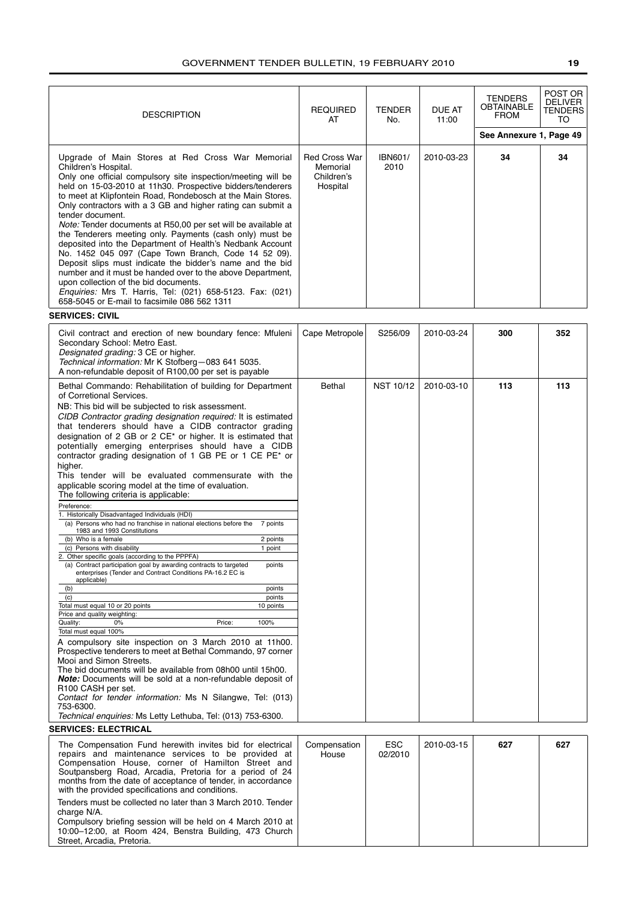| DESCRIPTION | REQUIRED AT | TENDER No. | DUE AT 11:00 | TENDERS OBTAINABLE FROM | POST OR DELIVER TENDERS TO |
|---|---|---|---|---|---|
| | | | | See Annexure 1, Page 49 | |
| Upgrade of Main Stores at Red Cross War Memorial Children's Hospital.<br>Only one official compulsory site inspection/meeting will be held on 15-03-2010 at 11h30. Prospective bidders/tenderers to meet at Klipfontein Road, Rondebosch at the Main Stores. Only contractors with a 3 GB and higher rating can submit a tender document.<br>*Note:* Tender documents at R50,00 per set will be available at the Tenderers meeting only. Payments (cash only) must be deposited into the Department of Health's Nedbank Account No. 1452 045 097 (Cape Town Branch, Code 14 52 09). Deposit slips must indicate the bidder's name and the bid number and it must be handed over to the above Department, upon collection of the bid documents.<br>*Enquiries:* Mrs T. Harris, Tel: (021) 658-5123. Fax: (021) 658-5045 or E-mail to facsimile 086 562 1311 | Red Cross War Memorial Children's Hospital | IBN601/2010 | 2010-03-23 | **34** | **34** |

**SERVICES: CIVIL**

| DESCRIPTION | REQUIRED AT | TENDER No. | DUE AT 11:00 | TENDERS OBTAINABLE FROM | POST OR DELIVER TENDERS TO |
|---|---|---|---|---|---|
| Civil contract and erection of new boundary fence: Mfuleni Secondary School: Metro East.<br>*Designated grading:* 3 CE or higher.<br>*Technical information:* Mr K Stofberg—083 641 5035.<br>A non-refundable deposit of R100,00 per set is payable | Cape Metropole | S256/09 | 2010-03-24 | **300** | **352** |
| Bethal Commando: Rehabilitation of building for Department of Correctional Services.<br>NB: This bid will be subjected to risk assessment.<br>*CIDB Contractor grading designation required:* It is estimated that tenderers should have a CIDB contractor grading designation of 2 GB or 2 CE* or higher. It is estimated that potentially emerging enterprises should have a CIDB contractor grading designation of 1 GB PE or 1 CE PE* or higher.<br>This tender will be evaluated commensurate with the applicable scoring model at the time of evaluation.<br>The following criteria is applicable:<br>Preference:<br>1. Historically Disadvantaged Individuals (HDI)<br>(a) Persons who had no franchise in national elections before the 1983 and 1993 Constitutions — 7 points<br>(b) Who is a female — 2 points<br>(c) Persons with disability — 1 point<br>2. Other specific goals (according to the PPPFA)<br>(a) Contract participation goal by awarding contracts to targeted enterprises (Tender and Contract Conditions PA-16.2 EC is applicable) — points<br>(b) — points<br>(c) — points<br>Total must equal 10 or 20 points — 10 points<br>Price and quality weighting:<br>Quality: 0% Price: 100%<br>Total must equal 100%<br>A compulsory site inspection on 3 March 2010 at 11h00. Prospective tenderers to meet at Bethal Commando, 97 corner Mooi and Simon Streets.<br>The bid documents will be available from 08h00 until 15h00.<br>***Note:*** Documents will be sold at a non-refundable deposit of R100 CASH per set.<br>*Contact for tender information:* Ms N Silangwe, Tel: (013) 753-6300.<br>*Technical enquiries:* Ms Letty Lethuba, Tel: (013) 753-6300. | Bethal | NST 10/12 | 2010-03-10 | **113** | **113** |

**SERVICES: ELECTRICAL**

| DESCRIPTION | REQUIRED AT | TENDER No. | DUE AT 11:00 | TENDERS OBTAINABLE FROM | POST OR DELIVER TENDERS TO |
|---|---|---|---|---|---|
| The Compensation Fund herewith invites bid for electrical repairs and maintenance services to be provided at Compensation House, corner of Hamilton Street and Soutpansberg Road, Arcadia, Pretoria for a period of 24 months from the date of acceptance of tender, in accordance with the provided specifications and conditions.<br>Tenders must be collected no later than 3 March 2010. Tender charge N/A.<br>Compulsory briefing session will be held on 4 March 2010 at 10:00–12:00, at Room 424, Benstra Building, 473 Church Street, Arcadia, Pretoria. | Compensation House | ESC 02/2010 | 2010-03-15 | **627** | **627** |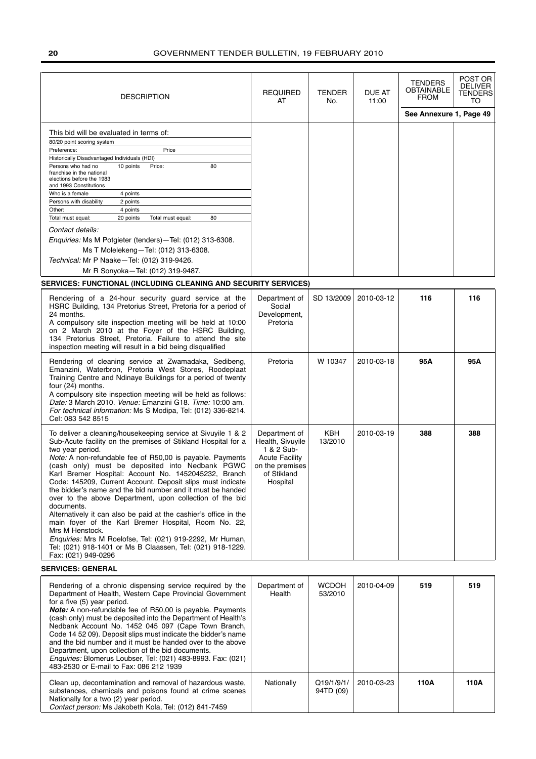| DESCRIPTION | REQUIRED AT | TENDER No. | DUE AT 11:00 | TENDERS OBTAINABLE FROM | POST OR DELIVER TENDERS TO |
|---|---|---|---|---|---|
| | | | | See Annexure 1, Page 49 | |
| This bid will be evaluated in terms of:<br>80/20 point scoring system<br>Preference: Price<br>Historically Disadvantaged Individuals (HDI)<br>Persons who had no franchise in the national elections before the 1983 and 1993 Constitutions: 10 points; Price: 80<br>Who is a female: 4 points<br>Persons with disability: 2 points<br>Other: 4 points<br>Total must equal: 20 points; Total must equal: 80<br>*Contact details:*<br>*Enquiries:* Ms M Potgieter (tenders)—Tel: (012) 313-6308.<br>Ms T Molelekeng—Tel: (012) 313-6308.<br>*Technical:* Mr P Naake—Tel: (012) 319-9426.<br>Mr R Sonyoka—Tel: (012) 319-9487. | | | | | |

**SERVICES: FUNCTIONAL (INCLUDING CLEANING AND SECURITY SERVICES)**

| DESCRIPTION | REQUIRED AT | TENDER No. | DUE AT 11:00 | TENDERS OBTAINABLE FROM | POST OR DELIVER TENDERS TO |
|---|---|---|---|---|---|
| Rendering of a 24-hour security guard service at the HSRC Building, 134 Pretorius Street, Pretoria for a period of 24 months.<br>A compulsory site inspection meeting will be held at 10:00 on 2 March 2010 at the Foyer of the HSRC Building, 134 Pretorius Street, Pretoria. Failure to attend the site inspection meeting will result in a bid being disqualified | Department of Social Development, Pretoria | SD 13/2009 | 2010-03-12 | 116 | 116 |
| Rendering of cleaning service at Zwamadaka, Sedibeng, Emanzini, Waterbron, Pretoria West Stores, Roodeplaat Training Centre and Ndinaye Buildings for a period of twenty four (24) months.<br>A compulsory site inspection meeting will be held as follows: *Date:* 3 March 2010. *Venue:* Emanzini G18. *Time:* 10:00 am.<br>*For technical information:* Ms S Modipa, Tel: (012) 336-8214. Cel: 083 542 8515 | Pretoria | W 10347 | 2010-03-18 | 95A | 95A |
| To deliver a cleaning/housekeeping service at Sivuyile 1 & 2 Sub-Acute facility on the premises of Stikland Hospital for a two year period.<br>*Note:* A non-refundable fee of R50,00 is payable. Payments (cash only) must be deposited into Nedbank PGWC Karl Bremer Hospital: Account No. 1452045232, Branch Code: 145209, Current Account. Deposit slips must indicate the bidder's name and the bid number and it must be handed over to the above Department, upon collection of the bid documents.<br>Alternatively it can also be paid at the cashier's office in the main foyer of the Karl Bremer Hospital, Room No. 22, Mrs M Henstock.<br>*Enquiries:* Mrs M Roelofse, Tel: (021) 919-2292, Mr Human, Tel: (021) 918-1401 or Ms B Claassen, Tel: (021) 918-1229. Fax: (021) 949-0296 | Department of Health, Sivuyile 1 & 2 Sub-Acute Facility on the premises of Stikland Hospital | KBH 13/2010 | 2010-03-19 | 388 | 388 |

**SERVICES: GENERAL**

| DESCRIPTION | REQUIRED AT | TENDER No. | DUE AT 11:00 | TENDERS OBTAINABLE FROM | POST OR DELIVER TENDERS TO |
|---|---|---|---|---|---|
| Rendering of a chronic dispensing service required by the Department of Health, Western Cape Provincial Government for a five (5) year period.<br>***Note:*** A non-refundable fee of R50,00 is payable. Payments (cash only) must be deposited into the Department of Health's Nedbank Account No. 1452 045 097 (Cape Town Branch, Code 14 52 09). Deposit slips must indicate the bidder's name and the bid number and it must be handed over to the above Department, upon collection of the bid documents.<br>*Enquiries:* Blomerus Loubser, Tel: (021) 483-8993. Fax: (021) 483-2530 or E-mail to Fax: 086 212 1939 | Department of Health | WCDOH 53/2010 | 2010-04-09 | 519 | 519 |
| Clean up, decontamination and removal of hazardous waste, substances, chemicals and poisons found at crime scenes Nationally for a two (2) year period.<br>*Contact person:* Ms Jakobeth Kola, Tel: (012) 841-7459 | Nationally | Q19/1/9/1/ 94TD (09) | 2010-03-23 | 110A | 110A |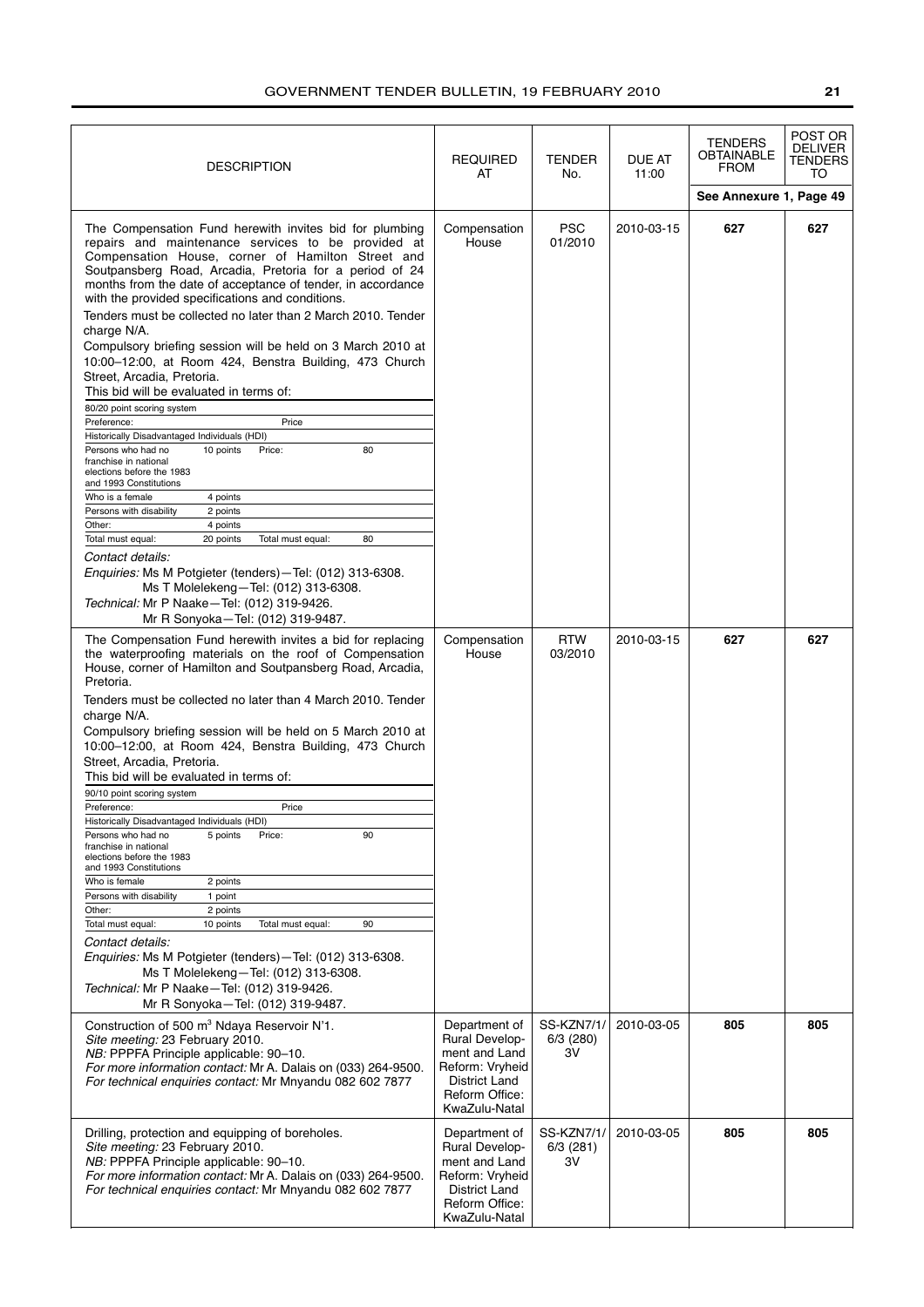| DESCRIPTION | REQUIRED AT | TENDER No. | DUE AT 11:00 | TENDERS OBTAINABLE FROM | POST OR DELIVER TENDERS TO |
|---|---|---|---|---|---|
| | | | | See Annexure 1, Page 49 | |
| The Compensation Fund herewith invites bid for plumbing repairs and maintenance services to be provided at Compensation House, corner of Hamilton Street and Soutpansberg Road, Arcadia, Pretoria for a period of 24 months from the date of acceptance of tender, in accordance with the provided specifications and conditions.<br>Tenders must be collected no later than 2 March 2010. Tender charge N/A.<br>Compulsory briefing session will be held on 3 March 2010 at 10:00–12:00, at Room 424, Benstra Building, 473 Church Street, Arcadia, Pretoria.<br>This bid will be evaluated in terms of:<br>80/20 point scoring system<br>Preference: / Price<br>Historically Disadvantaged Individuals (HDI)<br>Persons who had no franchise in national elections before the 1983 and 1993 Constitutions: 10 points; Price: 80<br>Who is a female: 4 points<br>Persons with disability: 2 points<br>Other: 4 points<br>Total must equal: 20 points; Total must equal: 80<br>*Contact details:*<br>*Enquiries:* Ms M Potgieter (tenders)—Tel: (012) 313-6308. Ms T Molelekeng—Tel: (012) 313-6308.<br>*Technical:* Mr P Naake—Tel: (012) 319-9426. Mr R Sonyoka—Tel: (012) 319-9487. | Compensation House | PSC 01/2010 | 2010-03-15 | **627** | **627** |
| The Compensation Fund herewith invites a bid for replacing the waterproofing materials on the roof of Compensation House, corner of Hamilton and Soutpansberg Road, Arcadia, Pretoria.<br>Tenders must be collected no later than 4 March 2010. Tender charge N/A.<br>Compulsory briefing session will be held on 5 March 2010 at 10:00–12:00, at Room 424, Benstra Building, 473 Church Street, Arcadia, Pretoria.<br>This bid will be evaluated in terms of:<br>90/10 point scoring system<br>Preference: / Price<br>Historically Disadvantaged Individuals (HDI)<br>Persons who had no franchise in national elections before the 1983 and 1993 Constitutions: 5 points; Price: 90<br>Who is female: 2 points<br>Persons with disability: 1 point<br>Other: 2 points<br>Total must equal: 10 points; Total must equal: 90<br>*Contact details:*<br>*Enquiries:* Ms M Potgieter (tenders)—Tel: (012) 313-6308. Ms T Molelekeng—Tel: (012) 313-6308.<br>*Technical:* Mr P Naake—Tel: (012) 319-9426. Mr R Sonyoka—Tel: (012) 319-9487. | Compensation House | RTW 03/2010 | 2010-03-15 | **627** | **627** |
| Construction of 500 m³ Ndaya Reservoir N'1.<br>*Site meeting:* 23 February 2010.<br>*NB:* PPPFA Principle applicable: 90–10.<br>*For more information contact:* Mr A. Dalais on (033) 264-9500.<br>*For technical enquiries contact:* Mr Mnyandu 082 602 7877 | Department of Rural Development and Land Reform: Vryheid District Land Reform Office: KwaZulu-Natal | SS-KZN7/1/6/3 (280) 3V | 2010-03-05 | **805** | **805** |
| Drilling, protection and equipping of boreholes.<br>*Site meeting:* 23 February 2010.<br>*NB:* PPPFA Principle applicable: 90–10.<br>*For more information contact:* Mr A. Dalais on (033) 264-9500.<br>*For technical enquiries contact:* Mr Mnyandu 082 602 7877 | Department of Rural Development and Land Reform: Vryheid District Land Reform Office: KwaZulu-Natal | SS-KZN7/1/6/3 (281) 3V | 2010-03-05 | **805** | **805** |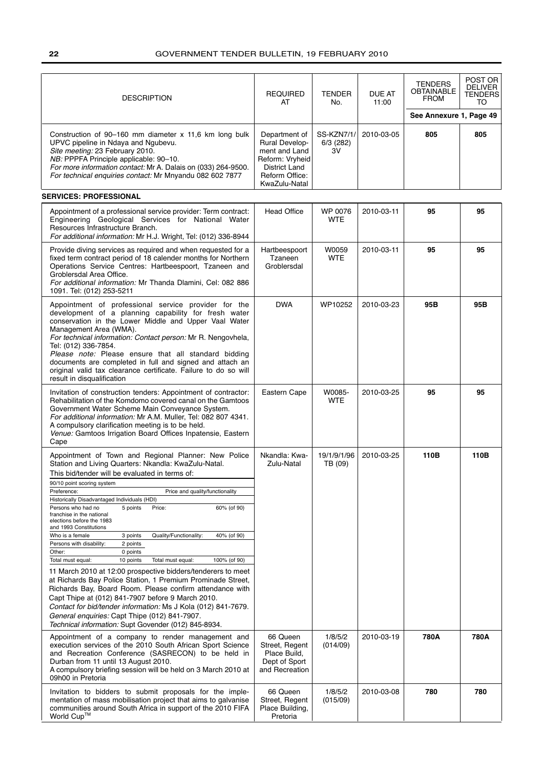| DESCRIPTION | REQUIRED AT | TENDER No. | DUE AT 11:00 | TENDERS OBTAINABLE FROM | POST OR DELIVER TENDERS TO |
|---|---|---|---|---|---|
| | | | | See Annexure 1, Page 49 | |
| Construction of 90–160 mm diameter x 11,6 km long bulk UPVC pipeline in Ndaya and Ngubevu. *Site meeting:* 23 February 2010. *NB:* PPPFA Principle applicable: 90–10. *For more information contact:* Mr A. Dalais on (033) 264-9500. *For technical enquiries contact:* Mr Mnyandu 082 602 7877 | Department of Rural Development and Land Reform: Vryheid District Land Reform Office: KwaZulu-Natal | SS-KZN7/1/6/3 (282) 3V | 2010-03-05 | **805** | **805** |

**SERVICES: PROFESSIONAL**

| DESCRIPTION | REQUIRED AT | TENDER No. | DUE AT 11:00 | TENDERS OBTAINABLE FROM | POST OR DELIVER TENDERS TO |
|---|---|---|---|---|---|
| Appointment of a professional service provider: Term contract: Engineering Geological Services for National Water Resources Infrastructure Branch. *For additional information:* Mr H.J. Wright, Tel: (012) 336-8944 | Head Office | WP 0076 WTE | 2010-03-11 | **95** | **95** |
| Provide diving services as required and when requested for a fixed term contract period of 18 calender months for Northern Operations Service Centres: Hartbeespoort, Tzaneen and Groblersdal Area Office. *For additional information:* Mr Thanda Dlamini, Cel: 082 886 1091. Tel: (012) 253-5211 | Hartbeespoort Tzaneen Groblersdal | W0059 WTE | 2010-03-11 | **95** | **95** |
| Appointment of professional service provider for the development of a planning capability for fresh water conservation in the Lower Middle and Upper Vaal Water Management Area (WMA). *For technical information: Contact person:* Mr R. Nengovhela, Tel: (012) 336-7854. *Please note:* Please ensure that all standard bidding documents are completed in full and signed and attach an original valid tax clearance certificate. Failure to do so will result in disqualification | DWA | WP10252 | 2010-03-23 | **95B** | **95B** |
| Invitation of construction tenders: Appointment of contractor: Rehabilitation of the Komdomo covered canal on the Gamtoos Government Water Scheme Main Conveyance System. *For additional information:* Mr A.M. Muller, Tel: 082 807 4341. A compulsory clarification meeting is to be held. *Venue:* Gamtoos Irrigation Board Offices Inpatensie, Eastern Cape | Eastern Cape | W0085-WTE | 2010-03-25 | **95** | **95** |
| Appointment of Town and Regional Planner: New Police Station and Living Quarters: Nkandla: KwaZulu-Natal. This bid/tender will be evaluated in terms of: 90/10 point scoring system. Preference: Historically Disadvantaged Individuals (HDI) — Persons who had no franchise in the national elections before the 1983 and 1993 Constitutions: 5 points; Who is a female: 3 points; Persons with disability: 2 points; Other: 0 points; Total must equal: 10 points. Price and quality/functionality — Price: 60% (of 90); Quality/Functionality: 40% (of 90); Total must equal: 100% (of 90). 11 March 2010 at 12:00 prospective bidders/tenderers to meet at Richards Bay Police Station, 1 Premium Prominade Street, Richards Bay, Board Room. Please confirm attendance with Capt Thipe at (012) 841-7907 before 9 March 2010. *Contact for bid/tender information:* Ms J Kola (012) 841-7679. *General enquiries:* Capt Thipe (012) 841-7907. *Technical information:* Supt Govender (012) 845-8934. | Nkandla: KwaZulu-Natal | 19/1/9/1/96 TB (09) | 2010-03-25 | **110B** | **110B** |
| Appointment of a company to render management and execution services of the 2010 South African Sport Science and Recreation Conference (SASRECON) to be held in Durban from 11 until 13 August 2010. A compulsory briefing session will be held on 3 March 2010 at 09h00 in Pretoria | 66 Queen Street, Regent Place Build, Dept of Sport and Recreation | 1/8/5/2 (014/09) | 2010-03-19 | **780A** | **780A** |
| Invitation to bidders to submit proposals for the implementation of mass mobilisation project that aims to galvanise communities around South Africa in support of the 2010 FIFA World Cup™ | 66 Queen Street, Regent Place Building, Pretoria | 1/8/5/2 (015/09) | 2010-03-08 | **780** | **780** |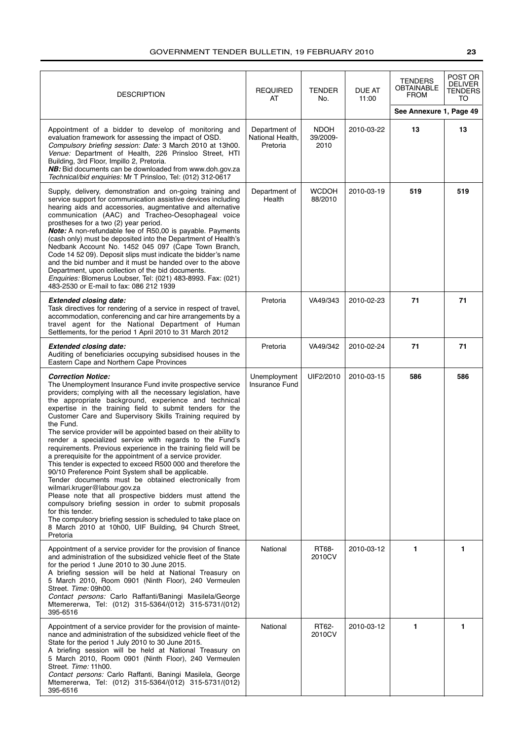| DESCRIPTION | REQUIRED AT | TENDER No. | DUE AT 11:00 | TENDERS OBTAINABLE FROM | POST OR DELIVER TENDERS TO |
|---|---|---|---|---|---|
| | | | | See Annexure 1, Page 49 | |
| Appointment of a bidder to develop of monitoring and evaluation framework for assessing the impact of OSD. *Compulsory briefing session: Date:* 3 March 2010 at 13h00. *Venue:* Department of Health, 226 Prinsloo Street, HTI Building, 3rd Floor, Impillo 2, Pretoria. ***NB:*** Bid documents can be downloaded from www.doh.gov.za *Technical/bid enquiries:* Mr T Prinsloo, Tel: (012) 312-0617 | Department of National Health, Pretoria | NDOH 39/2009-2010 | 2010-03-22 | **13** | **13** |
| Supply, delivery, demonstration and on-going training and service support for communication assistive devices including hearing aids and accessories, augmentative and alternative communication (AAC) and Tracheo-Oesophageal voice prostheses for a two (2) year period. ***Note:*** A non-refundable fee of R50,00 is payable. Payments (cash only) must be deposited into the Department of Health's Nedbank Account No. 1452 045 097 (Cape Town Branch, Code 14 52 09). Deposit slips must indicate the bidder's name and the bid number and it must be handed over to the above Department, upon collection of the bid documents. *Enquiries:* Blomerus Loubser, Tel: (021) 483-8993. Fax: (021) 483-2530 or E-mail to fax: 086 212 1939 | Department of Health | WCDOH 88/2010 | 2010-03-19 | **519** | **519** |
| ***Extended closing date:*** Task directives for rendering of a service in respect of travel, accommodation, conferencing and car hire arrangements by a travel agent for the National Department of Human Settlements, for the period 1 April 2010 to 31 March 2012 | Pretoria | VA49/343 | 2010-02-23 | **71** | **71** |
| ***Extended closing date:*** Auditing of beneficiaries occupying subsidised houses in the Eastern Cape and Northern Cape Provinces | Pretoria | VA49/342 | 2010-02-24 | **71** | **71** |
| ***Correction Notice:*** The Unemployment Insurance Fund invite prospective service providers; complying with all the necessary legislation, have the appropriate background, experience and technical expertise in the training field to submit tenders for the Customer Care and Supervisory Skills Training required by the Fund. The service provider will be appointed based on their ability to render a specialized service with regards to the Fund's requirements. Previous experience in the training field will be a prerequisite for the appointment of a service provider. This tender is expected to exceed R500 000 and therefore the 90/10 Preference Point System shall be applicable. Tender documents must be obtained electronically from wilmari.kruger@labour.gov.za Please note that all prospective bidders must attend the compulsory briefing session in order to submit proposals for this tender. The compulsory briefing session is scheduled to take place on 8 March 2010 at 10h00, UIF Building, 94 Church Street, Pretoria | Unemployment Insurance Fund | UIF2/2010 | 2010-03-15 | **586** | **586** |
| Appointment of a service provider for the provision of finance and administration of the subsidized vehicle fleet of the State for the period 1 June 2010 to 30 June 2015. A briefing session will be held at National Treasury on 5 March 2010, Room 0901 (Ninth Floor), 240 Vermeulen Street. *Time:* 09h00. *Contact persons:* Carlo Raffanti/Baningi Masilela/George Mtemererwa, Tel: (012) 315-5364/(012) 315-5731/(012) 395-6516 | National | RT68-2010CV | 2010-03-12 | **1** | **1** |
| Appointment of a service provider for the provision of maintenance and administration of the subsidized vehicle fleet of the State for the period 1 July 2010 to 30 June 2015. A briefing session will be held at National Treasury on 5 March 2010, Room 0901 (Ninth Floor), 240 Vermeulen Street. *Time:* 11h00. *Contact persons:* Carlo Raffanti, Baningi Masilela, George Mtemererwa, Tel: (012) 315-5364/(012) 315-5731/(012) 395-6516 | National | RT62-2010CV | 2010-03-12 | **1** | **1** |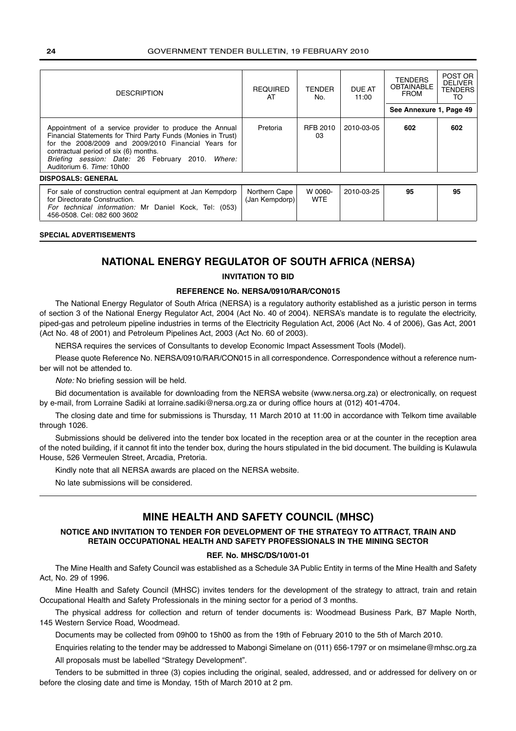| DESCRIPTION | REQUIRED AT | TENDER No. | DUE AT 11:00 | TENDERS OBTAINABLE FROM | POST OR DELIVER TENDERS TO |
|---|---|---|---|---|---|
| | | | | See Annexure 1, Page 49 | |
| Appointment of a service provider to produce the Annual Financial Statements for Third Party Funds (Monies in Trust) for the 2008/2009 and 2009/2010 Financial Years for contractual period of six (6) months. *Briefing session: Date:* 26 February 2010. *Where:* Auditorium 6. *Time:* 10h00 | Pretoria | RFB 2010 03 | 2010-03-05 | **602** | **602** |
| **DISPOSALS: GENERAL** | | | | | |
| For sale of construction central equipment at Jan Kempdorp for Directorate Construction. *For technical information:* Mr Daniel Kock, Tel: (053) 456-0508. Cel: 082 600 3602 | Northern Cape (Jan Kempdorp) | W 0060-WTE | 2010-03-25 | **95** | **95** |

**SPECIAL ADVERTISEMENTS**

## NATIONAL ENERGY REGULATOR OF SOUTH AFRICA (NERSA)

**INVITATION TO BID**

**REFERENCE No. NERSA/0910/RAR/CON015**

The National Energy Regulator of South Africa (NERSA) is a regulatory authority established as a juristic person in terms of section 3 of the National Energy Regulator Act, 2004 (Act No. 40 of 2004). NERSA's mandate is to regulate the electricity, piped-gas and petroleum pipeline industries in terms of the Electricity Regulation Act, 2006 (Act No. 4 of 2006), Gas Act, 2001 (Act No. 48 of 2001) and Petroleum Pipelines Act, 2003 (Act No. 60 of 2003).

NERSA requires the services of Consultants to develop Economic Impact Assessment Tools (Model).

Please quote Reference No. NERSA/0910/RAR/CON015 in all correspondence. Correspondence without a reference number will not be attended to.

*Note:* No briefing session will be held.

Bid documentation is available for downloading from the NERSA website (www.nersa.org.za) or electronically, on request by e-mail, from Lorraine Sadiki at lorraine.sadiki@nersa.org.za or during office hours at (012) 401-4704.

The closing date and time for submissions is Thursday, 11 March 2010 at 11:00 in accordance with Telkom time available through 1026.

Submissions should be delivered into the tender box located in the reception area or at the counter in the reception area of the noted building, if it cannot fit into the tender box, during the hours stipulated in the bid document. The building is Kulawula House, 526 Vermeulen Street, Arcadia, Pretoria.

Kindly note that all NERSA awards are placed on the NERSA website.

No late submissions will be considered.

## MINE HEALTH AND SAFETY COUNCIL (MHSC)

**NOTICE AND INVITATION TO TENDER FOR DEVELOPMENT OF THE STRATEGY TO ATTRACT, TRAIN AND RETAIN OCCUPATIONAL HEALTH AND SAFETY PROFESSIONALS IN THE MINING SECTOR**

**REF. No. MHSC/DS/10/01-01**

The Mine Health and Safety Council was established as a Schedule 3A Public Entity in terms of the Mine Health and Safety Act, No. 29 of 1996.

Mine Health and Safety Council (MHSC) invites tenders for the development of the strategy to attract, train and retain Occupational Health and Safety Professionals in the mining sector for a period of 3 months.

The physical address for collection and return of tender documents is: Woodmead Business Park, B7 Maple North, 145 Western Service Road, Woodmead.

Documents may be collected from 09h00 to 15h00 as from the 19th of February 2010 to the 5th of March 2010.

Enquiries relating to the tender may be addressed to Mabongi Simelane on (011) 656-1797 or on msimelane@mhsc.org.za

All proposals must be labelled "Strategy Development".

Tenders to be submitted in three (3) copies including the original, sealed, addressed, and or addressed for delivery on or before the closing date and time is Monday, 15th of March 2010 at 2 pm.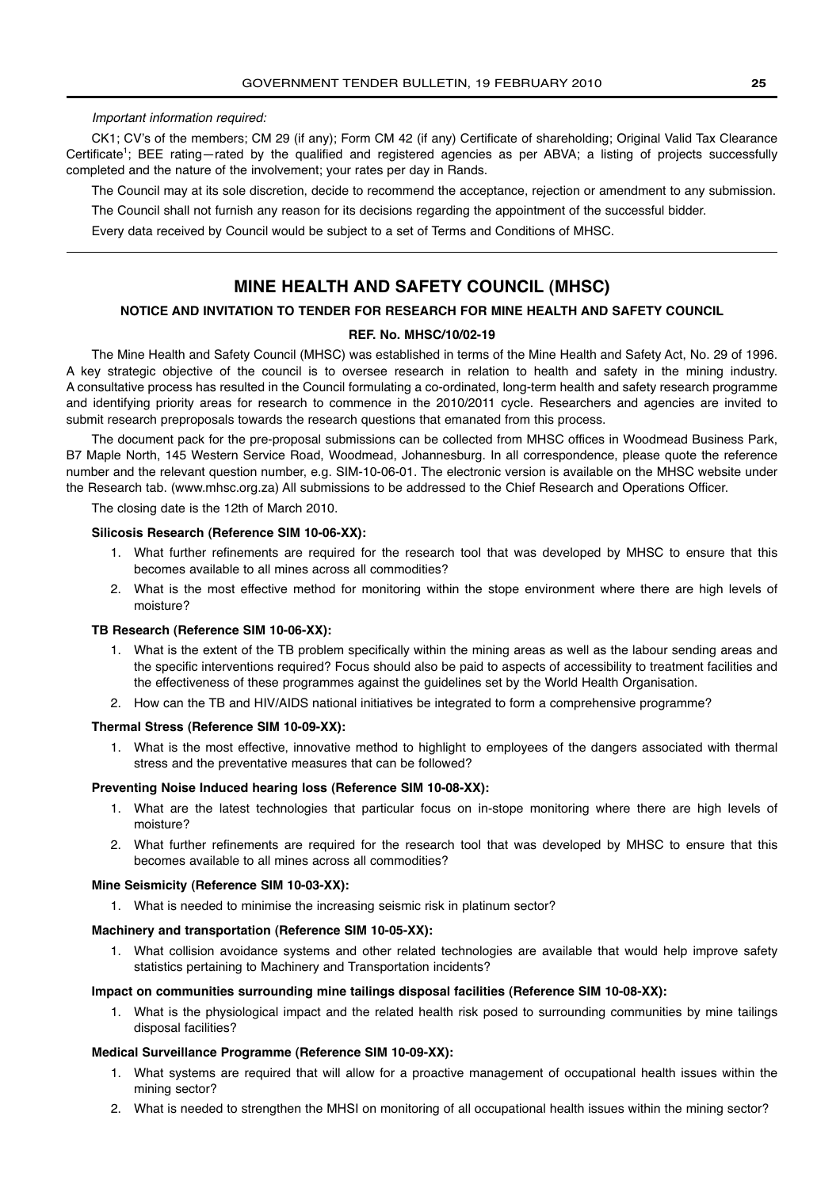*Important information required:*

CK1; CV's of the members; CM 29 (if any); Form CM 42 (if any) Certificate of shareholding; Original Valid Tax Clearance Certificate[1]; BEE rating—rated by the qualified and registered agencies as per ABVA; a listing of projects successfully completed and the nature of the involvement; your rates per day in Rands.

The Council may at its sole discretion, decide to recommend the acceptance, rejection or amendment to any submission.

The Council shall not furnish any reason for its decisions regarding the appointment of the successful bidder.

Every data received by Council would be subject to a set of Terms and Conditions of MHSC.

---

## MINE HEALTH AND SAFETY COUNCIL (MHSC)

### NOTICE AND INVITATION TO TENDER FOR RESEARCH FOR MINE HEALTH AND SAFETY COUNCIL

**REF. No. MHSC/10/02-19**

The Mine Health and Safety Council (MHSC) was established in terms of the Mine Health and Safety Act, No. 29 of 1996. A key strategic objective of the council is to oversee research in relation to health and safety in the mining industry. A consultative process has resulted in the Council formulating a co-ordinated, long-term health and safety research programme and identifying priority areas for research to commence in the 2010/2011 cycle. Researchers and agencies are invited to submit research preproposals towards the research questions that emanated from this process.

The document pack for the pre-proposal submissions can be collected from MHSC offices in Woodmead Business Park, B7 Maple North, 145 Western Service Road, Woodmead, Johannesburg. In all correspondence, please quote the reference number and the relevant question number, e.g. SIM-10-06-01. The electronic version is available on the MHSC website under the Research tab. (www.mhsc.org.za) All submissions to be addressed to the Chief Research and Operations Officer.

The closing date is the 12th of March 2010.

**Silicosis Research (Reference SIM 10-06-XX):**

1. What further refinements are required for the research tool that was developed by MHSC to ensure that this becomes available to all mines across all commodities?
2. What is the most effective method for monitoring within the stope environment where there are high levels of moisture?

**TB Research (Reference SIM 10-06-XX):**

1. What is the extent of the TB problem specifically within the mining areas as well as the labour sending areas and the specific interventions required? Focus should also be paid to aspects of accessibility to treatment facilities and the effectiveness of these programmes against the guidelines set by the World Health Organisation.
2. How can the TB and HIV/AIDS national initiatives be integrated to form a comprehensive programme?

**Thermal Stress (Reference SIM 10-09-XX):**

1. What is the most effective, innovative method to highlight to employees of the dangers associated with thermal stress and the preventative measures that can be followed?

**Preventing Noise Induced hearing loss (Reference SIM 10-08-XX):**

1. What are the latest technologies that particular focus on in-stope monitoring where there are high levels of moisture?
2. What further refinements are required for the research tool that was developed by MHSC to ensure that this becomes available to all mines across all commodities?

**Mine Seismicity (Reference SIM 10-03-XX):**

1. What is needed to minimise the increasing seismic risk in platinum sector?

**Machinery and transportation (Reference SIM 10-05-XX):**

1. What collision avoidance systems and other related technologies are available that would help improve safety statistics pertaining to Machinery and Transportation incidents?

**Impact on communities surrounding mine tailings disposal facilities (Reference SIM 10-08-XX):**

1. What is the physiological impact and the related health risk posed to surrounding communities by mine tailings disposal facilities?

**Medical Surveillance Programme (Reference SIM 10-09-XX):**

1. What systems are required that will allow for a proactive management of occupational health issues within the mining sector?
2. What is needed to strengthen the MHSI on monitoring of all occupational health issues within the mining sector?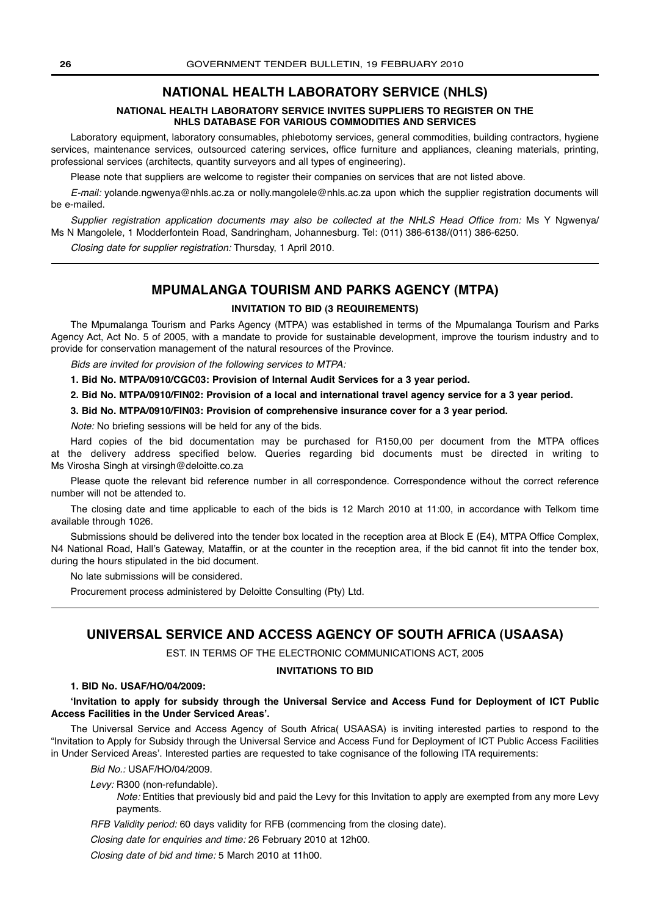## NATIONAL HEALTH LABORATORY SERVICE (NHLS)

### NATIONAL HEALTH LABORATORY SERVICE INVITES SUPPLIERS TO REGISTER ON THE NHLS DATABASE FOR VARIOUS COMMODITIES AND SERVICES

Laboratory equipment, laboratory consumables, phlebotomy services, general commodities, building contractors, hygiene services, maintenance services, outsourced catering services, office furniture and appliances, cleaning materials, printing, professional services (architects, quantity surveyors and all types of engineering).

Please note that suppliers are welcome to register their companies on services that are not listed above.

*E-mail:* yolande.ngwenya@nhls.ac.za or nolly.mangolele@nhls.ac.za upon which the supplier registration documents will be e-mailed.

*Supplier registration application documents may also be collected at the NHLS Head Office from:* Ms Y Ngwenya/ Ms N Mangolele, 1 Modderfontein Road, Sandringham, Johannesburg. Tel: (011) 386-6138/(011) 386-6250.

*Closing date for supplier registration:* Thursday, 1 April 2010.

---

## MPUMALANGA TOURISM AND PARKS AGENCY (MTPA)

### INVITATION TO BID (3 REQUIREMENTS)

The Mpumalanga Tourism and Parks Agency (MTPA) was established in terms of the Mpumalanga Tourism and Parks Agency Act, Act No. 5 of 2005, with a mandate to provide for sustainable development, improve the tourism industry and to provide for conservation management of the natural resources of the Province.

*Bids are invited for provision of the following services to MTPA:*

**1. Bid No. MTPA/0910/CGC03: Provision of Internal Audit Services for a 3 year period.**

**2. Bid No. MTPA/0910/FIN02: Provision of a local and international travel agency service for a 3 year period.**

**3. Bid No. MTPA/0910/FIN03: Provision of comprehensive insurance cover for a 3 year period.**

*Note:* No briefing sessions will be held for any of the bids.

Hard copies of the bid documentation may be purchased for R150,00 per document from the MTPA offices at the delivery address specified below. Queries regarding bid documents must be directed in writing to Ms Virosha Singh at virsingh@deloitte.co.za

Please quote the relevant bid reference number in all correspondence. Correspondence without the correct reference number will not be attended to.

The closing date and time applicable to each of the bids is 12 March 2010 at 11:00, in accordance with Telkom time available through 1026.

Submissions should be delivered into the tender box located in the reception area at Block E (E4), MTPA Office Complex, N4 National Road, Hall's Gateway, Mataffin, or at the counter in the reception area, if the bid cannot fit into the tender box, during the hours stipulated in the bid document.

No late submissions will be considered.

Procurement process administered by Deloitte Consulting (Pty) Ltd.

---

## UNIVERSAL SERVICE AND ACCESS AGENCY OF SOUTH AFRICA (USAASA)

EST. IN TERMS OF THE ELECTRONIC COMMUNICATIONS ACT, 2005

### INVITATIONS TO BID

**1. BID No. USAF/HO/04/2009:**

**'Invitation to apply for subsidy through the Universal Service and Access Fund for Deployment of ICT Public Access Facilities in the Under Serviced Areas'.**

The Universal Service and Access Agency of South Africa( USAASA) is inviting interested parties to respond to the "Invitation to Apply for Subsidy through the Universal Service and Access Fund for Deployment of ICT Public Access Facilities in Under Serviced Areas'. Interested parties are requested to take cognisance of the following ITA requirements:

*Bid No.:* USAF/HO/04/2009.

*Levy:* R300 (non-refundable).

*Note:* Entities that previously bid and paid the Levy for this Invitation to apply are exempted from any more Levy payments.

*RFB Validity period:* 60 days validity for RFB (commencing from the closing date).

*Closing date for enquiries and time:* 26 February 2010 at 12h00.

*Closing date of bid and time:* 5 March 2010 at 11h00.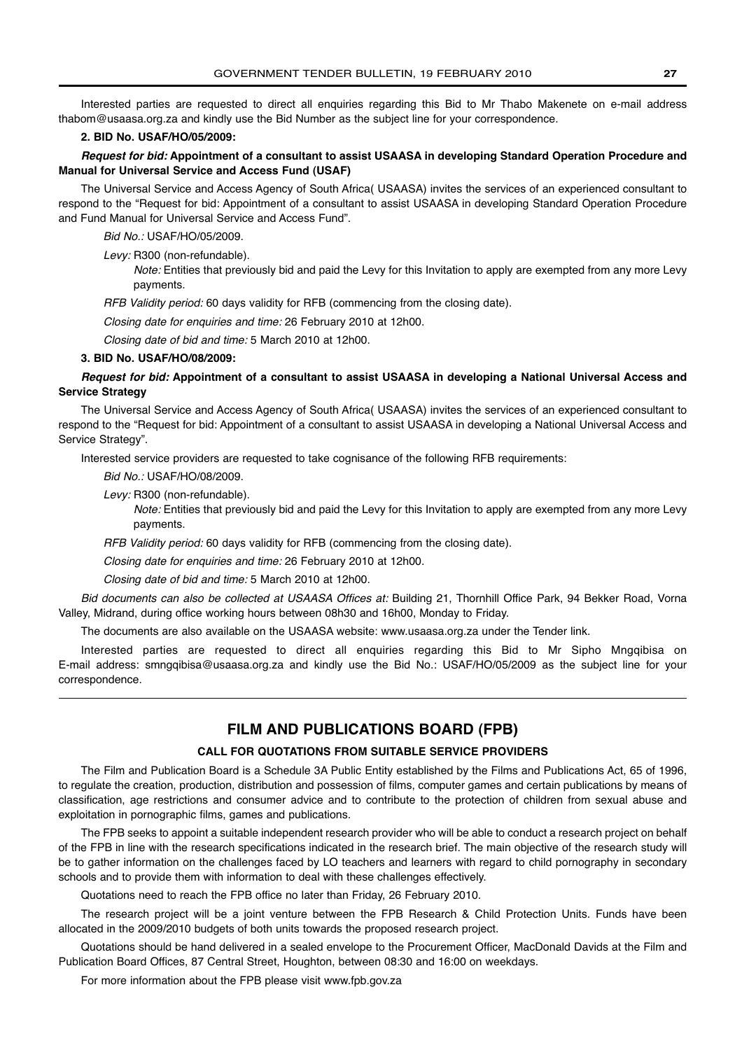Interested parties are requested to direct all enquiries regarding this Bid to Mr Thabo Makenete on e-mail address thabom@usaasa.org.za and kindly use the Bid Number as the subject line for your correspondence.

**2. BID No. USAF/HO/05/2009:**

***Request for bid:* Appointment of a consultant to assist USAASA in developing Standard Operation Procedure and Manual for Universal Service and Access Fund (USAF)**

The Universal Service and Access Agency of South Africa( USAASA) invites the services of an experienced consultant to respond to the "Request for bid: Appointment of a consultant to assist USAASA in developing Standard Operation Procedure and Fund Manual for Universal Service and Access Fund".

*Bid No.:* USAF/HO/05/2009.

*Levy:* R300 (non-refundable).

*Note:* Entities that previously bid and paid the Levy for this Invitation to apply are exempted from any more Levy payments.

*RFB Validity period:* 60 days validity for RFB (commencing from the closing date).

*Closing date for enquiries and time:* 26 February 2010 at 12h00.

*Closing date of bid and time:* 5 March 2010 at 12h00.

**3. BID No. USAF/HO/08/2009:**

***Request for bid:* Appointment of a consultant to assist USAASA in developing a National Universal Access and Service Strategy**

The Universal Service and Access Agency of South Africa( USAASA) invites the services of an experienced consultant to respond to the "Request for bid: Appointment of a consultant to assist USAASA in developing a National Universal Access and Service Strategy".

Interested service providers are requested to take cognisance of the following RFB requirements:

*Bid No.:* USAF/HO/08/2009.

*Levy:* R300 (non-refundable).

*Note:* Entities that previously bid and paid the Levy for this Invitation to apply are exempted from any more Levy payments.

*RFB Validity period:* 60 days validity for RFB (commencing from the closing date).

*Closing date for enquiries and time:* 26 February 2010 at 12h00.

*Closing date of bid and time:* 5 March 2010 at 12h00.

*Bid documents can also be collected at USAASA Offices at:* Building 21, Thornhill Office Park, 94 Bekker Road, Vorna Valley, Midrand, during office working hours between 08h30 and 16h00, Monday to Friday.

The documents are also available on the USAASA website: www.usaasa.org.za under the Tender link.

Interested parties are requested to direct all enquiries regarding this Bid to Mr Sipho Mngqibisa on E-mail address: smngqibisa@usaasa.org.za and kindly use the Bid No.: USAF/HO/05/2009 as the subject line for your correspondence.

---

## FILM AND PUBLICATIONS BOARD (FPB)

### CALL FOR QUOTATIONS FROM SUITABLE SERVICE PROVIDERS

The Film and Publication Board is a Schedule 3A Public Entity established by the Films and Publications Act, 65 of 1996, to regulate the creation, production, distribution and possession of films, computer games and certain publications by means of classification, age restrictions and consumer advice and to contribute to the protection of children from sexual abuse and exploitation in pornographic films, games and publications.

The FPB seeks to appoint a suitable independent research provider who will be able to conduct a research project on behalf of the FPB in line with the research specifications indicated in the research brief. The main objective of the research study will be to gather information on the challenges faced by LO teachers and learners with regard to child pornography in secondary schools and to provide them with information to deal with these challenges effectively.

Quotations need to reach the FPB office no later than Friday, 26 February 2010.

The research project will be a joint venture between the FPB Research & Child Protection Units. Funds have been allocated in the 2009/2010 budgets of both units towards the proposed research project.

Quotations should be hand delivered in a sealed envelope to the Procurement Officer, MacDonald Davids at the Film and Publication Board Offices, 87 Central Street, Houghton, between 08:30 and 16:00 on weekdays.

For more information about the FPB please visit www.fpb.gov.za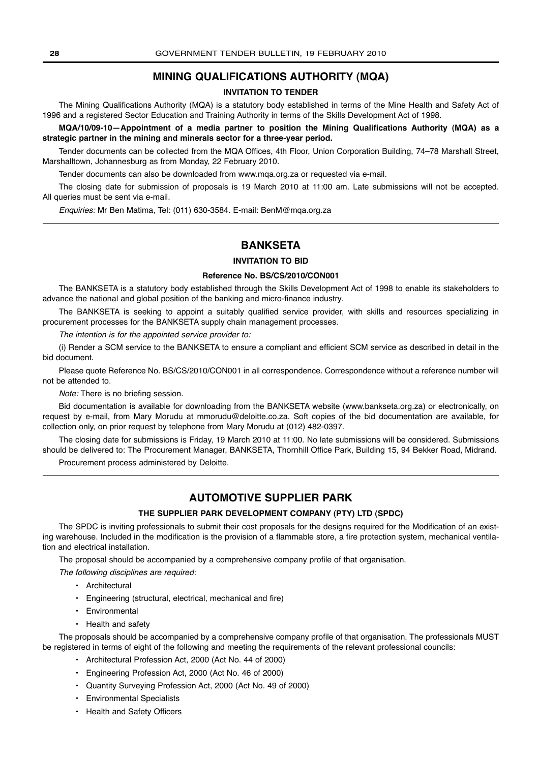## MINING QUALIFICATIONS AUTHORITY (MQA)

### INVITATION TO TENDER

The Mining Qualifications Authority (MQA) is a statutory body established in terms of the Mine Health and Safety Act of 1996 and a registered Sector Education and Training Authority in terms of the Skills Development Act of 1998.

**MQA/10/09-10—Appointment of a media partner to position the Mining Qualifications Authority (MQA) as a strategic partner in the mining and minerals sector for a three-year period.**

Tender documents can be collected from the MQA Offices, 4th Floor, Union Corporation Building, 74–78 Marshall Street, Marshalltown, Johannesburg as from Monday, 22 February 2010.

Tender documents can also be downloaded from www.mqa.org.za or requested via e-mail.

The closing date for submission of proposals is 19 March 2010 at 11:00 am. Late submissions will not be accepted. All queries must be sent via e-mail.

*Enquiries:* Mr Ben Matima, Tel: (011) 630-3584. E-mail: BenM@mqa.org.za

---

## BANKSETA

### INVITATION TO BID

#### Reference No. BS/CS/2010/CON001

The BANKSETA is a statutory body established through the Skills Development Act of 1998 to enable its stakeholders to advance the national and global position of the banking and micro-finance industry.

The BANKSETA is seeking to appoint a suitably qualified service provider, with skills and resources specializing in procurement processes for the BANKSETA supply chain management processes.

*The intention is for the appointed service provider to:*

(i) Render a SCM service to the BANKSETA to ensure a compliant and efficient SCM service as described in detail in the bid document.

Please quote Reference No. BS/CS/2010/CON001 in all correspondence. Correspondence without a reference number will not be attended to.

*Note:* There is no briefing session.

Bid documentation is available for downloading from the BANKSETA website (www.bankseta.org.za) or electronically, on request by e-mail, from Mary Morudu at mmorudu@deloitte.co.za. Soft copies of the bid documentation are available, for collection only, on prior request by telephone from Mary Morudu at (012) 482-0397.

The closing date for submissions is Friday, 19 March 2010 at 11:00. No late submissions will be considered. Submissions should be delivered to: The Procurement Manager, BANKSETA, Thornhill Office Park, Building 15, 94 Bekker Road, Midrand.

Procurement process administered by Deloitte.

---

## AUTOMOTIVE SUPPLIER PARK

### THE SUPPLIER PARK DEVELOPMENT COMPANY (PTY) LTD (SPDC)

The SPDC is inviting professionals to submit their cost proposals for the designs required for the Modification of an existing warehouse. Included in the modification is the provision of a flammable store, a fire protection system, mechanical ventilation and electrical installation.

The proposal should be accompanied by a comprehensive company profile of that organisation.

*The following disciplines are required:*

- Architectural
- Engineering (structural, electrical, mechanical and fire)
- Environmental
- Health and safety

The proposals should be accompanied by a comprehensive company profile of that organisation. The professionals MUST be registered in terms of eight of the following and meeting the requirements of the relevant professional councils:

- Architectural Profession Act, 2000 (Act No. 44 of 2000)
- Engineering Profession Act, 2000 (Act No. 46 of 2000)
- Quantity Surveying Profession Act, 2000 (Act No. 49 of 2000)
- Environmental Specialists
- Health and Safety Officers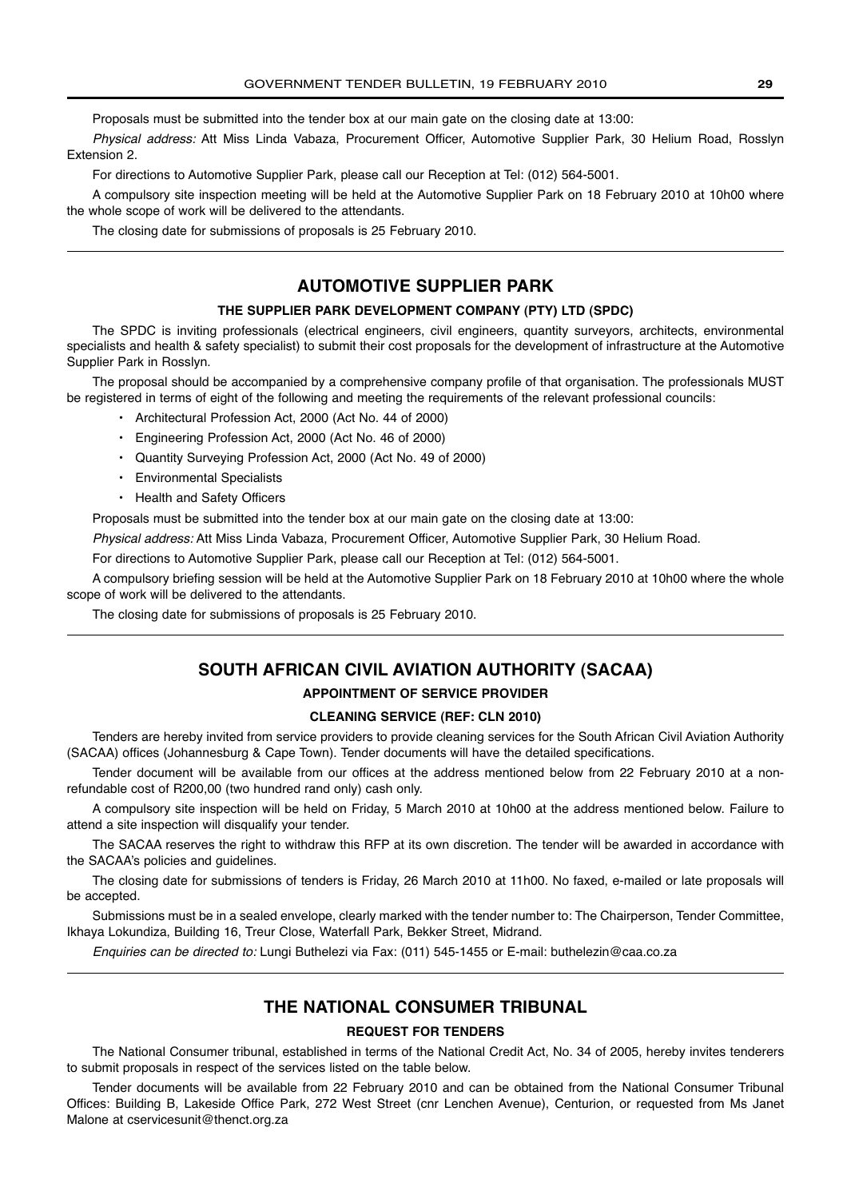Proposals must be submitted into the tender box at our main gate on the closing date at 13:00:

*Physical address:* Att Miss Linda Vabaza, Procurement Officer, Automotive Supplier Park, 30 Helium Road, Rosslyn Extension 2.

For directions to Automotive Supplier Park, please call our Reception at Tel: (012) 564-5001.

A compulsory site inspection meeting will be held at the Automotive Supplier Park on 18 February 2010 at 10h00 where the whole scope of work will be delivered to the attendants.

The closing date for submissions of proposals is 25 February 2010.

---

## AUTOMOTIVE SUPPLIER PARK

### THE SUPPLIER PARK DEVELOPMENT COMPANY (PTY) LTD (SPDC)

The SPDC is inviting professionals (electrical engineers, civil engineers, quantity surveyors, architects, environmental specialists and health & safety specialist) to submit their cost proposals for the development of infrastructure at the Automotive Supplier Park in Rosslyn.

The proposal should be accompanied by a comprehensive company profile of that organisation. The professionals MUST be registered in terms of eight of the following and meeting the requirements of the relevant professional councils:

- Architectural Profession Act, 2000 (Act No. 44 of 2000)
- Engineering Profession Act, 2000 (Act No. 46 of 2000)
- Quantity Surveying Profession Act, 2000 (Act No. 49 of 2000)
- Environmental Specialists
- Health and Safety Officers

Proposals must be submitted into the tender box at our main gate on the closing date at 13:00:

*Physical address:* Att Miss Linda Vabaza, Procurement Officer, Automotive Supplier Park, 30 Helium Road.

For directions to Automotive Supplier Park, please call our Reception at Tel: (012) 564-5001.

A compulsory briefing session will be held at the Automotive Supplier Park on 18 February 2010 at 10h00 where the whole scope of work will be delivered to the attendants.

The closing date for submissions of proposals is 25 February 2010.

---

## SOUTH AFRICAN CIVIL AVIATION AUTHORITY (SACAA)

### APPOINTMENT OF SERVICE PROVIDER

### CLEANING SERVICE (REF: CLN 2010)

Tenders are hereby invited from service providers to provide cleaning services for the South African Civil Aviation Authority (SACAA) offices (Johannesburg & Cape Town). Tender documents will have the detailed specifications.

Tender document will be available from our offices at the address mentioned below from 22 February 2010 at a non-refundable cost of R200,00 (two hundred rand only) cash only.

A compulsory site inspection will be held on Friday, 5 March 2010 at 10h00 at the address mentioned below. Failure to attend a site inspection will disqualify your tender.

The SACAA reserves the right to withdraw this RFP at its own discretion. The tender will be awarded in accordance with the SACAA's policies and guidelines.

The closing date for submissions of tenders is Friday, 26 March 2010 at 11h00. No faxed, e-mailed or late proposals will be accepted.

Submissions must be in a sealed envelope, clearly marked with the tender number to: The Chairperson, Tender Committee, Ikhaya Lokundiza, Building 16, Treur Close, Waterfall Park, Bekker Street, Midrand.

*Enquiries can be directed to:* Lungi Buthelezi via Fax: (011) 545-1455 or E-mail: buthelezin@caa.co.za

---

## THE NATIONAL CONSUMER TRIBUNAL

### REQUEST FOR TENDERS

The National Consumer tribunal, established in terms of the National Credit Act, No. 34 of 2005, hereby invites tenderers to submit proposals in respect of the services listed on the table below.

Tender documents will be available from 22 February 2010 and can be obtained from the National Consumer Tribunal Offices: Building B, Lakeside Office Park, 272 West Street (cnr Lenchen Avenue), Centurion, or requested from Ms Janet Malone at cservicesunit@thenct.org.za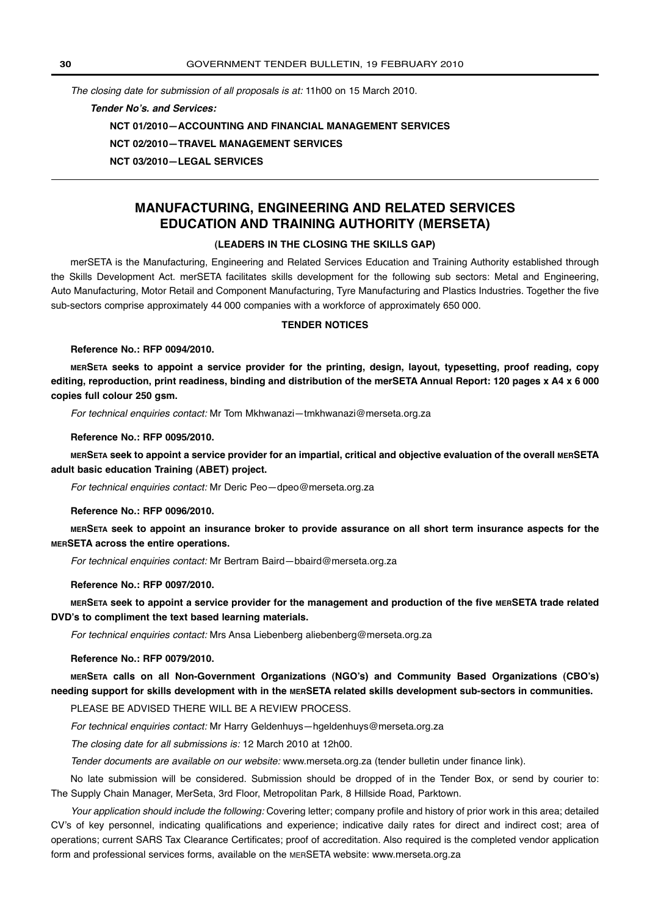*The closing date for submission of all proposals is at:* 11h00 on 15 March 2010.

***Tender No's. and Services:***

**NCT 01/2010—ACCOUNTING AND FINANCIAL MANAGEMENT SERVICES**

**NCT 02/2010—TRAVEL MANAGEMENT SERVICES**

**NCT 03/2010—LEGAL SERVICES**

---

## MANUFACTURING, ENGINEERING AND RELATED SERVICES EDUCATION AND TRAINING AUTHORITY (MERSETA)

**(LEADERS IN THE CLOSING THE SKILLS GAP)**

merSETA is the Manufacturing, Engineering and Related Services Education and Training Authority established through the Skills Development Act. merSETA facilitates skills development for the following sub sectors: Metal and Engineering, Auto Manufacturing, Motor Retail and Component Manufacturing, Tyre Manufacturing and Plastics Industries. Together the five sub-sectors comprise approximately 44 000 companies with a workforce of approximately 650 000.

**TENDER NOTICES**

**Reference No.: RFP 0094/2010.**

**MERSETA seeks to appoint a service provider for the printing, design, layout, typesetting, proof reading, copy editing, reproduction, print readiness, binding and distribution of the merSETA Annual Report: 120 pages x A4 x 6 000 copies full colour 250 gsm.**

*For technical enquiries contact:* Mr Tom Mkhwanazi—tmkhwanazi@merseta.org.za

**Reference No.: RFP 0095/2010.**

**MERSETA seek to appoint a service provider for an impartial, critical and objective evaluation of the overall MERSETA adult basic education Training (ABET) project.**

*For technical enquiries contact:* Mr Deric Peo—dpeo@merseta.org.za

**Reference No.: RFP 0096/2010.**

**MERSETA seek to appoint an insurance broker to provide assurance on all short term insurance aspects for the MERSETA across the entire operations.**

*For technical enquiries contact:* Mr Bertram Baird—bbaird@merseta.org.za

**Reference No.: RFP 0097/2010.**

**MERSETA seek to appoint a service provider for the management and production of the five MERSETA trade related DVD's to compliment the text based learning materials.**

*For technical enquiries contact:* Mrs Ansa Liebenberg aliebenberg@merseta.org.za

**Reference No.: RFP 0079/2010.**

**MERSETA calls on all Non-Government Organizations (NGO's) and Community Based Organizations (CBO's) needing support for skills development with in the MERSETA related skills development sub-sectors in communities.**

PLEASE BE ADVISED THERE WILL BE A REVIEW PROCESS.

*For technical enquiries contact:* Mr Harry Geldenhuys—hgeldenhuys@merseta.org.za

*The closing date for all submissions is:* 12 March 2010 at 12h00.

*Tender documents are available on our website:* www.merseta.org.za (tender bulletin under finance link).

No late submission will be considered. Submission should be dropped of in the Tender Box, or send by courier to: The Supply Chain Manager, MerSeta, 3rd Floor, Metropolitan Park, 8 Hillside Road, Parktown.

*Your application should include the following:* Covering letter; company profile and history of prior work in this area; detailed CV's of key personnel, indicating qualifications and experience; indicative daily rates for direct and indirect cost; area of operations; current SARS Tax Clearance Certificates; proof of accreditation. Also required is the completed vendor application form and professional services forms, available on the MERSETA website: www.merseta.org.za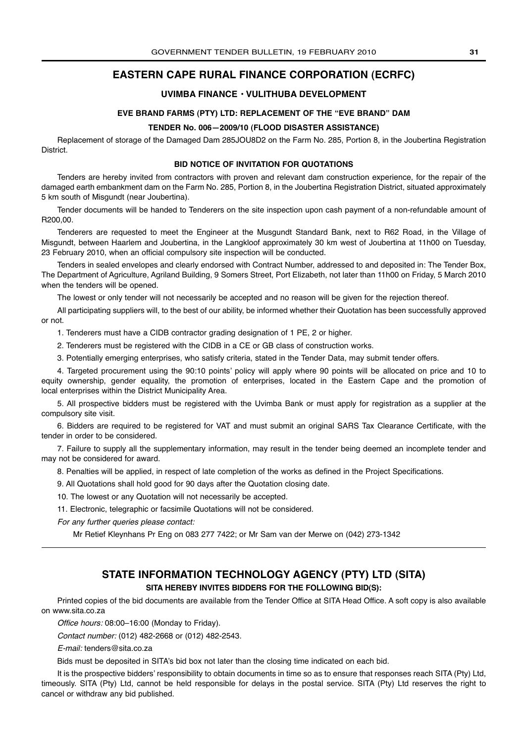## EASTERN CAPE RURAL FINANCE CORPORATION (ECRFC)

### UVIMBA FINANCE • VULITHUBA DEVELOPMENT

#### EVE BRAND FARMS (PTY) LTD: REPLACEMENT OF THE "EVE BRAND" DAM

#### TENDER No. 006—2009/10 (FLOOD DISASTER ASSISTANCE)

Replacement of storage of the Damaged Dam 285JOU8D2 on the Farm No. 285, Portion 8, in the Joubertina Registration District.

#### BID NOTICE OF INVITATION FOR QUOTATIONS

Tenders are hereby invited from contractors with proven and relevant dam construction experience, for the repair of the damaged earth embankment dam on the Farm No. 285, Portion 8, in the Joubertina Registration District, situated approximately 5 km south of Misgundt (near Joubertina).

Tender documents will be handed to Tenderers on the site inspection upon cash payment of a non-refundable amount of R200,00.

Tenderers are requested to meet the Engineer at the Musgundt Standard Bank, next to R62 Road, in the Village of Misgundt, between Haarlem and Joubertina, in the Langkloof approximately 30 km west of Joubertina at 11h00 on Tuesday, 23 February 2010, when an official compulsory site inspection will be conducted.

Tenders in sealed envelopes and clearly endorsed with Contract Number, addressed to and deposited in: The Tender Box, The Department of Agriculture, Agriland Building, 9 Somers Street, Port Elizabeth, not later than 11h00 on Friday, 5 March 2010 when the tenders will be opened.

The lowest or only tender will not necessarily be accepted and no reason will be given for the rejection thereof.

All participating suppliers will, to the best of our ability, be informed whether their Quotation has been successfully approved or not.

1. Tenderers must have a CIDB contractor grading designation of 1 PE, 2 or higher.

2. Tenderers must be registered with the CIDB in a CE or GB class of construction works.

3. Potentially emerging enterprises, who satisfy criteria, stated in the Tender Data, may submit tender offers.

4. Targeted procurement using the 90:10 points' policy will apply where 90 points will be allocated on price and 10 to equity ownership, gender equality, the promotion of enterprises, located in the Eastern Cape and the promotion of local enterprises within the District Municipality Area.

5. All prospective bidders must be registered with the Uvimba Bank or must apply for registration as a supplier at the compulsory site visit.

6. Bidders are required to be registered for VAT and must submit an original SARS Tax Clearance Certificate, with the tender in order to be considered.

7. Failure to supply all the supplementary information, may result in the tender being deemed an incomplete tender and may not be considered for award.

8. Penalties will be applied, in respect of late completion of the works as defined in the Project Specifications.

9. All Quotations shall hold good for 90 days after the Quotation closing date.

10. The lowest or any Quotation will not necessarily be accepted.

11. Electronic, telegraphic or facsimile Quotations will not be considered.

*For any further queries please contact:*

Mr Retief Kleynhans Pr Eng on 083 277 7422; or Mr Sam van der Merwe on (042) 273-1342

---

## STATE INFORMATION TECHNOLOGY AGENCY (PTY) LTD (SITA)

#### SITA HEREBY INVITES BIDDERS FOR THE FOLLOWING BID(S):

Printed copies of the bid documents are available from the Tender Office at SITA Head Office. A soft copy is also available on www.sita.co.za

*Office hours:* 08:00–16:00 (Monday to Friday).

*Contact number:* (012) 482-2668 or (012) 482-2543.

*E-mail:* tenders@sita.co.za

Bids must be deposited in SITA's bid box not later than the closing time indicated on each bid.

It is the prospective bidders' responsibility to obtain documents in time so as to ensure that responses reach SITA (Pty) Ltd, timeously. SITA (Pty) Ltd, cannot be held responsible for delays in the postal service. SITA (Pty) Ltd reserves the right to cancel or withdraw any bid published.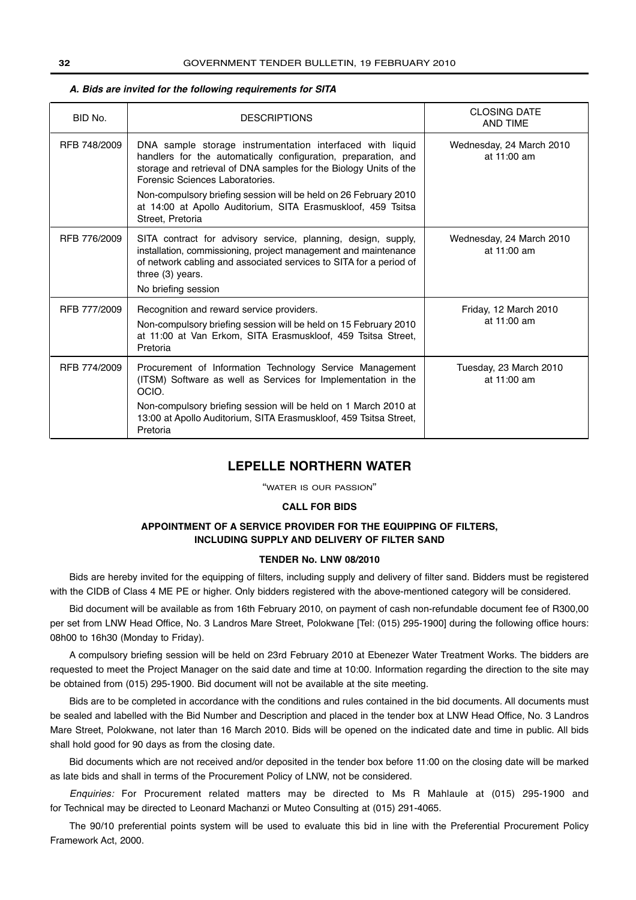***A. Bids are invited for the following requirements for SITA***

| BID No. | DESCRIPTIONS | CLOSING DATE AND TIME |
|---|---|---|
| RFB 748/2009 | DNA sample storage instrumentation interfaced with liquid handlers for the automatically configuration, preparation, and storage and retrieval of DNA samples for the Biology Units of the Forensic Sciences Laboratories.<br>Non-compulsory briefing session will be held on 26 February 2010 at 14:00 at Apollo Auditorium, SITA Erasmuskloof, 459 Tsitsa Street, Pretoria | Wednesday, 24 March 2010 at 11:00 am |
| RFB 776/2009 | SITA contract for advisory service, planning, design, supply, installation, commissioning, project management and maintenance of network cabling and associated services to SITA for a period of three (3) years.<br>No briefing session | Wednesday, 24 March 2010 at 11:00 am |
| RFB 777/2009 | Recognition and reward service providers.<br>Non-compulsory briefing session will be held on 15 February 2010 at 11:00 at Van Erkom, SITA Erasmuskloof, 459 Tsitsa Street, Pretoria | Friday, 12 March 2010 at 11:00 am |
| RFB 774/2009 | Procurement of Information Technology Service Management (ITSM) Software as well as Services for Implementation in the OCIO.<br>Non-compulsory briefing session will be held on 1 March 2010 at 13:00 at Apollo Auditorium, SITA Erasmuskloof, 459 Tsitsa Street, Pretoria | Tuesday, 23 March 2010 at 11:00 am |

## LEPELLE NORTHERN WATER

"WATER IS OUR PASSION"

**CALL FOR BIDS**

**APPOINTMENT OF A SERVICE PROVIDER FOR THE EQUIPPING OF FILTERS, INCLUDING SUPPLY AND DELIVERY OF FILTER SAND**

**TENDER No. LNW 08/2010**

Bids are hereby invited for the equipping of filters, including supply and delivery of filter sand. Bidders must be registered with the CIDB of Class 4 ME PE or higher. Only bidders registered with the above-mentioned category will be considered.

Bid document will be available as from 16th February 2010, on payment of cash non-refundable document fee of R300,00 per set from LNW Head Office, No. 3 Landros Mare Street, Polokwane [Tel: (015) 295-1900] during the following office hours: 08h00 to 16h30 (Monday to Friday).

A compulsory briefing session will be held on 23rd February 2010 at Ebenezer Water Treatment Works. The bidders are requested to meet the Project Manager on the said date and time at 10:00. Information regarding the direction to the site may be obtained from (015) 295-1900. Bid document will not be available at the site meeting.

Bids are to be completed in accordance with the conditions and rules contained in the bid documents. All documents must be sealed and labelled with the Bid Number and Description and placed in the tender box at LNW Head Office, No. 3 Landros Mare Street, Polokwane, not later than 16 March 2010. Bids will be opened on the indicated date and time in public. All bids shall hold good for 90 days as from the closing date.

Bid documents which are not received and/or deposited in the tender box before 11:00 on the closing date will be marked as late bids and shall in terms of the Procurement Policy of LNW, not be considered.

*Enquiries:* For Procurement related matters may be directed to Ms R Mahlaule at (015) 295-1900 and for Technical may be directed to Leonard Machanzi or Muteo Consulting at (015) 291-4065.

The 90/10 preferential points system will be used to evaluate this bid in line with the Preferential Procurement Policy Framework Act, 2000.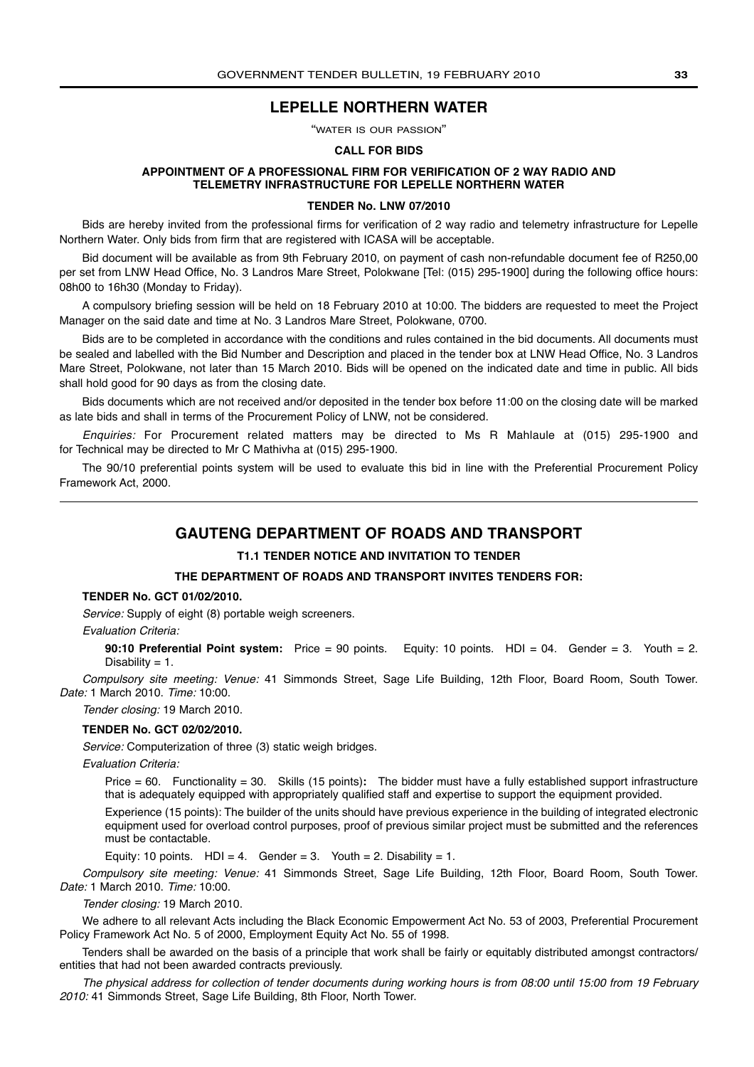## LEPELLE NORTHERN WATER

"WATER IS OUR PASSION"

**CALL FOR BIDS**

**APPOINTMENT OF A PROFESSIONAL FIRM FOR VERIFICATION OF 2 WAY RADIO AND TELEMETRY INFRASTRUCTURE FOR LEPELLE NORTHERN WATER**

**TENDER No. LNW 07/2010**

Bids are hereby invited from the professional firms for verification of 2 way radio and telemetry infrastructure for Lepelle Northern Water. Only bids from firm that are registered with ICASA will be acceptable.

Bid document will be available as from 9th February 2010, on payment of cash non-refundable document fee of R250,00 per set from LNW Head Office, No. 3 Landros Mare Street, Polokwane [Tel: (015) 295-1900] during the following office hours: 08h00 to 16h30 (Monday to Friday).

A compulsory briefing session will be held on 18 February 2010 at 10:00. The bidders are requested to meet the Project Manager on the said date and time at No. 3 Landros Mare Street, Polokwane, 0700.

Bids are to be completed in accordance with the conditions and rules contained in the bid documents. All documents must be sealed and labelled with the Bid Number and Description and placed in the tender box at LNW Head Office, No. 3 Landros Mare Street, Polokwane, not later than 15 March 2010. Bids will be opened on the indicated date and time in public. All bids shall hold good for 90 days as from the closing date.

Bids documents which are not received and/or deposited in the tender box before 11:00 on the closing date will be marked as late bids and shall in terms of the Procurement Policy of LNW, not be considered.

*Enquiries:* For Procurement related matters may be directed to Ms R Mahlaule at (015) 295-1900 and for Technical may be directed to Mr C Mathivha at (015) 295-1900.

The 90/10 preferential points system will be used to evaluate this bid in line with the Preferential Procurement Policy Framework Act, 2000.

---

## GAUTENG DEPARTMENT OF ROADS AND TRANSPORT

**T1.1 TENDER NOTICE AND INVITATION TO TENDER**

**THE DEPARTMENT OF ROADS AND TRANSPORT INVITES TENDERS FOR:**

**TENDER No. GCT 01/02/2010.**

*Service:* Supply of eight (8) portable weigh screeners.

*Evaluation Criteria:*

**90:10 Preferential Point system:** Price = 90 points. Equity: 10 points. HDI = 04. Gender = 3. Youth = 2. Disability = 1.

*Compulsory site meeting: Venue:* 41 Simmonds Street, Sage Life Building, 12th Floor, Board Room, South Tower. *Date:* 1 March 2010. *Time:* 10:00.

*Tender closing:* 19 March 2010.

**TENDER No. GCT 02/02/2010.**

*Service:* Computerization of three (3) static weigh bridges.

*Evaluation Criteria:*

Price = 60. Functionality = 30. Skills (15 points)**:** The bidder must have a fully established support infrastructure that is adequately equipped with appropriately qualified staff and expertise to support the equipment provided.

Experience (15 points): The builder of the units should have previous experience in the building of integrated electronic equipment used for overload control purposes, proof of previous similar project must be submitted and the references must be contactable.

Equity: 10 points. HDI = 4. Gender = 3. Youth = 2. Disability = 1.

*Compulsory site meeting: Venue:* 41 Simmonds Street, Sage Life Building, 12th Floor, Board Room, South Tower. *Date:* 1 March 2010. *Time:* 10:00.

*Tender closing:* 19 March 2010.

We adhere to all relevant Acts including the Black Economic Empowerment Act No. 53 of 2003, Preferential Procurement Policy Framework Act No. 5 of 2000, Employment Equity Act No. 55 of 1998.

Tenders shall be awarded on the basis of a principle that work shall be fairly or equitably distributed amongst contractors/entities that had not been awarded contracts previously.

*The physical address for collection of tender documents during working hours is from 08:00 until 15:00 from 19 February 2010:* 41 Simmonds Street, Sage Life Building, 8th Floor, North Tower.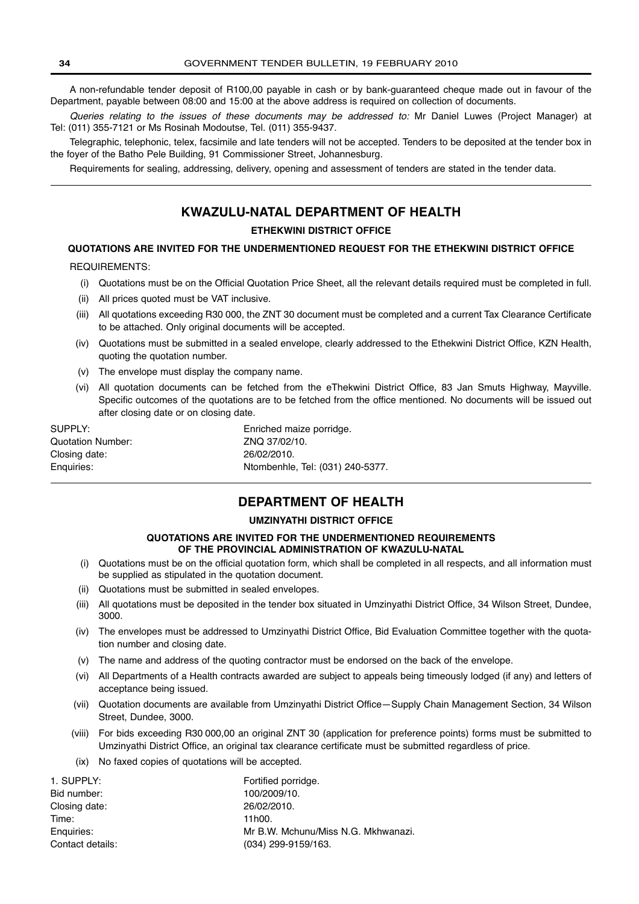A non-refundable tender deposit of R100,00 payable in cash or by bank-guaranteed cheque made out in favour of the Department, payable between 08:00 and 15:00 at the above address is required on collection of documents.

*Queries relating to the issues of these documents may be addressed to:* Mr Daniel Luwes (Project Manager) at Tel: (011) 355-7121 or Ms Rosinah Modoutse, Tel. (011) 355-9437.

Telegraphic, telephonic, telex, facsimile and late tenders will not be accepted. Tenders to be deposited at the tender box in the foyer of the Batho Pele Building, 91 Commissioner Street, Johannesburg.

Requirements for sealing, addressing, delivery, opening and assessment of tenders are stated in the tender data.

---

## KWAZULU-NATAL DEPARTMENT OF HEALTH

### ETHEKWINI DISTRICT OFFICE

**QUOTATIONS ARE INVITED FOR THE UNDERMENTIONED REQUEST FOR THE ETHEKWINI DISTRICT OFFICE**

REQUIREMENTS:

(i) Quotations must be on the Official Quotation Price Sheet, all the relevant details required must be completed in full.

(ii) All prices quoted must be VAT inclusive.

(iii) All quotations exceeding R30 000, the ZNT 30 document must be completed and a current Tax Clearance Certificate to be attached. Only original documents will be accepted.

(iv) Quotations must be submitted in a sealed envelope, clearly addressed to the Ethekwini District Office, KZN Health, quoting the quotation number.

(v) The envelope must display the company name.

(vi) All quotation documents can be fetched from the eThekwini District Office, 83 Jan Smuts Highway, Mayville. Specific outcomes of the quotations are to be fetched from the office mentioned. No documents will be issued out after closing date or on closing date.

SUPPLY: Enriched maize porridge.
Quotation Number: ZNQ 37/02/10.
Closing date: 26/02/2010.
Enquiries: Ntombenhle, Tel: (031) 240-5377.

---

## DEPARTMENT OF HEALTH

### UMZINYATHI DISTRICT OFFICE

**QUOTATIONS ARE INVITED FOR THE UNDERMENTIONED REQUIREMENTS OF THE PROVINCIAL ADMINISTRATION OF KWAZULU-NATAL**

(i) Quotations must be on the official quotation form, which shall be completed in all respects, and all information must be supplied as stipulated in the quotation document.

(ii) Quotations must be submitted in sealed envelopes.

(iii) All quotations must be deposited in the tender box situated in Umzinyathi District Office, 34 Wilson Street, Dundee, 3000.

(iv) The envelopes must be addressed to Umzinyathi District Office, Bid Evaluation Committee together with the quotation number and closing date.

(v) The name and address of the quoting contractor must be endorsed on the back of the envelope.

(vi) All Departments of a Health contracts awarded are subject to appeals being timeously lodged (if any) and letters of acceptance being issued.

(vii) Quotation documents are available from Umzinyathi District Office—Supply Chain Management Section, 34 Wilson Street, Dundee, 3000.

(viii) For bids exceeding R30 000,00 an original ZNT 30 (application for preference points) forms must be submitted to Umzinyathi District Office, an original tax clearance certificate must be submitted regardless of price.

(ix) No faxed copies of quotations will be accepted.

1. SUPPLY: Fortified porridge.
Bid number: 100/2009/10.
Closing date: 26/02/2010.
Time: 11h00.
Enquiries: Mr B.W. Mchunu/Miss N.G. Mkhwanazi.
Contact details: (034) 299-9159/163.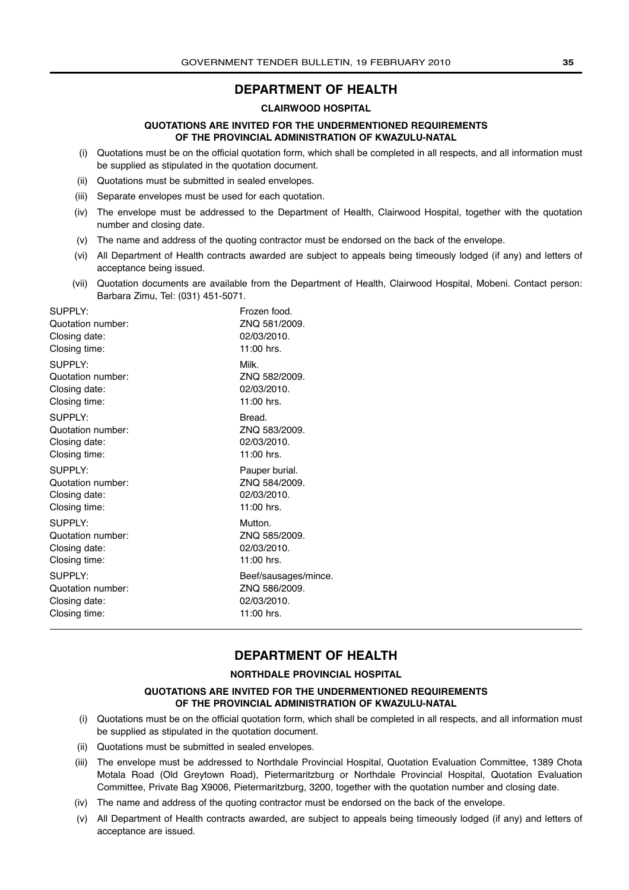## DEPARTMENT OF HEALTH

### CLAIRWOOD HOSPITAL

**QUOTATIONS ARE INVITED FOR THE UNDERMENTIONED REQUIREMENTS OF THE PROVINCIAL ADMINISTRATION OF KWAZULU-NATAL**

(i) Quotations must be on the official quotation form, which shall be completed in all respects, and all information must be supplied as stipulated in the quotation document.

(ii) Quotations must be submitted in sealed envelopes.

(iii) Separate envelopes must be used for each quotation.

(iv) The envelope must be addressed to the Department of Health, Clairwood Hospital, together with the quotation number and closing date.

(v) The name and address of the quoting contractor must be endorsed on the back of the envelope.

(vi) All Department of Health contracts awarded are subject to appeals being timeously lodged (if any) and letters of acceptance being issued.

(vii) Quotation documents are available from the Department of Health, Clairwood Hospital, Mobeni. Contact person: Barbara Zimu, Tel: (031) 451-5071.

SUPPLY: Frozen food.
Quotation number: ZNQ 581/2009.
Closing date: 02/03/2010.
Closing time: 11:00 hrs.

SUPPLY: Milk.
Quotation number: ZNQ 582/2009.
Closing date: 02/03/2010.
Closing time: 11:00 hrs.

SUPPLY: Bread.
Quotation number: ZNQ 583/2009.
Closing date: 02/03/2010.
Closing time: 11:00 hrs.

SUPPLY: Pauper burial.
Quotation number: ZNQ 584/2009.
Closing date: 02/03/2010.
Closing time: 11:00 hrs.

SUPPLY: Mutton.
Quotation number: ZNQ 585/2009.
Closing date: 02/03/2010.
Closing time: 11:00 hrs.

SUPPLY: Beef/sausages/mince.
Quotation number: ZNQ 586/2009.
Closing date: 02/03/2010.
Closing time: 11:00 hrs.

---

## DEPARTMENT OF HEALTH

### NORTHDALE PROVINCIAL HOSPITAL

**QUOTATIONS ARE INVITED FOR THE UNDERMENTIONED REQUIREMENTS OF THE PROVINCIAL ADMINISTRATION OF KWAZULU-NATAL**

(i) Quotations must be on the official quotation form, which shall be completed in all respects, and all information must be supplied as stipulated in the quotation document.

(ii) Quotations must be submitted in sealed envelopes.

(iii) The envelope must be addressed to Northdale Provincial Hospital, Quotation Evaluation Committee, 1389 Chota Motala Road (Old Greytown Road), Pietermaritzburg or Northdale Provincial Hospital, Quotation Evaluation Committee, Private Bag X9006, Pietermaritzburg, 3200, together with the quotation number and closing date.

(iv) The name and address of the quoting contractor must be endorsed on the back of the envelope.

(v) All Department of Health contracts awarded, are subject to appeals being timeously lodged (if any) and letters of acceptance are issued.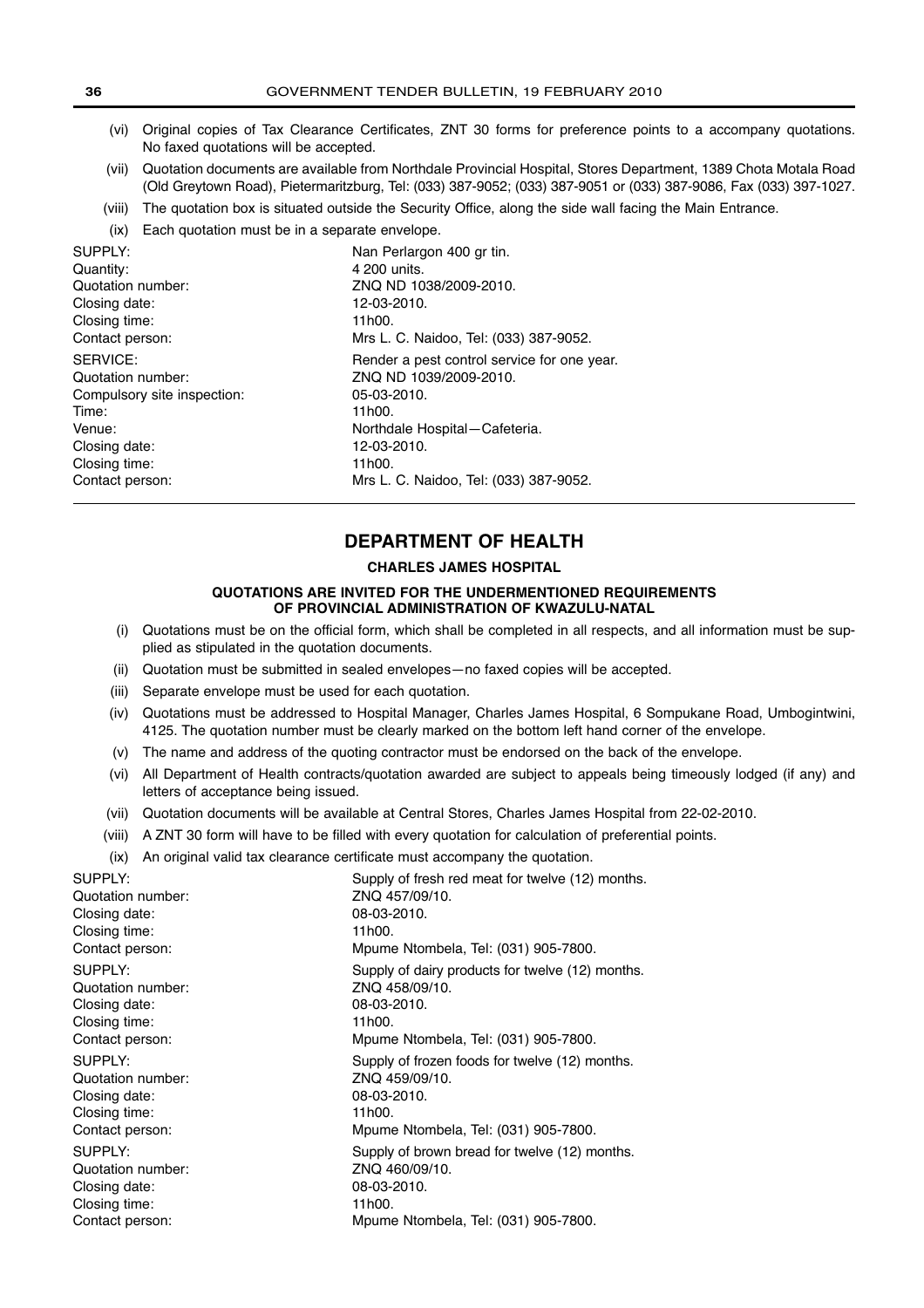(vi) Original copies of Tax Clearance Certificates, ZNT 30 forms for preference points to a accompany quotations. No faxed quotations will be accepted.

(vii) Quotation documents are available from Northdale Provincial Hospital, Stores Department, 1389 Chota Motala Road (Old Greytown Road), Pietermaritzburg, Tel: (033) 387-9052; (033) 387-9051 or (033) 387-9086, Fax (033) 397-1027.

(viii) The quotation box is situated outside the Security Office, along the side wall facing the Main Entrance.

(ix) Each quotation must be in a separate envelope.

| | |
|---|---|
| SUPPLY: | Nan Perlargon 400 gr tin. |
| Quantity: | 4 200 units. |
| Quotation number: | ZNQ ND 1038/2009-2010. |
| Closing date: | 12-03-2010. |
| Closing time: | 11h00. |
| Contact person: | Mrs L. C. Naidoo, Tel: (033) 387-9052. |
| SERVICE: | Render a pest control service for one year. |
| Quotation number: | ZNQ ND 1039/2009-2010. |
| Compulsory site inspection: | 05-03-2010. |
| Time: | 11h00. |
| Venue: | Northdale Hospital—Cafeteria. |
| Closing date: | 12-03-2010. |
| Closing time: | 11h00. |
| Contact person: | Mrs L. C. Naidoo, Tel: (033) 387-9052. |

---

## DEPARTMENT OF HEALTH

### CHARLES JAMES HOSPITAL

#### QUOTATIONS ARE INVITED FOR THE UNDERMENTIONED REQUIREMENTS OF PROVINCIAL ADMINISTRATION OF KWAZULU-NATAL

(i) Quotations must be on the official form, which shall be completed in all respects, and all information must be supplied as stipulated in the quotation documents.

(ii) Quotation must be submitted in sealed envelopes—no faxed copies will be accepted.

(iii) Separate envelope must be used for each quotation.

(iv) Quotations must be addressed to Hospital Manager, Charles James Hospital, 6 Sompukane Road, Umbogintwini, 4125. The quotation number must be clearly marked on the bottom left hand corner of the envelope.

(v) The name and address of the quoting contractor must be endorsed on the back of the envelope.

(vi) All Department of Health contracts/quotation awarded are subject to appeals being timeously lodged (if any) and letters of acceptance being issued.

(vii) Quotation documents will be available at Central Stores, Charles James Hospital from 22-02-2010.

(viii) A ZNT 30 form will have to be filled with every quotation for calculation of preferential points.

(ix) An original valid tax clearance certificate must accompany the quotation.

| | |
|---|---|
| SUPPLY: | Supply of fresh red meat for twelve (12) months. |
| Quotation number: | ZNQ 457/09/10. |
| Closing date: | 08-03-2010. |
| Closing time: | 11h00. |
| Contact person: | Mpume Ntombela, Tel: (031) 905-7800. |
| SUPPLY: | Supply of dairy products for twelve (12) months. |
| Quotation number: | ZNQ 458/09/10. |
| Closing date: | 08-03-2010. |
| Closing time: | 11h00. |
| Contact person: | Mpume Ntombela, Tel: (031) 905-7800. |
| SUPPLY: | Supply of frozen foods for twelve (12) months. |
| Quotation number: | ZNQ 459/09/10. |
| Closing date: | 08-03-2010. |
| Closing time: | 11h00. |
| Contact person: | Mpume Ntombela, Tel: (031) 905-7800. |
| SUPPLY: | Supply of brown bread for twelve (12) months. |
| Quotation number: | ZNQ 460/09/10. |
| Closing date: | 08-03-2010. |
| Closing time: | 11h00. |
| Contact person: | Mpume Ntombela, Tel: (031) 905-7800. |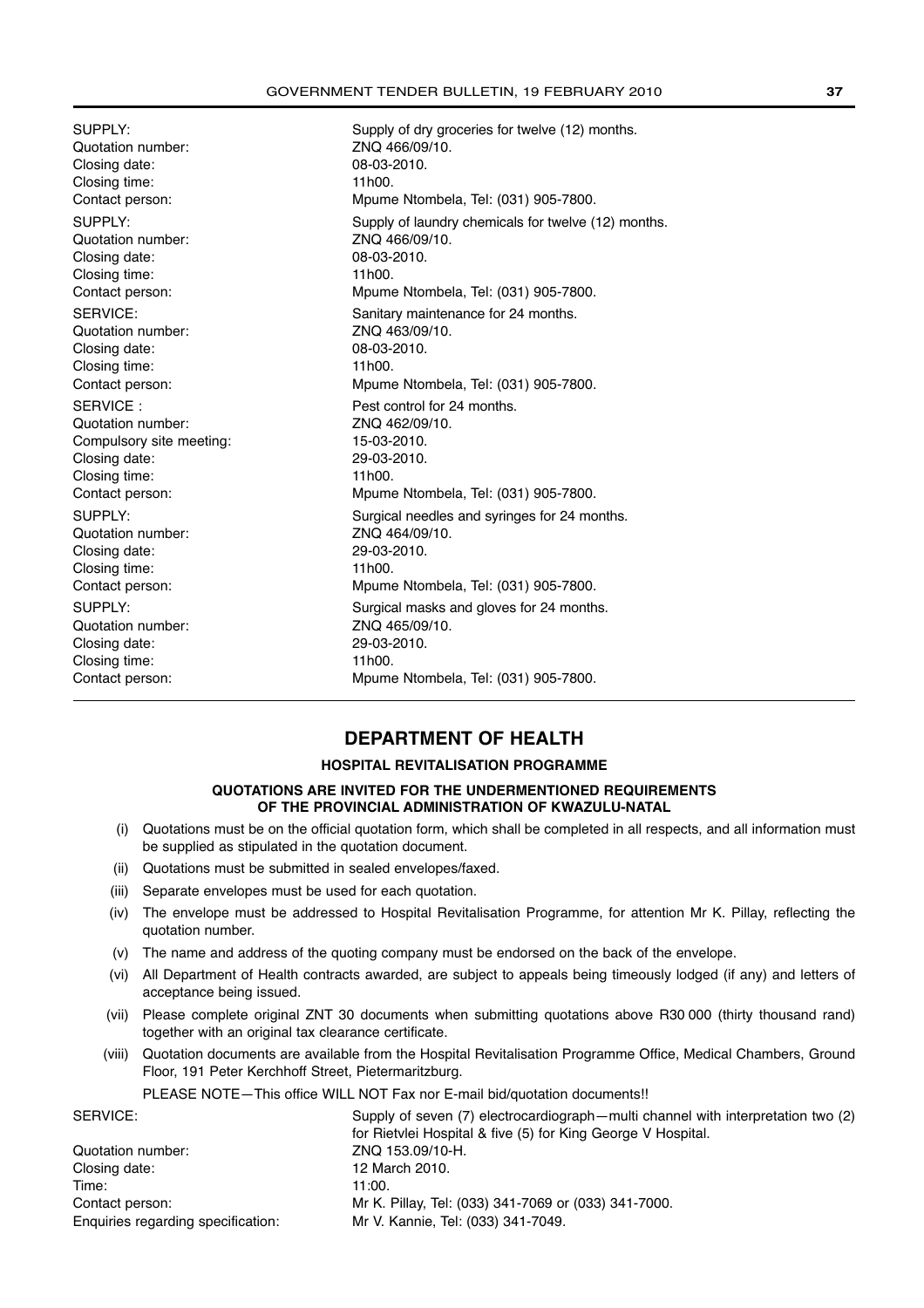SUPPLY: Supply of dry groceries for twelve (12) months.
Quotation number: ZNQ 466/09/10.
Closing date: 08-03-2010.
Closing time: 11h00.
Contact person: Mpume Ntombela, Tel: (031) 905-7800.

SUPPLY: Supply of laundry chemicals for twelve (12) months.
Quotation number: ZNQ 466/09/10.
Closing date: 08-03-2010.
Closing time: 11h00.
Contact person: Mpume Ntombela, Tel: (031) 905-7800.

SERVICE: Sanitary maintenance for 24 months.
Quotation number: ZNQ 463/09/10.
Closing date: 08-03-2010.
Closing time: 11h00.
Contact person: Mpume Ntombela, Tel: (031) 905-7800.

SERVICE : Pest control for 24 months.
Quotation number: ZNQ 462/09/10.
Compulsory site meeting: 15-03-2010.
Closing date: 29-03-2010.
Closing time: 11h00.
Contact person: Mpume Ntombela, Tel: (031) 905-7800.

SUPPLY: Surgical needles and syringes for 24 months.
Quotation number: ZNQ 464/09/10.
Closing date: 29-03-2010.
Closing time: 11h00.
Contact person: Mpume Ntombela, Tel: (031) 905-7800.

SUPPLY: Surgical masks and gloves for 24 months.
Quotation number: ZNQ 465/09/10.
Closing date: 29-03-2010.
Closing time: 11h00.
Contact person: Mpume Ntombela, Tel: (031) 905-7800.

## DEPARTMENT OF HEALTH

### HOSPITAL REVITALISATION PROGRAMME

#### QUOTATIONS ARE INVITED FOR THE UNDERMENTIONED REQUIREMENTS OF THE PROVINCIAL ADMINISTRATION OF KWAZULU-NATAL

(i) Quotations must be on the official quotation form, which shall be completed in all respects, and all information must be supplied as stipulated in the quotation document.

(ii) Quotations must be submitted in sealed envelopes/faxed.

(iii) Separate envelopes must be used for each quotation.

(iv) The envelope must be addressed to Hospital Revitalisation Programme, for attention Mr K. Pillay, reflecting the quotation number.

(v) The name and address of the quoting company must be endorsed on the back of the envelope.

(vi) All Department of Health contracts awarded, are subject to appeals being timeously lodged (if any) and letters of acceptance being issued.

(vii) Please complete original ZNT 30 documents when submitting quotations above R30 000 (thirty thousand rand) together with an original tax clearance certificate.

(viii) Quotation documents are available from the Hospital Revitalisation Programme Office, Medical Chambers, Ground Floor, 191 Peter Kerchhoff Street, Pietermaritzburg.

PLEASE NOTE—This office WILL NOT Fax nor E-mail bid/quotation documents!!

SERVICE: Supply of seven (7) electrocardiograph—multi channel with interpretation two (2) for Rietvlei Hospital & five (5) for King George V Hospital.
Quotation number: ZNQ 153.09/10-H.
Closing date: 12 March 2010.
Time: 11:00.
Contact person: Mr K. Pillay, Tel: (033) 341-7069 or (033) 341-7000.
Enquiries regarding specification: Mr V. Kannie, Tel: (033) 341-7049.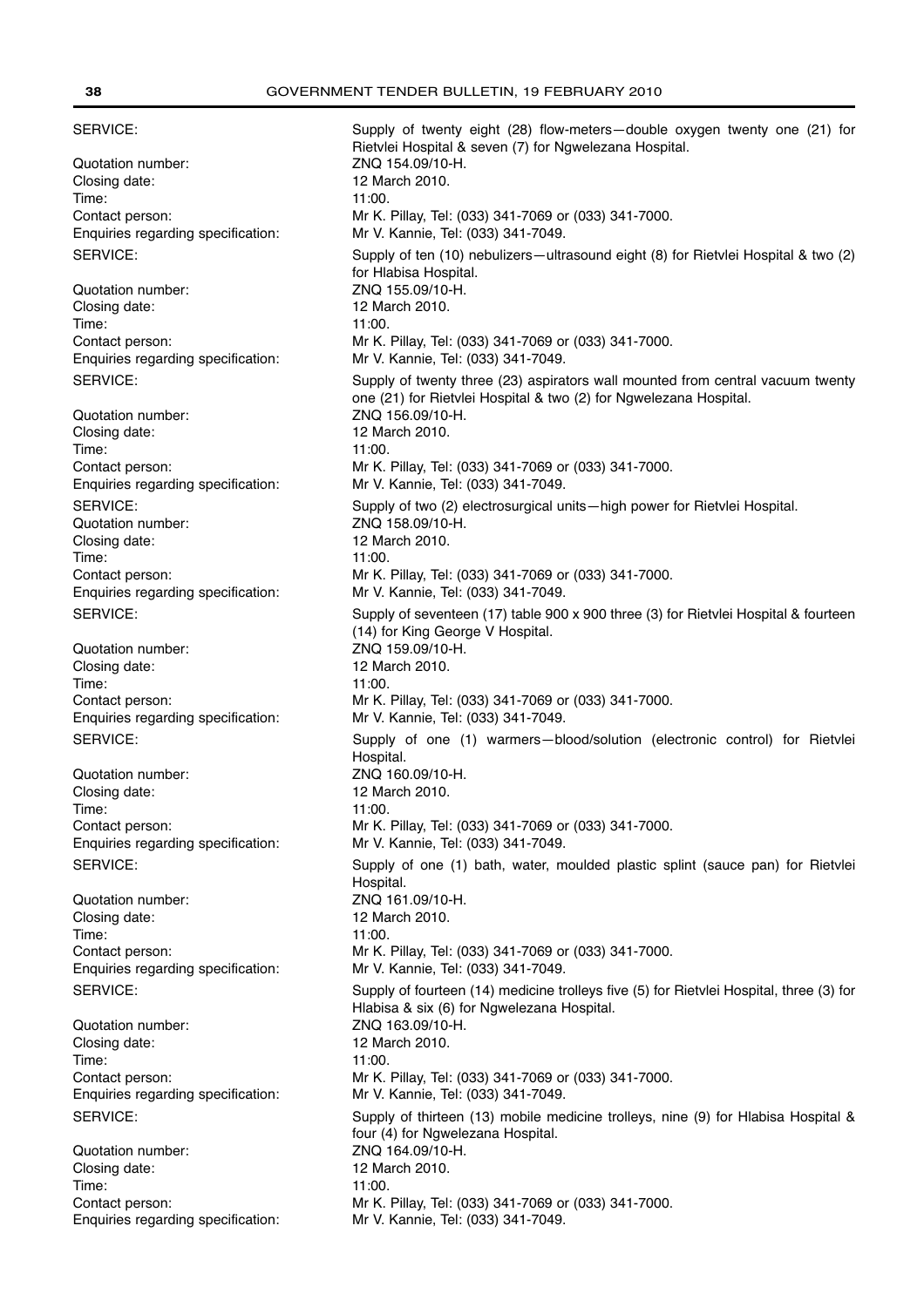SERVICE: Supply of twenty eight (28) flow-meters—double oxygen twenty one (21) for Rietvlei Hospital & seven (7) for Ngwelezana Hospital.
Quotation number: ZNQ 154.09/10-H.
Closing date: 12 March 2010.
Time: 11:00.
Contact person: Mr K. Pillay, Tel: (033) 341-7069 or (033) 341-7000.
Enquiries regarding specification: Mr V. Kannie, Tel: (033) 341-7049.

SERVICE: Supply of ten (10) nebulizers—ultrasound eight (8) for Rietvlei Hospital & two (2) for Hlabisa Hospital.
Quotation number: ZNQ 155.09/10-H.
Closing date: 12 March 2010.
Time: 11:00.
Contact person: Mr K. Pillay, Tel: (033) 341-7069 or (033) 341-7000.
Enquiries regarding specification: Mr V. Kannie, Tel: (033) 341-7049.

SERVICE: Supply of twenty three (23) aspirators wall mounted from central vacuum twenty one (21) for Rietvlei Hospital & two (2) for Ngwelezana Hospital.
Quotation number: ZNQ 156.09/10-H.
Closing date: 12 March 2010.
Time: 11:00.
Contact person: Mr K. Pillay, Tel: (033) 341-7069 or (033) 341-7000.
Enquiries regarding specification: Mr V. Kannie, Tel: (033) 341-7049.

SERVICE: Supply of two (2) electrosurgical units—high power for Rietvlei Hospital.
Quotation number: ZNQ 158.09/10-H.
Closing date: 12 March 2010.
Time: 11:00.
Contact person: Mr K. Pillay, Tel: (033) 341-7069 or (033) 341-7000.
Enquiries regarding specification: Mr V. Kannie, Tel: (033) 341-7049.

SERVICE: Supply of seventeen (17) table 900 x 900 three (3) for Rietvlei Hospital & fourteen (14) for King George V Hospital.
Quotation number: ZNQ 159.09/10-H.
Closing date: 12 March 2010.
Time: 11:00.
Contact person: Mr K. Pillay, Tel: (033) 341-7069 or (033) 341-7000.
Enquiries regarding specification: Mr V. Kannie, Tel: (033) 341-7049.

SERVICE: Supply of one (1) warmers—blood/solution (electronic control) for Rietvlei Hospital.
Quotation number: ZNQ 160.09/10-H.
Closing date: 12 March 2010.
Time: 11:00.
Contact person: Mr K. Pillay, Tel: (033) 341-7069 or (033) 341-7000.
Enquiries regarding specification: Mr V. Kannie, Tel: (033) 341-7049.

SERVICE: Supply of one (1) bath, water, moulded plastic splint (sauce pan) for Rietvlei Hospital.
Quotation number: ZNQ 161.09/10-H.
Closing date: 12 March 2010.
Time: 11:00.
Contact person: Mr K. Pillay, Tel: (033) 341-7069 or (033) 341-7000.
Enquiries regarding specification: Mr V. Kannie, Tel: (033) 341-7049.

SERVICE: Supply of fourteen (14) medicine trolleys five (5) for Rietvlei Hospital, three (3) for Hlabisa & six (6) for Ngwelezana Hospital.
Quotation number: ZNQ 163.09/10-H.
Closing date: 12 March 2010.
Time: 11:00.
Contact person: Mr K. Pillay, Tel: (033) 341-7069 or (033) 341-7000.
Enquiries regarding specification: Mr V. Kannie, Tel: (033) 341-7049.

SERVICE: Supply of thirteen (13) mobile medicine trolleys, nine (9) for Hlabisa Hospital & four (4) for Ngwelezana Hospital.
Quotation number: ZNQ 164.09/10-H.
Closing date: 12 March 2010.
Time: 11:00.
Contact person: Mr K. Pillay, Tel: (033) 341-7069 or (033) 341-7000.
Enquiries regarding specification: Mr V. Kannie, Tel: (033) 341-7049.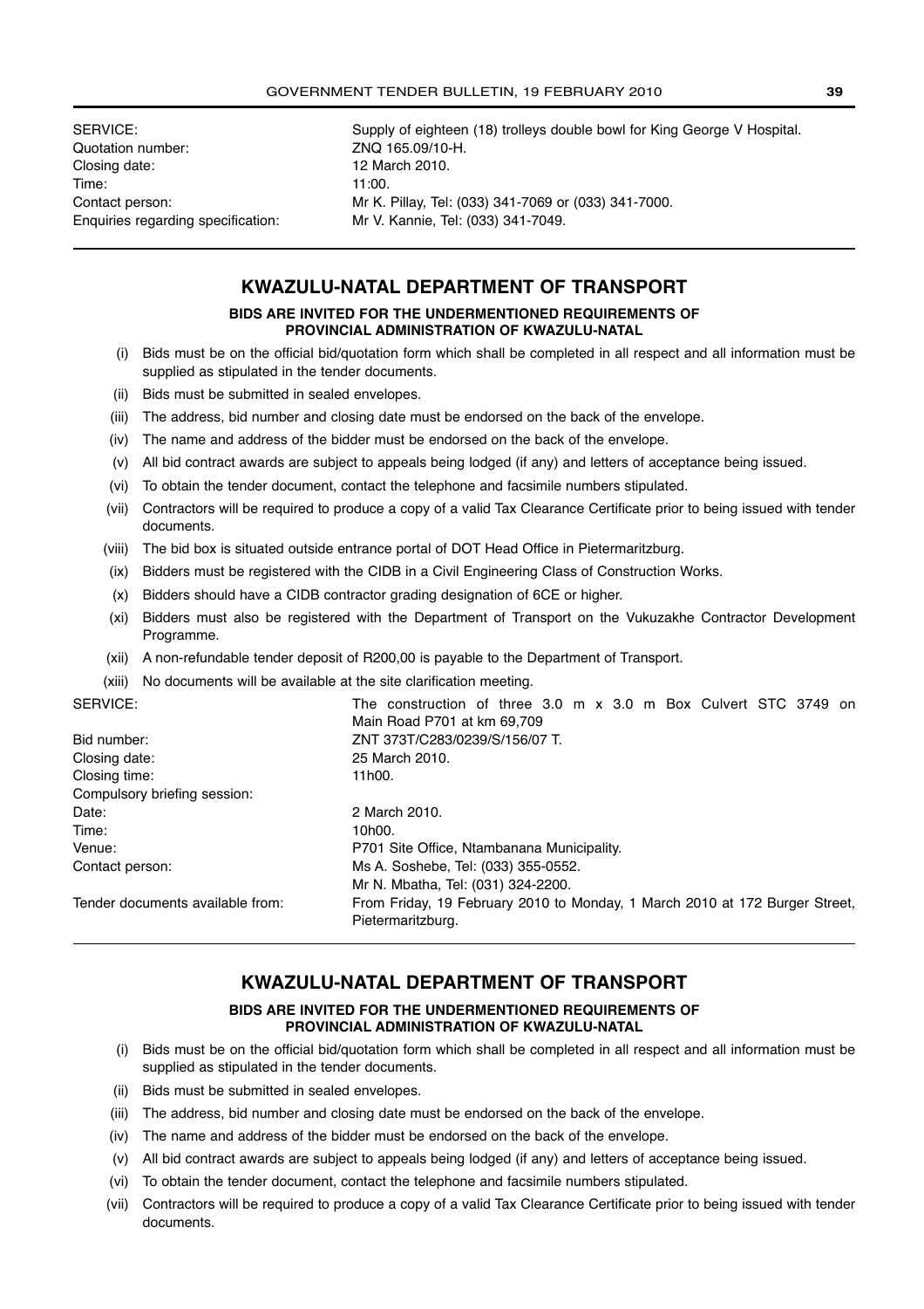| | |
|---|---|
| SERVICE: | Supply of eighteen (18) trolleys double bowl for King George V Hospital. |
| Quotation number: | ZNQ 165.09/10-H. |
| Closing date: | 12 March 2010. |
| Time: | 11:00. |
| Contact person: | Mr K. Pillay, Tel: (033) 341-7069 or (033) 341-7000. |
| Enquiries regarding specification: | Mr V. Kannie, Tel: (033) 341-7049. |

## KWAZULU-NATAL DEPARTMENT OF TRANSPORT

**BIDS ARE INVITED FOR THE UNDERMENTIONED REQUIREMENTS OF PROVINCIAL ADMINISTRATION OF KWAZULU-NATAL**

(i) Bids must be on the official bid/quotation form which shall be completed in all respect and all information must be supplied as stipulated in the tender documents.

(ii) Bids must be submitted in sealed envelopes.

(iii) The address, bid number and closing date must be endorsed on the back of the envelope.

(iv) The name and address of the bidder must be endorsed on the back of the envelope.

(v) All bid contract awards are subject to appeals being lodged (if any) and letters of acceptance being issued.

(vi) To obtain the tender document, contact the telephone and facsimile numbers stipulated.

(vii) Contractors will be required to produce a copy of a valid Tax Clearance Certificate prior to being issued with tender documents.

(viii) The bid box is situated outside entrance portal of DOT Head Office in Pietermaritzburg.

(ix) Bidders must be registered with the CIDB in a Civil Engineering Class of Construction Works.

(x) Bidders should have a CIDB contractor grading designation of 6CE or higher.

(xi) Bidders must also be registered with the Department of Transport on the Vukuzakhe Contractor Development Programme.

(xii) A non-refundable tender deposit of R200,00 is payable to the Department of Transport.

(xiii) No documents will be available at the site clarification meeting.

| | |
|---|---|
| SERVICE: | The construction of three 3.0 m x 3.0 m Box Culvert STC 3749 on Main Road P701 at km 69,709 |
| Bid number: | ZNT 373T/C283/0239/S/156/07 T. |
| Closing date: | 25 March 2010. |
| Closing time: | 11h00. |
| Compulsory briefing session: | |
| Date: | 2 March 2010. |
| Time: | 10h00. |
| Venue: | P701 Site Office, Ntambanana Municipality. |
| Contact person: | Ms A. Soshebe, Tel: (033) 355-0552. Mr N. Mbatha, Tel: (031) 324-2200. |
| Tender documents available from: | From Friday, 19 February 2010 to Monday, 1 March 2010 at 172 Burger Street, Pietermaritzburg. |

## KWAZULU-NATAL DEPARTMENT OF TRANSPORT

**BIDS ARE INVITED FOR THE UNDERMENTIONED REQUIREMENTS OF PROVINCIAL ADMINISTRATION OF KWAZULU-NATAL**

(i) Bids must be on the official bid/quotation form which shall be completed in all respect and all information must be supplied as stipulated in the tender documents.

(ii) Bids must be submitted in sealed envelopes.

(iii) The address, bid number and closing date must be endorsed on the back of the envelope.

(iv) The name and address of the bidder must be endorsed on the back of the envelope.

(v) All bid contract awards are subject to appeals being lodged (if any) and letters of acceptance being issued.

(vi) To obtain the tender document, contact the telephone and facsimile numbers stipulated.

(vii) Contractors will be required to produce a copy of a valid Tax Clearance Certificate prior to being issued with tender documents.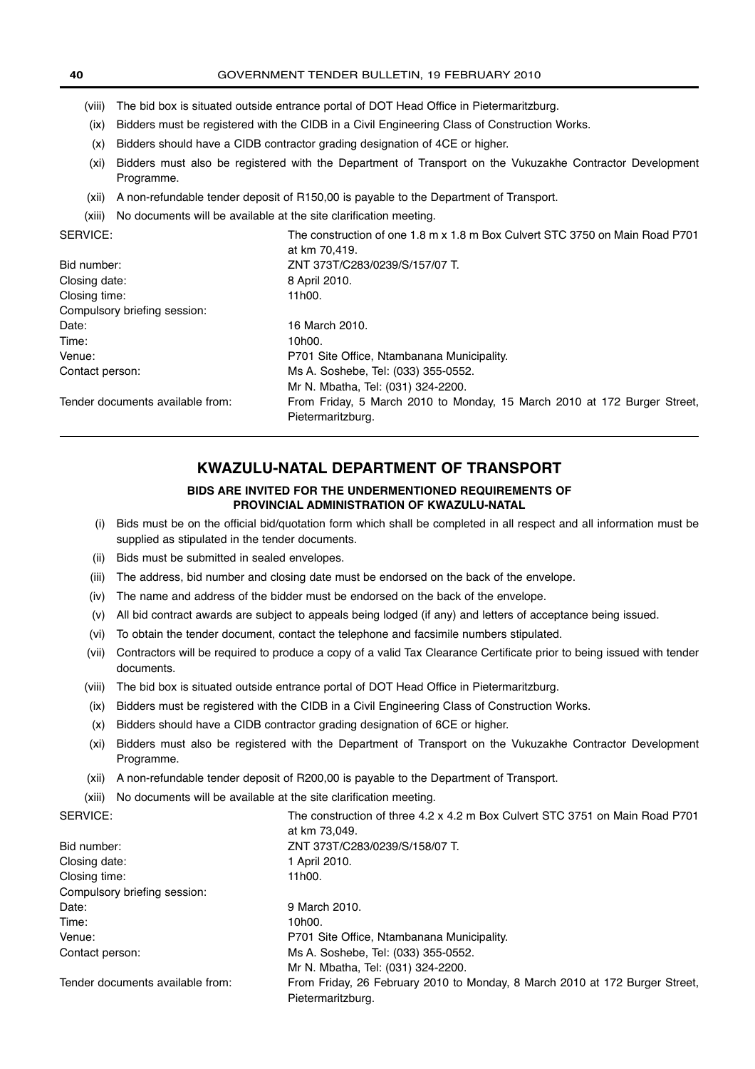(viii) The bid box is situated outside entrance portal of DOT Head Office in Pietermaritzburg.

(ix) Bidders must be registered with the CIDB in a Civil Engineering Class of Construction Works.

(x) Bidders should have a CIDB contractor grading designation of 4CE or higher.

(xi) Bidders must also be registered with the Department of Transport on the Vukuzakhe Contractor Development Programme.

(xii) A non-refundable tender deposit of R150,00 is payable to the Department of Transport.

(xiii) No documents will be available at the site clarification meeting.

SERVICE: The construction of one 1.8 m x 1.8 m Box Culvert STC 3750 on Main Road P701 at km 70,419.

Bid number: ZNT 373T/C283/0239/S/157/07 T.

Closing date: 8 April 2010.

Closing time: 11h00.

Compulsory briefing session:

Date: 16 March 2010.

Time: 10h00.

Venue: P701 Site Office, Ntambanana Municipality.

Contact person: Ms A. Soshebe, Tel: (033) 355-0552.
Mr N. Mbatha, Tel: (031) 324-2200.

Tender documents available from: From Friday, 5 March 2010 to Monday, 15 March 2010 at 172 Burger Street, Pietermaritzburg.

---

## KWAZULU-NATAL DEPARTMENT OF TRANSPORT

**BIDS ARE INVITED FOR THE UNDERMENTIONED REQUIREMENTS OF PROVINCIAL ADMINISTRATION OF KWAZULU-NATAL**

(i) Bids must be on the official bid/quotation form which shall be completed in all respect and all information must be supplied as stipulated in the tender documents.

(ii) Bids must be submitted in sealed envelopes.

(iii) The address, bid number and closing date must be endorsed on the back of the envelope.

(iv) The name and address of the bidder must be endorsed on the back of the envelope.

(v) All bid contract awards are subject to appeals being lodged (if any) and letters of acceptance being issued.

(vi) To obtain the tender document, contact the telephone and facsimile numbers stipulated.

(vii) Contractors will be required to produce a copy of a valid Tax Clearance Certificate prior to being issued with tender documents.

(viii) The bid box is situated outside entrance portal of DOT Head Office in Pietermaritzburg.

(ix) Bidders must be registered with the CIDB in a Civil Engineering Class of Construction Works.

(x) Bidders should have a CIDB contractor grading designation of 6CE or higher.

(xi) Bidders must also be registered with the Department of Transport on the Vukuzakhe Contractor Development Programme.

(xii) A non-refundable tender deposit of R200,00 is payable to the Department of Transport.

(xiii) No documents will be available at the site clarification meeting.

SERVICE: The construction of three 4.2 x 4.2 m Box Culvert STC 3751 on Main Road P701 at km 73,049.

Bid number: ZNT 373T/C283/0239/S/158/07 T.

Closing date: 1 April 2010.

Closing time: 11h00.

Compulsory briefing session:

Date: 9 March 2010.

Time: 10h00.

Venue: P701 Site Office, Ntambanana Municipality.

Contact person: Ms A. Soshebe, Tel: (033) 355-0552.
Mr N. Mbatha, Tel: (031) 324-2200.

Tender documents available from: From Friday, 26 February 2010 to Monday, 8 March 2010 at 172 Burger Street, Pietermaritzburg.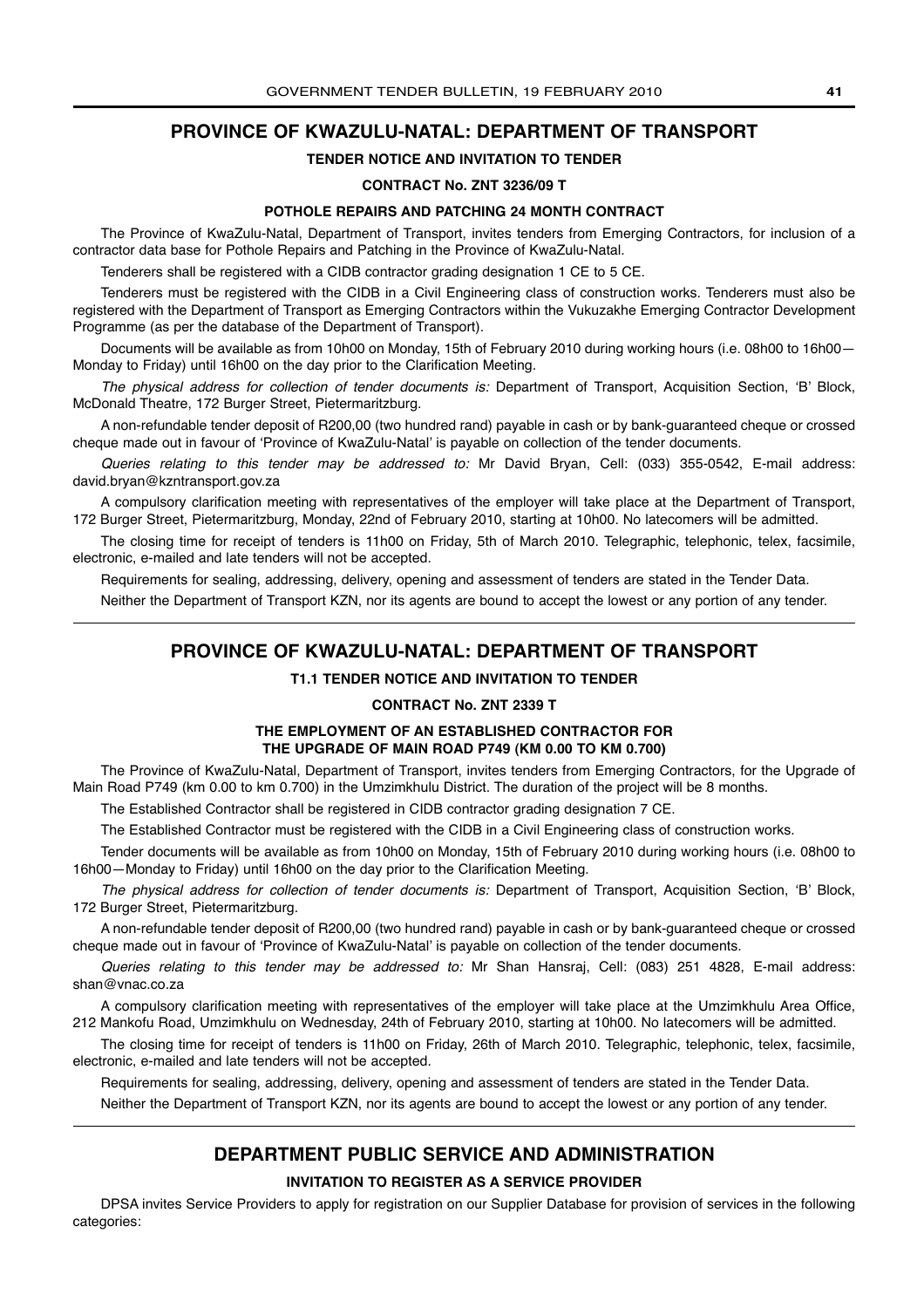## PROVINCE OF KWAZULU-NATAL: DEPARTMENT OF TRANSPORT

**TENDER NOTICE AND INVITATION TO TENDER**

**CONTRACT No. ZNT 3236/09 T**

**POTHOLE REPAIRS AND PATCHING 24 MONTH CONTRACT**

The Province of KwaZulu-Natal, Department of Transport, invites tenders from Emerging Contractors, for inclusion of a contractor data base for Pothole Repairs and Patching in the Province of KwaZulu-Natal.

Tenderers shall be registered with a CIDB contractor grading designation 1 CE to 5 CE.

Tenderers must be registered with the CIDB in a Civil Engineering class of construction works. Tenderers must also be registered with the Department of Transport as Emerging Contractors within the Vukuzakhe Emerging Contractor Development Programme (as per the database of the Department of Transport).

Documents will be available as from 10h00 on Monday, 15th of February 2010 during working hours (i.e. 08h00 to 16h00—Monday to Friday) until 16h00 on the day prior to the Clarification Meeting.

*The physical address for collection of tender documents is:* Department of Transport, Acquisition Section, 'B' Block, McDonald Theatre, 172 Burger Street, Pietermaritzburg.

A non-refundable tender deposit of R200,00 (two hundred rand) payable in cash or by bank-guaranteed cheque or crossed cheque made out in favour of 'Province of KwaZulu-Natal' is payable on collection of the tender documents.

*Queries relating to this tender may be addressed to:* Mr David Bryan, Cell: (033) 355-0542, E-mail address: david.bryan@kzntransport.gov.za

A compulsory clarification meeting with representatives of the employer will take place at the Department of Transport, 172 Burger Street, Pietermaritzburg, Monday, 22nd of February 2010, starting at 10h00. No latecomers will be admitted.

The closing time for receipt of tenders is 11h00 on Friday, 5th of March 2010. Telegraphic, telephonic, telex, facsimile, electronic, e-mailed and late tenders will not be accepted.

Requirements for sealing, addressing, delivery, opening and assessment of tenders are stated in the Tender Data.

Neither the Department of Transport KZN, nor its agents are bound to accept the lowest or any portion of any tender.

---

## PROVINCE OF KWAZULU-NATAL: DEPARTMENT OF TRANSPORT

**T1.1 TENDER NOTICE AND INVITATION TO TENDER**

**CONTRACT No. ZNT 2339 T**

**THE EMPLOYMENT OF AN ESTABLISHED CONTRACTOR FOR THE UPGRADE OF MAIN ROAD P749 (KM 0.00 TO KM 0.700)**

The Province of KwaZulu-Natal, Department of Transport, invites tenders from Emerging Contractors, for the Upgrade of Main Road P749 (km 0.00 to km 0.700) in the Umzimkhulu District. The duration of the project will be 8 months.

The Established Contractor shall be registered in CIDB contractor grading designation 7 CE.

The Established Contractor must be registered with the CIDB in a Civil Engineering class of construction works.

Tender documents will be available as from 10h00 on Monday, 15th of February 2010 during working hours (i.e. 08h00 to 16h00—Monday to Friday) until 16h00 on the day prior to the Clarification Meeting.

*The physical address for collection of tender documents is:* Department of Transport, Acquisition Section, 'B' Block, 172 Burger Street, Pietermaritzburg.

A non-refundable tender deposit of R200,00 (two hundred rand) payable in cash or by bank-guaranteed cheque or crossed cheque made out in favour of 'Province of KwaZulu-Natal' is payable on collection of the tender documents.

*Queries relating to this tender may be addressed to:* Mr Shan Hansraj, Cell: (083) 251 4828, E-mail address: shan@vnac.co.za

A compulsory clarification meeting with representatives of the employer will take place at the Umzimkhulu Area Office, 212 Mankofu Road, Umzimkhulu on Wednesday, 24th of February 2010, starting at 10h00. No latecomers will be admitted.

The closing time for receipt of tenders is 11h00 on Friday, 26th of March 2010. Telegraphic, telephonic, telex, facsimile, electronic, e-mailed and late tenders will not be accepted.

Requirements for sealing, addressing, delivery, opening and assessment of tenders are stated in the Tender Data.

Neither the Department of Transport KZN, nor its agents are bound to accept the lowest or any portion of any tender.

---

## DEPARTMENT PUBLIC SERVICE AND ADMINISTRATION

**INVITATION TO REGISTER AS A SERVICE PROVIDER**

DPSA invites Service Providers to apply for registration on our Supplier Database for provision of services in the following categories: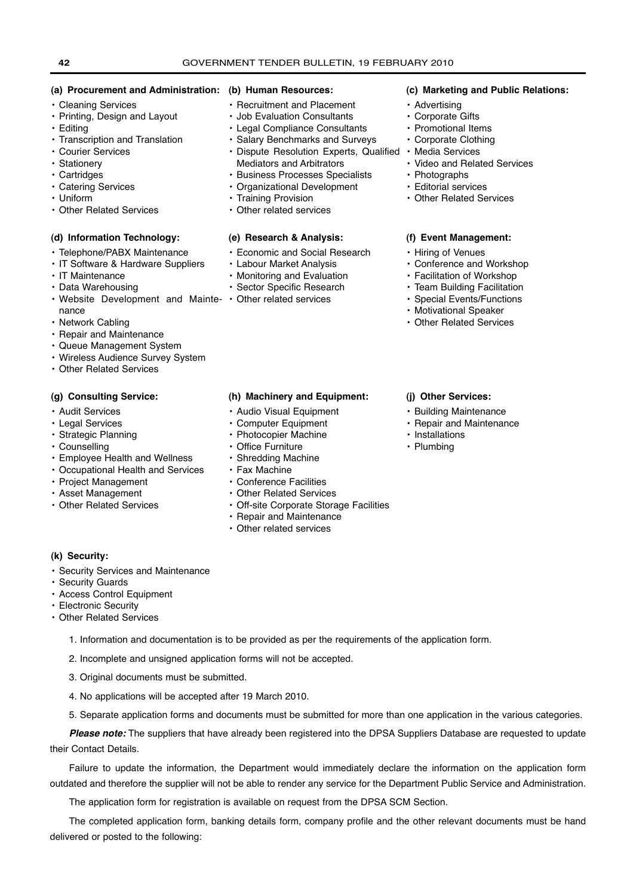**(a) Procurement and Administration:**

- Cleaning Services
- Printing, Design and Layout
- Editing
- Transcription and Translation
- Courier Services
- Stationery
- Cartridges
- Catering Services
- Uniform
- Other Related Services

**(b) Human Resources:**

- Recruitment and Placement
- Job Evaluation Consultants
- Legal Compliance Consultants
- Salary Benchmarks and Surveys
- Dispute Resolution Experts, Qualified Mediators and Arbitrators
- Business Processes Specialists
- Organizational Development
- Training Provision
- Other related services

**(c) Marketing and Public Relations:**

- Advertising
- Corporate Gifts
- Promotional Items
- Corporate Clothing
- Media Services
- Video and Related Services
- Photographs
- Editorial services
- Other Related Services

**(d) Information Technology:**

- Telephone/PABX Maintenance
- IT Software & Hardware Suppliers
- IT Maintenance
- Data Warehousing
- Website Development and Maintenance
- Network Cabling
- Repair and Maintenance
- Queue Management System
- Wireless Audience Survey System
- Other Related Services

**(e) Research & Analysis:**

- Economic and Social Research
- Labour Market Analysis
- Monitoring and Evaluation
- Sector Specific Research
- Other related services

**(f) Event Management:**

- Hiring of Venues
- Conference and Workshop
- Facilitation of Workshop
- Team Building Facilitation
- Special Events/Functions
- Motivational Speaker
- Other Related Services

**(g) Consulting Service:**

- Audit Services
- Legal Services
- Strategic Planning
- Counselling
- Employee Health and Wellness
- Occupational Health and Services
- Project Management
- Asset Management
- Other Related Services

**(h) Machinery and Equipment:**

- Audio Visual Equipment
- Computer Equipment
- Photocopier Machine
- Office Furniture
- Shredding Machine
- Fax Machine
- Conference Facilities
- Other Related Services
- Off-site Corporate Storage Facilities
- Repair and Maintenance
- Other related services

**(j) Other Services:**

- Building Maintenance
- Repair and Maintenance
- Installations
- Plumbing

**(k) Security:**

- Security Services and Maintenance
- Security Guards
- Access Control Equipment
- Electronic Security
- Other Related Services

1. Information and documentation is to be provided as per the requirements of the application form.
2. Incomplete and unsigned application forms will not be accepted.
3. Original documents must be submitted.
4. No applications will be accepted after 19 March 2010.
5. Separate application forms and documents must be submitted for more than one application in the various categories.

***Please note:*** The suppliers that have already been registered into the DPSA Suppliers Database are requested to update their Contact Details.

Failure to update the information, the Department would immediately declare the information on the application form outdated and therefore the supplier will not be able to render any service for the Department Public Service and Administration.

The application form for registration is available on request from the DPSA SCM Section.

The completed application form, banking details form, company profile and the other relevant documents must be hand delivered or posted to the following: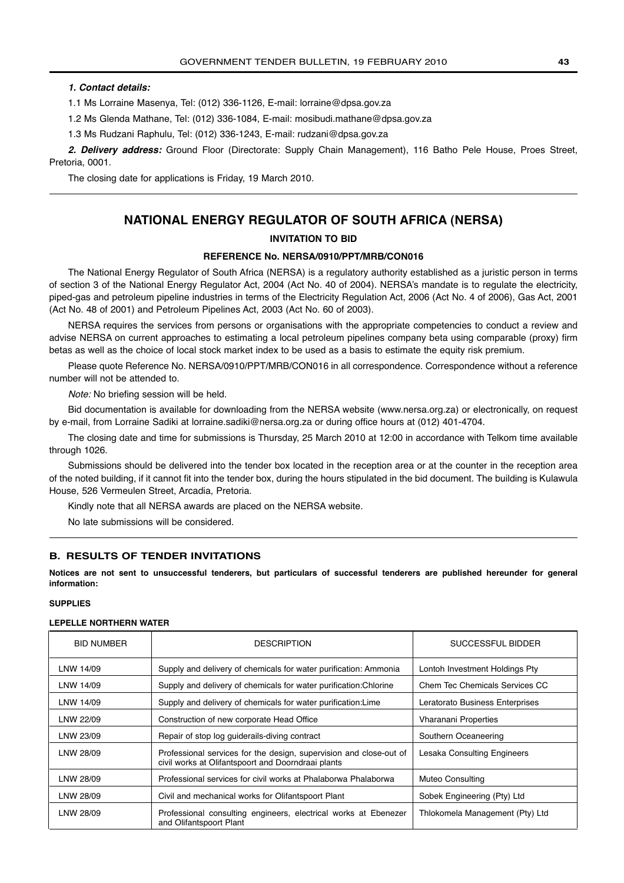***1. Contact details:***

1.1 Ms Lorraine Masenya, Tel: (012) 336-1126, E-mail: lorraine@dpsa.gov.za

1.2 Ms Glenda Mathane, Tel: (012) 336-1084, E-mail: mosibudi.mathane@dpsa.gov.za

1.3 Ms Rudzani Raphulu, Tel: (012) 336-1243, E-mail: rudzani@dpsa.gov.za

***2. Delivery address:*** Ground Floor (Directorate: Supply Chain Management), 116 Batho Pele House, Proes Street, Pretoria, 0001.

The closing date for applications is Friday, 19 March 2010.

---

## NATIONAL ENERGY REGULATOR OF SOUTH AFRICA (NERSA)

**INVITATION TO BID**

**REFERENCE No. NERSA/0910/PPT/MRB/CON016**

The National Energy Regulator of South Africa (NERSA) is a regulatory authority established as a juristic person in terms of section 3 of the National Energy Regulator Act, 2004 (Act No. 40 of 2004). NERSA's mandate is to regulate the electricity, piped-gas and petroleum pipeline industries in terms of the Electricity Regulation Act, 2006 (Act No. 4 of 2006), Gas Act, 2001 (Act No. 48 of 2001) and Petroleum Pipelines Act, 2003 (Act No. 60 of 2003).

NERSA requires the services from persons or organisations with the appropriate competencies to conduct a review and advise NERSA on current approaches to estimating a local petroleum pipelines company beta using comparable (proxy) firm betas as well as the choice of local stock market index to be used as a basis to estimate the equity risk premium.

Please quote Reference No. NERSA/0910/PPT/MRB/CON016 in all correspondence. Correspondence without a reference number will not be attended to.

*Note:* No briefing session will be held.

Bid documentation is available for downloading from the NERSA website (www.nersa.org.za) or electronically, on request by e-mail, from Lorraine Sadiki at lorraine.sadiki@nersa.org.za or during office hours at (012) 401-4704.

The closing date and time for submissions is Thursday, 25 March 2010 at 12:00 in accordance with Telkom time available through 1026.

Submissions should be delivered into the tender box located in the reception area or at the counter in the reception area of the noted building, if it cannot fit into the tender box, during the hours stipulated in the bid document. The building is Kulawula House, 526 Vermeulen Street, Arcadia, Pretoria.

Kindly note that all NERSA awards are placed on the NERSA website.

No late submissions will be considered.

---

## B. RESULTS OF TENDER INVITATIONS

**Notices are not sent to unsuccessful tenderers, but particulars of successful tenderers are published hereunder for general information:**

**SUPPLIES**

**LEPELLE NORTHERN WATER**

| BID NUMBER | DESCRIPTION | SUCCESSFUL BIDDER |
|---|---|---|
| LNW 14/09 | Supply and delivery of chemicals for water purification: Ammonia | Lontoh Investment Holdings Pty |
| LNW 14/09 | Supply and delivery of chemicals for water purification:Chlorine | Chem Tec Chemicals Services CC |
| LNW 14/09 | Supply and delivery of chemicals for water purification:Lime | Leratorato Business Enterprises |
| LNW 22/09 | Construction of new corporate Head Office | Vharanani Properties |
| LNW 23/09 | Repair of stop log guiderails-diving contract | Southern Oceaneering |
| LNW 28/09 | Professional services for the design, supervision and close-out of civil works at Olifantspoort and Doorndraai plants | Lesaka Consulting Engineers |
| LNW 28/09 | Professional services for civil works at Phalaborwa Phalaborwa | Muteo Consulting |
| LNW 28/09 | Civil and mechanical works for Olifantspoort Plant | Sobek Engineering (Pty) Ltd |
| LNW 28/09 | Professional consulting engineers, electrical works at Ebenezer and Olifantspoort Plant | Thlokomela Management (Pty) Ltd |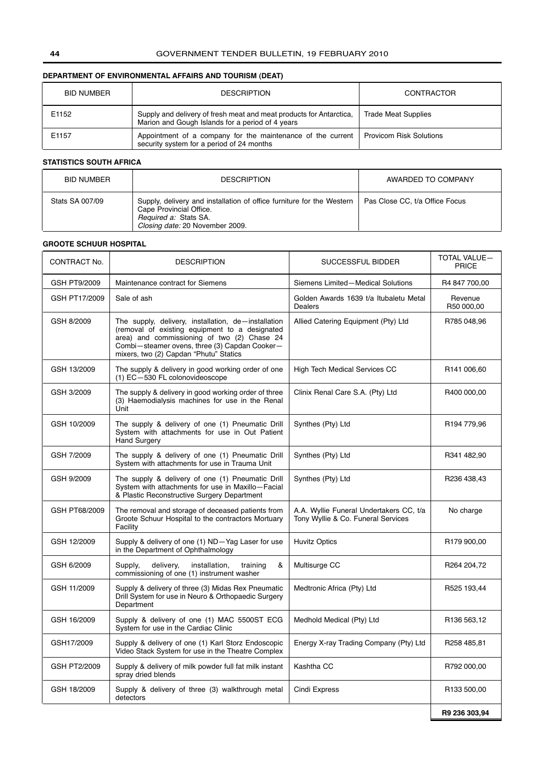### DEPARTMENT OF ENVIRONMENTAL AFFAIRS AND TOURISM (DEAT)

| BID NUMBER | DESCRIPTION | CONTRACTOR |
|---|---|---|
| E1152 | Supply and delivery of fresh meat and meat products for Antarctica, Marion and Gough Islands for a period of 4 years | Trade Meat Supplies |
| E1157 | Appointment of a company for the maintenance of the current security system for a period of 24 months | Provicom Risk Solutions |

### STATISTICS SOUTH AFRICA

| BID NUMBER | DESCRIPTION | AWARDED TO COMPANY |
|---|---|---|
| Stats SA 007/09 | Supply, delivery and installation of office furniture for the Western Cape Provincial Office. *Required a:* Stats SA. *Closing date:* 20 November 2009. | Pas Close CC, t/a Office Focus |

### GROOTE SCHUUR HOSPITAL

| CONTRACT No. | DESCRIPTION | SUCCESSFUL BIDDER | TOTAL VALUE—PRICE |
|---|---|---|---|
| GSH PT9/2009 | Maintenance contract for Siemens | Siemens Limited—Medical Solutions | R4 847 700,00 |
| GSH PT17/2009 | Sale of ash | Golden Awards 1639 t/a Itubaletu Metal Dealers | Revenue R50 000,00 |
| GSH 8/2009 | The supply, delivery, installation, de—installation (removal of existing equipment to a designated area) and commissioning of two (2) Chase 24 Combi—steamer ovens, three (3) Capdan Cooker—mixers, two (2) Capdan "Phutu" Statics | Allied Catering Equipment (Pty) Ltd | R785 048,96 |
| GSH 13/2009 | The supply & delivery in good working order of one (1) EC—530 FL colonovideoscope | High Tech Medical Services CC | R141 006,60 |
| GSH 3/2009 | The supply & delivery in good working order of three (3) Haemodialysis machines for use in the Renal Unit | Clinix Renal Care S.A. (Pty) Ltd | R400 000,00 |
| GSH 10/2009 | The supply & delivery of one (1) Pneumatic Drill System with attachments for use in Out Patient Hand Surgery | Synthes (Pty) Ltd | R194 779,96 |
| GSH 7/2009 | The supply & delivery of one (1) Pneumatic Drill System with attachments for use in Trauma Unit | Synthes (Pty) Ltd | R341 482,90 |
| GSH 9/2009 | The supply & delivery of one (1) Pneumatic Drill System with attachments for use in Maxillo—Facial & Plastic Reconstructive Surgery Department | Synthes (Pty) Ltd | R236 438,43 |
| GSH PT68/2009 | The removal and storage of deceased patients from Groote Schuur Hospital to the contractors Mortuary Facility | A.A. Wyllie Funeral Undertakers CC, t/a Tony Wyllie & Co. Funeral Services | No charge |
| GSH 12/2009 | Supply & delivery of one (1) ND—Yag Laser for use in the Department of Ophthalmology | Huvitz Optics | R179 900,00 |
| GSH 6/2009 | Supply, delivery, installation, training & commissioning of one (1) instrument washer | Multisurge CC | R264 204,72 |
| GSH 11/2009 | Supply & delivery of three (3) Midas Rex Pneumatic Drill System for use in Neuro & Orthopaedic Surgery Department | Medtronic Africa (Pty) Ltd | R525 193,44 |
| GSH 16/2009 | Supply & delivery of one (1) MAC 5500ST ECG System for use in the Cardiac Clinic | Medhold Medical (Pty) Ltd | R136 563,12 |
| GSH17/2009 | Supply & delivery of one (1) Karl Storz Endoscopic Video Stack System for use in the Theatre Complex | Energy X-ray Trading Company (Pty) Ltd | R258 485,81 |
| GSH PT2/2009 | Supply & delivery of milk powder full fat milk instant spray dried blends | Kashtha CC | R792 000,00 |
| GSH 18/2009 | Supply & delivery of three (3) walkthrough metal detectors | Cindi Express | R133 500,00 |
| | | | **R9 236 303,94** |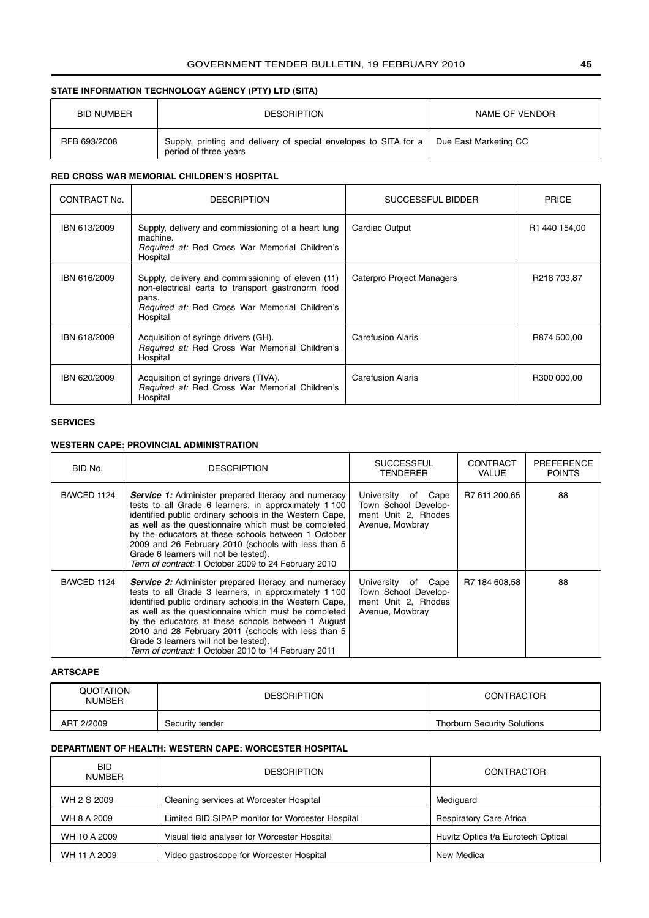**STATE INFORMATION TECHNOLOGY AGENCY (PTY) LTD (SITA)**

| BID NUMBER | DESCRIPTION | NAME OF VENDOR |
|---|---|---|
| RFB 693/2008 | Supply, printing and delivery of special envelopes to SITA for a period of three years | Due East Marketing CC |

**RED CROSS WAR MEMORIAL CHILDREN'S HOSPITAL**

| CONTRACT No. | DESCRIPTION | SUCCESSFUL BIDDER | PRICE |
|---|---|---|---|
| IBN 613/2009 | Supply, delivery and commissioning of a heart lung machine. *Required at:* Red Cross War Memorial Children's Hospital | Cardiac Output | R1 440 154,00 |
| IBN 616/2009 | Supply, delivery and commissioning of eleven (11) non-electrical carts to transport gastronorm food pans. *Required at:* Red Cross War Memorial Children's Hospital | Caterpro Project Managers | R218 703,87 |
| IBN 618/2009 | Acquisition of syringe drivers (GH). *Required at:* Red Cross War Memorial Children's Hospital | Carefusion Alaris | R874 500,00 |
| IBN 620/2009 | Acquisition of syringe drivers (TIVA). *Required at:* Red Cross War Memorial Children's Hospital | Carefusion Alaris | R300 000,00 |

**SERVICES**

**WESTERN CAPE: PROVINCIAL ADMINISTRATION**

| BID No. | DESCRIPTION | SUCCESSFUL TENDERER | CONTRACT VALUE | PREFERENCE POINTS |
|---|---|---|---|---|
| B/WCED 1124 | ***Service 1:*** Administer prepared literacy and numeracy tests to all Grade 6 learners, in approximately 1 100 identified public ordinary schools in the Western Cape, as well as the questionnaire which must be completed by the educators at these schools between 1 October 2009 and 26 February 2010 (schools with less than 5 Grade 6 learners will not be tested). *Term of contract:* 1 October 2009 to 24 February 2010 | University of Cape Town School Development Unit 2, Rhodes Avenue, Mowbray | R7 611 200,65 | 88 |
| B/WCED 1124 | ***Service 2:*** Administer prepared literacy and numeracy tests to all Grade 3 learners, in approximately 1 100 identified public ordinary schools in the Western Cape, as well as the questionnaire which must be completed by the educators at these schools between 1 August 2010 and 28 February 2011 (schools with less than 5 Grade 3 learners will not be tested). *Term of contract:* 1 October 2010 to 14 February 2011 | University of Cape Town School Development Unit 2, Rhodes Avenue, Mowbray | R7 184 608,58 | 88 |

**ARTSCAPE**

| QUOTATION NUMBER | DESCRIPTION | CONTRACTOR |
|---|---|---|
| ART 2/2009 | Security tender | Thorburn Security Solutions |

**DEPARTMENT OF HEALTH: WESTERN CAPE: WORCESTER HOSPITAL**

| BID NUMBER | DESCRIPTION | CONTRACTOR |
|---|---|---|
| WH 2 S 2009 | Cleaning services at Worcester Hospital | Mediguard |
| WH 8 A 2009 | Limited BID SIPAP monitor for Worcester Hospital | Respiratory Care Africa |
| WH 10 A 2009 | Visual field analyser for Worcester Hospital | Huvitz Optics t/a Eurotech Optical |
| WH 11 A 2009 | Video gastroscope for Worcester Hospital | New Medica |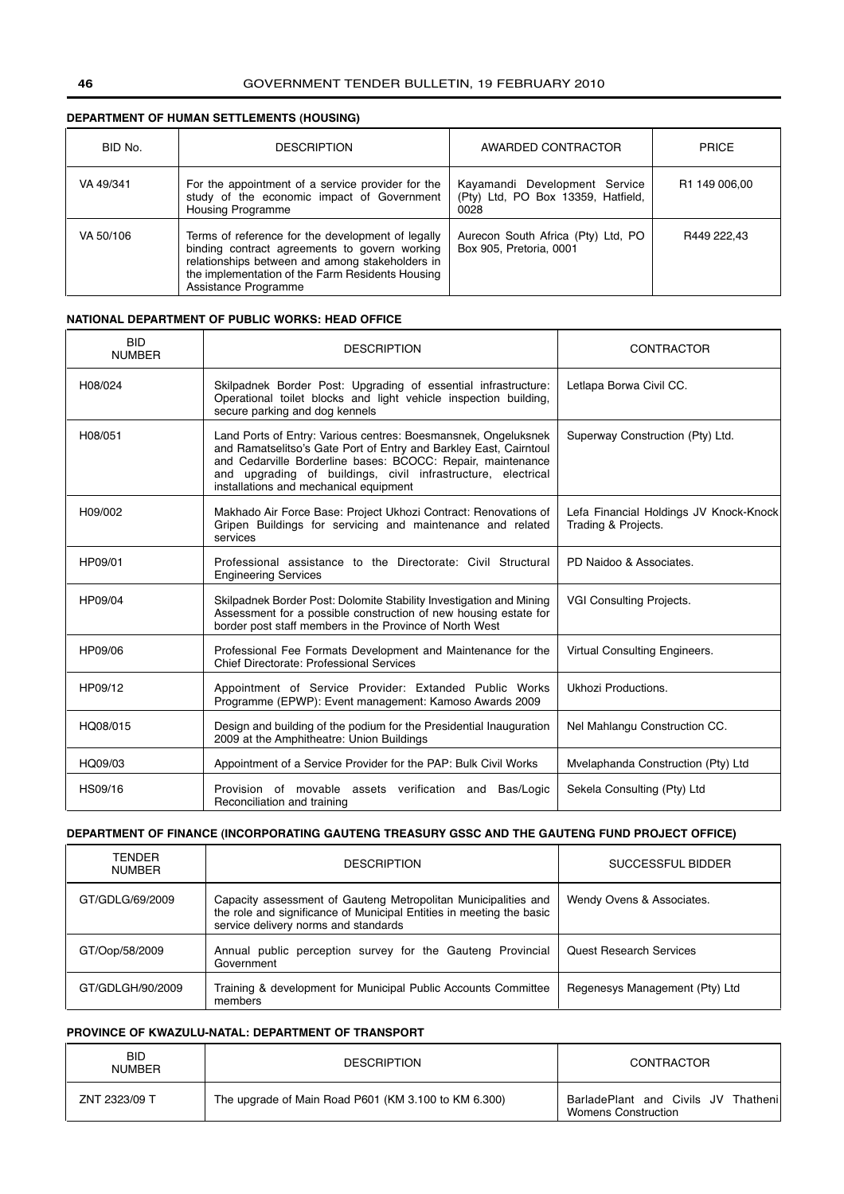**DEPARTMENT OF HUMAN SETTLEMENTS (HOUSING)**

| BID No. | DESCRIPTION | AWARDED CONTRACTOR | PRICE |
|---|---|---|---|
| VA 49/341 | For the appointment of a service provider for the study of the economic impact of Government Housing Programme | Kayamandi Development Service (Pty) Ltd, PO Box 13359, Hatfield, 0028 | R1 149 006,00 |
| VA 50/106 | Terms of reference for the development of legally binding contract agreements to govern working relationships between and among stakeholders in the implementation of the Farm Residents Housing Assistance Programme | Aurecon South Africa (Pty) Ltd, PO Box 905, Pretoria, 0001 | R449 222,43 |

**NATIONAL DEPARTMENT OF PUBLIC WORKS: HEAD OFFICE**

| BID NUMBER | DESCRIPTION | CONTRACTOR |
|---|---|---|
| H08/024 | Skilpadnek Border Post: Upgrading of essential infrastructure: Operational toilet blocks and light vehicle inspection building, secure parking and dog kennels | Letlapa Borwa Civil CC. |
| H08/051 | Land Ports of Entry: Various centres: Boesmansnek, Ongeluksnek and Ramatselitso's Gate Port of Entry and Barkley East, Cairntoul and Cedarville Borderline bases: BCOCC: Repair, maintenance and upgrading of buildings, civil infrastructure, electrical installations and mechanical equipment | Superway Construction (Pty) Ltd. |
| H09/002 | Makhado Air Force Base: Project Ukhozi Contract: Renovations of Gripen Buildings for servicing and maintenance and related services | Lefa Financial Holdings JV Knock-Knock Trading & Projects. |
| HP09/01 | Professional assistance to the Directorate: Civil Structural Engineering Services | PD Naidoo & Associates. |
| HP09/04 | Skilpadnek Border Post: Dolomite Stability Investigation and Mining Assessment for a possible construction of new housing estate for border post staff members in the Province of North West | VGI Consulting Projects. |
| HP09/06 | Professional Fee Formats Development and Maintenance for the Chief Directorate: Professional Services | Virtual Consulting Engineers. |
| HP09/12 | Appointment of Service Provider: Extanded Public Works Programme (EPWP): Event management: Kamoso Awards 2009 | Ukhozi Productions. |
| HQ08/015 | Design and building of the podium for the Presidential Inauguration 2009 at the Amphitheatre: Union Buildings | Nel Mahlangu Construction CC. |
| HQ09/03 | Appointment of a Service Provider for the PAP: Bulk Civil Works | Mvelaphanda Construction (Pty) Ltd |
| HS09/16 | Provision of movable assets verification and Bas/Logic Reconciliation and training | Sekela Consulting (Pty) Ltd |

**DEPARTMENT OF FINANCE (INCORPORATING GAUTENG TREASURY GSSC AND THE GAUTENG FUND PROJECT OFFICE)**

| TENDER NUMBER | DESCRIPTION | SUCCESSFUL BIDDER |
|---|---|---|
| GT/GDLG/69/2009 | Capacity assessment of Gauteng Metropolitan Municipalities and the role and significance of Municipal Entities in meeting the basic service delivery norms and standards | Wendy Ovens & Associates. |
| GT/Oop/58/2009 | Annual public perception survey for the Gauteng Provincial Government | Quest Research Services |
| GT/GDLGH/90/2009 | Training & development for Municipal Public Accounts Committee members | Regenesys Management (Pty) Ltd |

**PROVINCE OF KWAZULU-NATAL: DEPARTMENT OF TRANSPORT**

| BID NUMBER | DESCRIPTION | CONTRACTOR |
|---|---|---|
| ZNT 2323/09 T | The upgrade of Main Road P601 (KM 3.100 to KM 6.300) | BarladePlant and Civils JV Thatheni Womens Construction |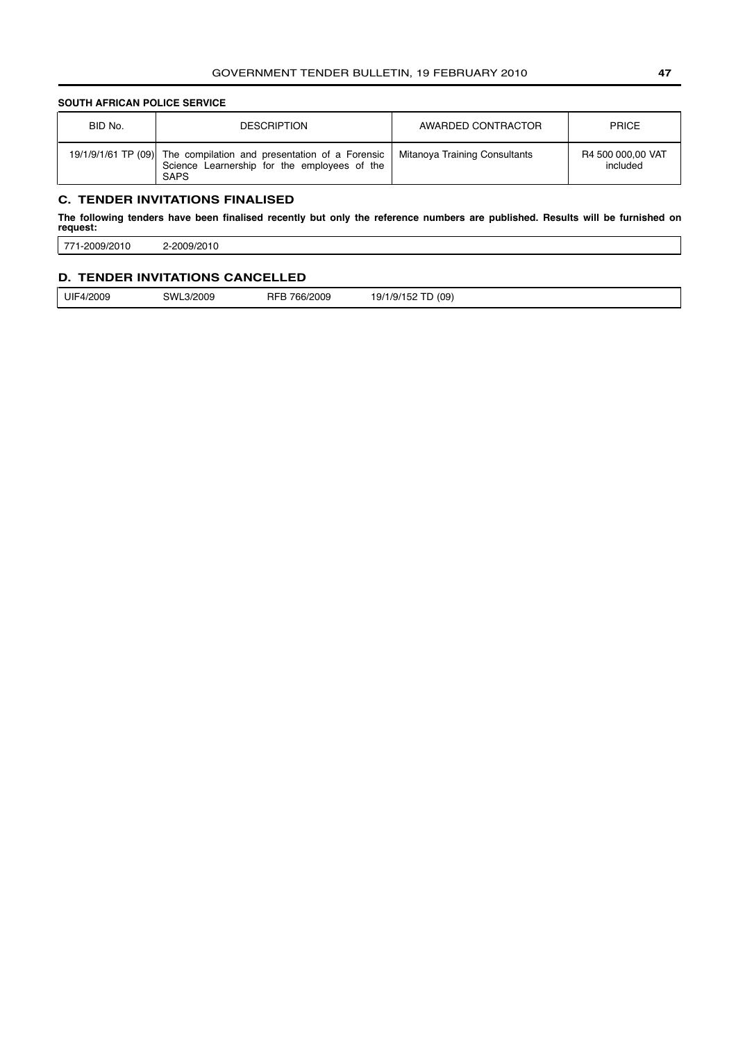**SOUTH AFRICAN POLICE SERVICE**

| BID No. | DESCRIPTION | AWARDED CONTRACTOR | PRICE |
|---|---|---|---|
| 19/1/9/1/61 TP (09) | The compilation and presentation of a Forensic Science Learnership for the employees of the SAPS | Mitanoya Training Consultants | R4 500 000,00 VAT included |

## C. TENDER INVITATIONS FINALISED

**The following tenders have been finalised recently but only the reference numbers are published. Results will be furnished on request:**

| | |
|---|---|
| 771-2009/2010 | 2-2009/2010 |

## D. TENDER INVITATIONS CANCELLED

| | | | |
|---|---|---|---|
| UIF4/2009 | SWL3/2009 | RFB 766/2009 | 19/1/9/152 TD (09) |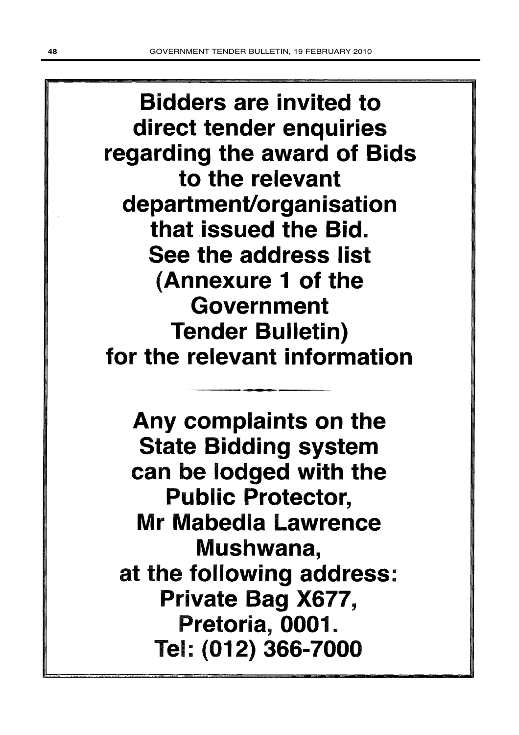**Bidders are invited to direct tender enquiries regarding the award of Bids to the relevant department/organisation that issued the Bid. See the address list (Annexure 1 of the Government Tender Bulletin) for the relevant information**

---

**Any complaints on the State Bidding system can be lodged with the Public Protector, Mr Mabedla Lawrence Mushwana, at the following address: Private Bag X677, Pretoria, 0001. Tel: (012) 366-7000**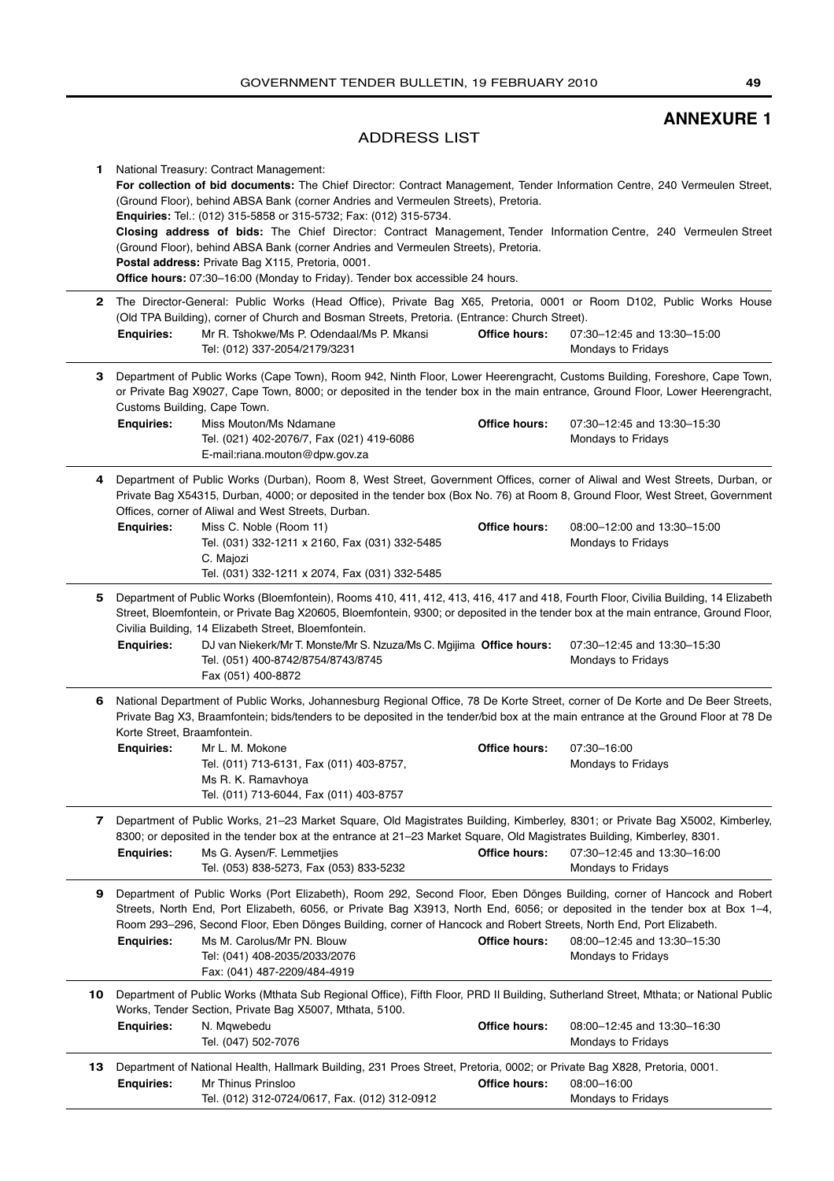## ANNEXURE 1

### ADDRESS LIST

**1** National Treasury: Contract Management:
**For collection of bid documents:** The Chief Director: Contract Management, Tender Information Centre, 240 Vermeulen Street, (Ground Floor), behind ABSA Bank (corner Andries and Vermeulen Streets), Pretoria.
**Enquiries:** Tel.: (012) 315-5858 or 315-5732; Fax: (012) 315-5734.
**Closing address of bids:** The Chief Director: Contract Management, Tender Information Centre, 240 Vermeulen Street (Ground Floor), behind ABSA Bank (corner Andries and Vermeulen Streets), Pretoria.
**Postal address:** Private Bag X115, Pretoria, 0001.
**Office hours:** 07:30–16:00 (Monday to Friday). Tender box accessible 24 hours.

---

**2** The Director-General: Public Works (Head Office), Private Bag X65, Pretoria, 0001 or Room D102, Public Works House (Old TPA Building), corner of Church and Bosman Streets, Pretoria. (Entrance: Church Street).
**Enquiries:** Mr R. Tshokwe/Ms P. Odendaal/Ms P. Mkansi, Tel: (012) 337-2054/2179/3231
**Office hours:** 07:30–12:45 and 13:30–15:00 Mondays to Fridays

---

**3** Department of Public Works (Cape Town), Room 942, Ninth Floor, Lower Heerengracht, Customs Building, Foreshore, Cape Town, or Private Bag X9027, Cape Town, 8000; or deposited in the tender box in the main entrance, Ground Floor, Lower Heerengracht, Customs Building, Cape Town.
**Enquiries:** Miss Mouton/Ms Ndamane, Tel. (021) 402-2076/7, Fax (021) 419-6086, E-mail:riana.mouton@dpw.gov.za
**Office hours:** 07:30–12:45 and 13:30–15:30 Mondays to Fridays

---

**4** Department of Public Works (Durban), Room 8, West Street, Government Offices, corner of Aliwal and West Streets, Durban, or Private Bag X54315, Durban, 4000; or deposited in the tender box (Box No. 76) at Room 8, Ground Floor, West Street, Government Offices, corner of Aliwal and West Streets, Durban.
**Enquiries:** Miss C. Noble (Room 11), Tel. (031) 332-1211 x 2160, Fax (031) 332-5485; C. Majozi, Tel. (031) 332-1211 x 2074, Fax (031) 332-5485
**Office hours:** 08:00–12:00 and 13:30–15:00 Mondays to Fridays

---

**5** Department of Public Works (Bloemfontein), Rooms 410, 411, 412, 413, 416, 417 and 418, Fourth Floor, Civilia Building, 14 Elizabeth Street, Bloemfontein, or Private Bag X20605, Bloemfontein, 9300; or deposited in the tender box at the main entrance, Ground Floor, Civilia Building, 14 Elizabeth Street, Bloemfontein.
**Enquiries:** DJ van Niekerk/Mr T. Monste/Mr S. Nzuza/Ms C. Mgijima, Tel. (051) 400-8742/8754/8743/8745, Fax (051) 400-8872
**Office hours:** 07:30–12:45 and 13:30–15:30 Mondays to Fridays

---

**6** National Department of Public Works, Johannesburg Regional Office, 78 De Korte Street, corner of De Korte and De Beer Streets, Private Bag X3, Braamfontein; bids/tenders to be deposited in the tender/bid box at the main entrance at the Ground Floor at 78 De Korte Street, Braamfontein.
**Enquiries:** Mr L. M. Mokone, Tel. (011) 713-6131, Fax (011) 403-8757, Ms R. K. Ramavhoya, Tel. (011) 713-6044, Fax (011) 403-8757
**Office hours:** 07:30–16:00 Mondays to Fridays

---

**7** Department of Public Works, 21–23 Market Square, Old Magistrates Building, Kimberley, 8301; or Private Bag X5002, Kimberley, 8300; or deposited in the tender box at the entrance at 21–23 Market Square, Old Magistrates Building, Kimberley, 8301.
**Enquiries:** Ms G. Aysen/F. Lemmetjies, Tel. (053) 838-5273, Fax (053) 833-5232
**Office hours:** 07:30–12:45 and 13:30–16:00 Mondays to Fridays

---

**9** Department of Public Works (Port Elizabeth), Room 292, Second Floor, Eben Dönges Building, corner of Hancock and Robert Streets, North End, Port Elizabeth, 6056, or Private Bag X3913, North End, 6056; or deposited in the tender box at Box 1–4, Room 293–296, Second Floor, Eben Dönges Building, corner of Hancock and Robert Streets, North End, Port Elizabeth.
**Enquiries:** Ms M. Carolus/Mr PN. Blouw, Tel: (041) 408-2035/2033/2076, Fax: (041) 487-2209/484-4919
**Office hours:** 08:00–12:45 and 13:30–15:30 Mondays to Fridays

---

**10** Department of Public Works (Mthata Sub Regional Office), Fifth Floor, PRD II Building, Sutherland Street, Mthata; or National Public Works, Tender Section, Private Bag X5007, Mthata, 5100.
**Enquiries:** N. Mqwebedu, Tel. (047) 502-7076
**Office hours:** 08:00–12:45 and 13:30–16:30 Mondays to Fridays

---

**13** Department of National Health, Hallmark Building, 231 Proes Street, Pretoria, 0002; or Private Bag X828, Pretoria, 0001.
**Enquiries:** Mr Thinus Prinsloo, Tel. (012) 312-0724/0617, Fax. (012) 312-0912
**Office hours:** 08:00–16:00 Mondays to Fridays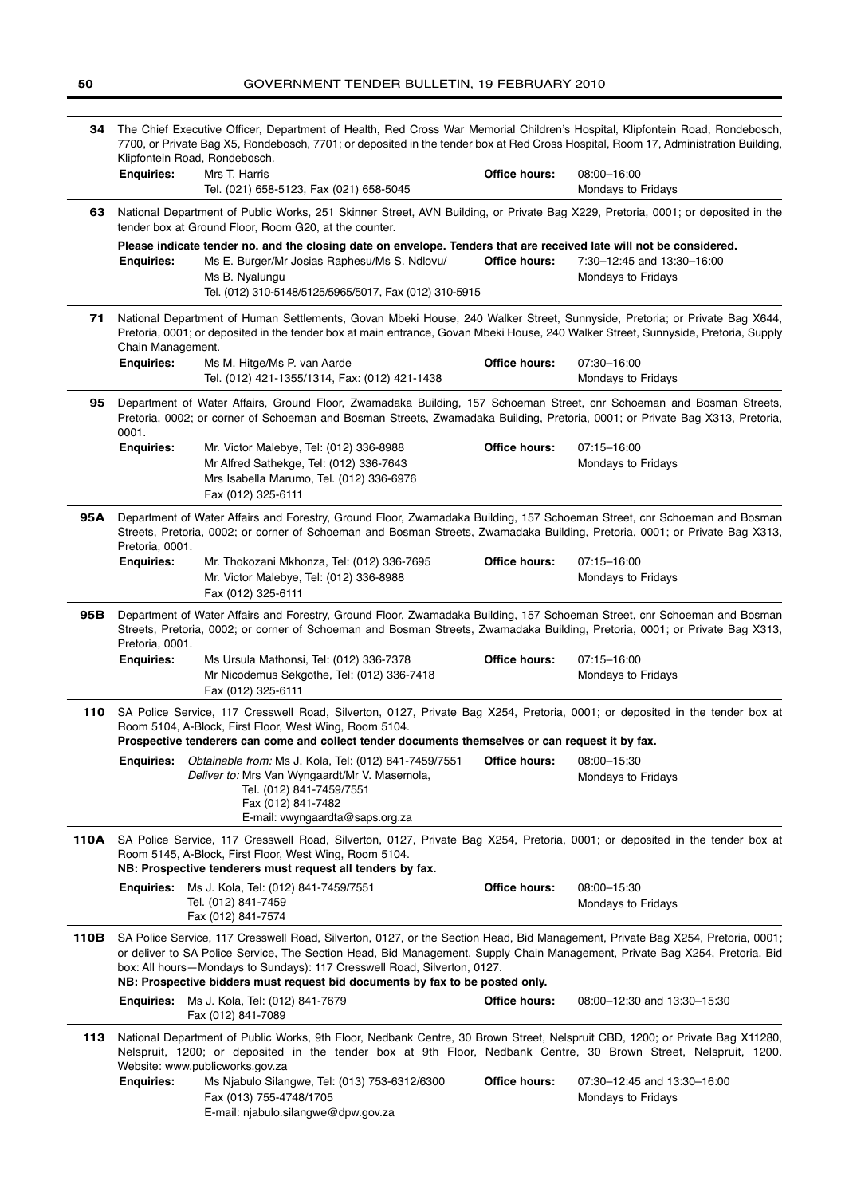**34** The Chief Executive Officer, Department of Health, Red Cross War Memorial Children's Hospital, Klipfontein Road, Rondebosch, 7700, or Private Bag X5, Rondebosch, 7701; or deposited in the tender box at Red Cross Hospital, Room 17, Administration Building, Klipfontein Road, Rondebosch.

| | | | |
|---|---|---|---|
| **Enquiries:** | Mrs T. Harris<br>Tel. (021) 658-5123, Fax (021) 658-5045 | **Office hours:** | 08:00–16:00<br>Mondays to Fridays |

**63** National Department of Public Works, 251 Skinner Street, AVN Building, or Private Bag X229, Pretoria, 0001; or deposited in the tender box at Ground Floor, Room G20, at the counter.

**Please indicate tender no. and the closing date on envelope. Tenders that are received late will not be considered.**

| | | | |
|---|---|---|---|
| **Enquiries:** | Ms E. Burger/Mr Josias Raphesu/Ms S. Ndlovu/<br>Ms B. Nyalungu<br>Tel. (012) 310-5148/5125/5965/5017, Fax (012) 310-5915 | **Office hours:** | 7:30–12:45 and 13:30–16:00<br>Mondays to Fridays |

**71** National Department of Human Settlements, Govan Mbeki House, 240 Walker Street, Sunnyside, Pretoria; or Private Bag X644, Pretoria, 0001; or deposited in the tender box at main entrance, Govan Mbeki House, 240 Walker Street, Sunnyside, Pretoria, Supply Chain Management.

| | | | |
|---|---|---|---|
| **Enquiries:** | Ms M. Hitge/Ms P. van Aarde<br>Tel. (012) 421-1355/1314, Fax: (012) 421-1438 | **Office hours:** | 07:30–16:00<br>Mondays to Fridays |

**95** Department of Water Affairs, Ground Floor, Zwamadaka Building, 157 Schoeman Street, cnr Schoeman and Bosman Streets, Pretoria, 0002; or corner of Schoeman and Bosman Streets, Zwamadaka Building, Pretoria, 0001; or Private Bag X313, Pretoria, 0001.

| | | | |
|---|---|---|---|
| **Enquiries:** | Mr. Victor Malebye, Tel: (012) 336-8988<br>Mr Alfred Sathekge, Tel: (012) 336-7643<br>Mrs Isabella Marumo, Tel. (012) 336-6976<br>Fax (012) 325-6111 | **Office hours:** | 07:15–16:00<br>Mondays to Fridays |

**95A** Department of Water Affairs and Forestry, Ground Floor, Zwamadaka Building, 157 Schoeman Street, cnr Schoeman and Bosman Streets, Pretoria, 0002; or corner of Schoeman and Bosman Streets, Zwamadaka Building, Pretoria, 0001; or Private Bag X313, Pretoria, 0001.

| | | | |
|---|---|---|---|
| **Enquiries:** | Mr. Thokozani Mkhonza, Tel: (012) 336-7695<br>Mr. Victor Malebye, Tel: (012) 336-8988<br>Fax (012) 325-6111 | **Office hours:** | 07:15–16:00<br>Mondays to Fridays |

**95B** Department of Water Affairs and Forestry, Ground Floor, Zwamadaka Building, 157 Schoeman Street, cnr Schoeman and Bosman Streets, Pretoria, 0002; or corner of Schoeman and Bosman Streets, Zwamadaka Building, Pretoria, 0001; or Private Bag X313, Pretoria, 0001.

| | | | |
|---|---|---|---|
| **Enquiries:** | Ms Ursula Mathonsi, Tel: (012) 336-7378<br>Mr Nicodemus Sekgothe, Tel: (012) 336-7418<br>Fax (012) 325-6111 | **Office hours:** | 07:15–16:00<br>Mondays to Fridays |

**110** SA Police Service, 117 Cresswell Road, Silverton, 0127, Private Bag X254, Pretoria, 0001; or deposited in the tender box at Room 5104, A-Block, First Floor, West Wing, Room 5104.

**Prospective tenderers can come and collect tender documents themselves or can request it by fax.**

| | | | |
|---|---|---|---|
| **Enquiries:** | *Obtainable from:* Ms J. Kola, Tel: (012) 841-7459/7551<br>*Deliver to:* Mrs Van Wyngaardt/Mr V. Masemola,<br>Tel. (012) 841-7459/7551<br>Fax (012) 841-7482<br>E-mail: vwyngaardta@saps.org.za | **Office hours:** | 08:00–15:30<br>Mondays to Fridays |

**110A** SA Police Service, 117 Cresswell Road, Silverton, 0127, Private Bag X254, Pretoria, 0001; or deposited in the tender box at Room 5145, A-Block, First Floor, West Wing, Room 5104.

**NB: Prospective tenderers must request all tenders by fax.**

| | | | |
|---|---|---|---|
| **Enquiries:** | Ms J. Kola, Tel: (012) 841-7459/7551<br>Tel. (012) 841-7459<br>Fax (012) 841-7574 | **Office hours:** | 08:00–15:30<br>Mondays to Fridays |

**110B** SA Police Service, 117 Cresswell Road, Silverton, 0127, or the Section Head, Bid Management, Private Bag X254, Pretoria, 0001; or deliver to SA Police Service, The Section Head, Bid Management, Supply Chain Management, Private Bag X254, Pretoria. Bid box: All hours—Mondays to Sundays): 117 Cresswell Road, Silverton, 0127.

**NB: Prospective bidders must request bid documents by fax to be posted only.**

| | | | |
|---|---|---|---|
| **Enquiries:** | Ms J. Kola, Tel: (012) 841-7679<br>Fax (012) 841-7089 | **Office hours:** | 08:00–12:30 and 13:30–15:30 |

**113** National Department of Public Works, 9th Floor, Nedbank Centre, 30 Brown Street, Nelspruit CBD, 1200; or Private Bag X11280, Nelspruit, 1200; or deposited in the tender box at 9th Floor, Nedbank Centre, 30 Brown Street, Nelspruit, 1200. Website: www.publicworks.gov.za

| | | | |
|---|---|---|---|
| **Enquiries:** | Ms Njabulo Silangwe, Tel: (013) 753-6312/6300<br>Fax (013) 755-4748/1705<br>E-mail: njabulo.silangwe@dpw.gov.za | **Office hours:** | 07:30–12:45 and 13:30–16:00<br>Mondays to Fridays |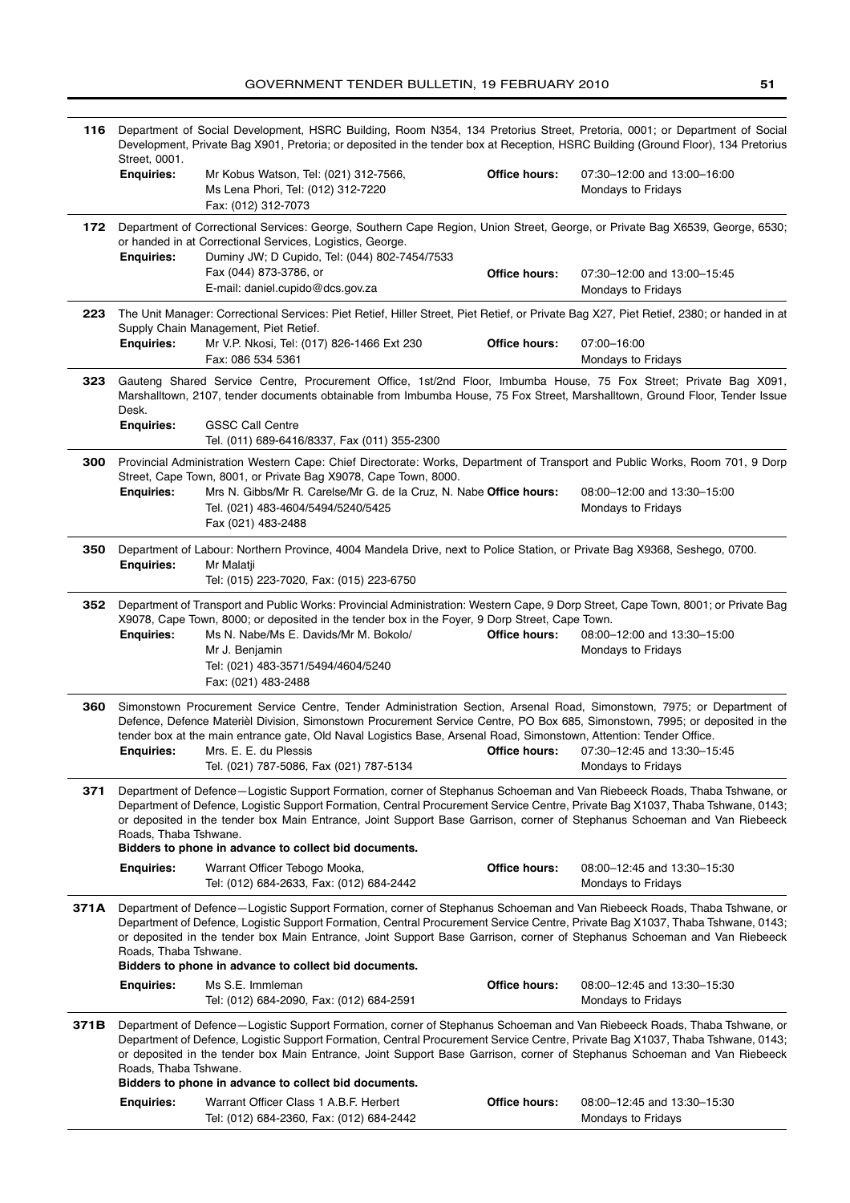**116** Department of Social Development, HSRC Building, Room N354, 134 Pretorius Street, Pretoria, 0001; or Department of Social Development, Private Bag X901, Pretoria; or deposited in the tender box at Reception, HSRC Building (Ground Floor), 134 Pretorius Street, 0001.

**Enquiries:** Mr Kobus Watson, Tel: (021) 312-7566, Ms Lena Phori, Tel: (012) 312-7220, Fax: (012) 312-7073
**Office hours:** 07:30–12:00 and 13:00–16:00 Mondays to Fridays

---

**172** Department of Correctional Services: George, Southern Cape Region, Union Street, George, or Private Bag X6539, George, 6530; or handed in at Correctional Services, Logistics, George.

**Enquiries:** Duminy JW; D Cupido, Tel: (044) 802-7454/7533, Fax (044) 873-3786, or E-mail: daniel.cupido@dcs.gov.za
**Office hours:** 07:30–12:00 and 13:00–15:45 Mondays to Fridays

---

**223** The Unit Manager: Correctional Services: Piet Retief, Hiller Street, Piet Retief, or Private Bag X27, Piet Retief, 2380; or handed in at Supply Chain Management, Piet Retief.

**Enquiries:** Mr V.P. Nkosi, Tel: (017) 826-1466 Ext 230, Fax: 086 534 5361
**Office hours:** 07:00–16:00 Mondays to Fridays

---

**323** Gauteng Shared Service Centre, Procurement Office, 1st/2nd Floor, Imbumba House, 75 Fox Street; Private Bag X091, Marshalltown, 2107, tender documents obtainable from Imbumba House, 75 Fox Street, Marshalltown, Ground Floor, Tender Issue Desk.

**Enquiries:** GSSC Call Centre, Tel. (011) 689-6416/8337, Fax (011) 355-2300

---

**300** Provincial Administration Western Cape: Chief Directorate: Works, Department of Transport and Public Works, Room 701, 9 Dorp Street, Cape Town, 8001, or Private Bag X9078, Cape Town, 8000.

**Enquiries:** Mrs N. Gibbs/Mr R. Carelse/Mr G. de la Cruz, N. Nabe, Tel. (021) 483-4604/5494/5240/5425, Fax (021) 483-2488
**Office hours:** 08:00–12:00 and 13:30–15:00 Mondays to Fridays

---

**350** Department of Labour: Northern Province, 4004 Mandela Drive, next to Police Station, or Private Bag X9368, Seshego, 0700.

**Enquiries:** Mr Malatji, Tel: (015) 223-7020, Fax: (015) 223-6750

---

**352** Department of Transport and Public Works: Provincial Administration: Western Cape, 9 Dorp Street, Cape Town, 8001; or Private Bag X9078, Cape Town, 8000; or deposited in the tender box in the Foyer, 9 Dorp Street, Cape Town.

**Enquiries:** Ms N. Nabe/Ms E. Davids/Mr M. Bokolo/Mr J. Benjamin, Tel: (021) 483-3571/5494/4604/5240, Fax: (021) 483-2488
**Office hours:** 08:00–12:00 and 13:30–15:00 Mondays to Fridays

---

**360** Simonstown Procurement Service Centre, Tender Administration Section, Arsenal Road, Simonstown, 7975; or Department of Defence, Defence Materièl Division, Simonstown Procurement Service Centre, PO Box 685, Simonstown, 7995; or deposited in the tender box at the main entrance gate, Old Naval Logistics Base, Arsenal Road, Simonstown, Attention: Tender Office.

**Enquiries:** Mrs. E. E. du Plessis, Tel. (021) 787-5086, Fax (021) 787-5134
**Office hours:** 07:30–12:45 and 13:30–15:45 Mondays to Fridays

---

**371** Department of Defence—Logistic Support Formation, corner of Stephanus Schoeman and Van Riebeeck Roads, Thaba Tshwane, or Department of Defence, Logistic Support Formation, Central Procurement Service Centre, Private Bag X1037, Thaba Tshwane, 0143; or deposited in the tender box Main Entrance, Joint Support Base Garrison, corner of Stephanus Schoeman and Van Riebeeck Roads, Thaba Tshwane.

**Bidders to phone in advance to collect bid documents.**

**Enquiries:** Warrant Officer Tebogo Mooka, Tel: (012) 684-2633, Fax: (012) 684-2442
**Office hours:** 08:00–12:45 and 13:30–15:30 Mondays to Fridays

---

**371A** Department of Defence—Logistic Support Formation, corner of Stephanus Schoeman and Van Riebeeck Roads, Thaba Tshwane, or Department of Defence, Logistic Support Formation, Central Procurement Service Centre, Private Bag X1037, Thaba Tshwane, 0143; or deposited in the tender box Main Entrance, Joint Support Base Garrison, corner of Stephanus Schoeman and Van Riebeeck Roads, Thaba Tshwane.

**Bidders to phone in advance to collect bid documents.**

**Enquiries:** Ms S.E. Immleman, Tel: (012) 684-2090, Fax: (012) 684-2591
**Office hours:** 08:00–12:45 and 13:30–15:30 Mondays to Fridays

---

**371B** Department of Defence—Logistic Support Formation, corner of Stephanus Schoeman and Van Riebeeck Roads, Thaba Tshwane, or Department of Defence, Logistic Support Formation, Central Procurement Service Centre, Private Bag X1037, Thaba Tshwane, 0143; or deposited in the tender box Main Entrance, Joint Support Base Garrison, corner of Stephanus Schoeman and Van Riebeeck Roads, Thaba Tshwane.

**Bidders to phone in advance to collect bid documents.**

**Enquiries:** Warrant Officer Class 1 A.B.F. Herbert, Tel: (012) 684-2360, Fax: (012) 684-2442
**Office hours:** 08:00–12:45 and 13:30–15:30 Mondays to Fridays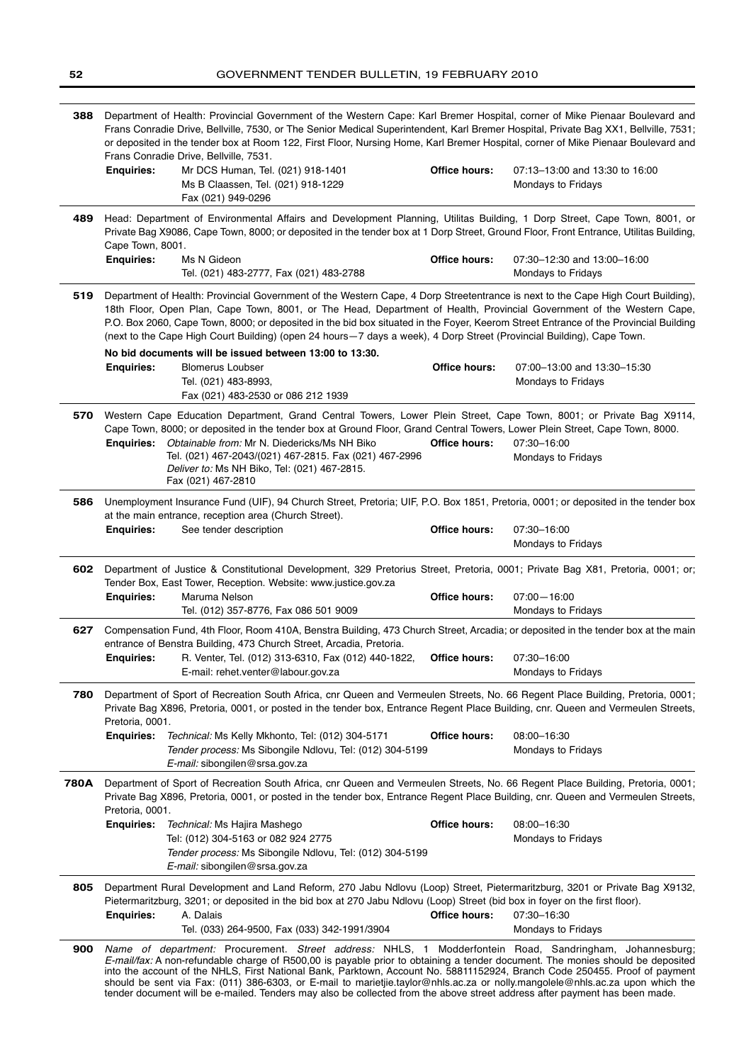**388** Department of Health: Provincial Government of the Western Cape: Karl Bremer Hospital, corner of Mike Pienaar Boulevard and Frans Conradie Drive, Bellville, 7530, or The Senior Medical Superintendent, Karl Bremer Hospital, Private Bag XX1, Bellville, 7531; or deposited in the tender box at Room 122, First Floor, Nursing Home, Karl Bremer Hospital, corner of Mike Pienaar Boulevard and Frans Conradie Drive, Bellville, 7531.

**Enquiries:** Mr DCS Human, Tel. (021) 918-1401
Ms B Claassen, Tel. (021) 918-1229
Fax (021) 949-0296

**Office hours:** 07:13–13:00 and 13:30 to 16:00
Mondays to Fridays

**489** Head: Department of Environmental Affairs and Development Planning, Utilitas Building, 1 Dorp Street, Cape Town, 8001, or Private Bag X9086, Cape Town, 8000; or deposited in the tender box at 1 Dorp Street, Ground Floor, Front Entrance, Utilitas Building, Cape Town, 8001.

**Enquiries:** Ms N Gideon
Tel. (021) 483-2777, Fax (021) 483-2788

**Office hours:** 07:30–12:30 and 13:00–16:00
Mondays to Fridays

**519** Department of Health: Provincial Government of the Western Cape, 4 Dorp Streetentrance is next to the Cape High Court Building), 18th Floor, Open Plan, Cape Town, 8001, or The Head, Department of Health, Provincial Government of the Western Cape, P.O. Box 2060, Cape Town, 8000; or deposited in the bid box situated in the Foyer, Keerom Street Entrance of the Provincial Building (next to the Cape High Court Building) (open 24 hours—7 days a week), 4 Dorp Street (Provincial Building), Cape Town.

**No bid documents will be issued between 13:00 to 13:30.**

**Enquiries:** Blomerus Loubser
Tel. (021) 483-8993,
Fax (021) 483-2530 or 086 212 1939

**Office hours:** 07:00–13:00 and 13:30–15:30
Mondays to Fridays

**570** Western Cape Education Department, Grand Central Towers, Lower Plein Street, Cape Town, 8001; or Private Bag X9114, Cape Town, 8000; or deposited in the tender box at Ground Floor, Grand Central Towers, Lower Plein Street, Cape Town, 8000.

**Enquiries:** *Obtainable from:* Mr N. Diedericks/Ms NH Biko
Tel. (021) 467-2043/(021) 467-2815. Fax (021) 467-2996
*Deliver to:* Ms NH Biko, Tel: (021) 467-2815.
Fax (021) 467-2810

**Office hours:** 07:30–16:00
Mondays to Fridays

**586** Unemployment Insurance Fund (UIF), 94 Church Street, Pretoria; UIF, P.O. Box 1851, Pretoria, 0001; or deposited in the tender box at the main entrance, reception area (Church Street).

**Enquiries:** See tender description

**Office hours:** 07:30–16:00
Mondays to Fridays

**602** Department of Justice & Constitutional Development, 329 Pretorius Street, Pretoria, 0001; Private Bag X81, Pretoria, 0001; or; Tender Box, East Tower, Reception. Website: www.justice.gov.za

**Enquiries:** Maruma Nelson
Tel. (012) 357-8776, Fax 086 501 9009

**Office hours:** 07:00—16:00
Mondays to Fridays

**627** Compensation Fund, 4th Floor, Room 410A, Benstra Building, 473 Church Street, Arcadia; or deposited in the tender box at the main entrance of Benstra Building, 473 Church Street, Arcadia, Pretoria.

**Enquiries:** R. Venter, Tel. (012) 313-6310, Fax (012) 440-1822,
E-mail: rehet.venter@labour.gov.za

**Office hours:** 07:30–16:00
Mondays to Fridays

**780** Department of Sport of Recreation South Africa, cnr Queen and Vermeulen Streets, No. 66 Regent Place Building, Pretoria, 0001; Private Bag X896, Pretoria, 0001, or posted in the tender box, Entrance Regent Place Building, cnr. Queen and Vermeulen Streets, Pretoria, 0001.

**Enquiries:** *Technical:* Ms Kelly Mkhonto, Tel: (012) 304-5171
*Tender process:* Ms Sibongile Ndlovu, Tel: (012) 304-5199
*E-mail:* sibongilen@srsa.gov.za

**Office hours:** 08:00–16:30
Mondays to Fridays

**780A** Department of Sport of Recreation South Africa, cnr Queen and Vermeulen Streets, No. 66 Regent Place Building, Pretoria, 0001; Private Bag X896, Pretoria, 0001, or posted in the tender box, Entrance Regent Place Building, cnr. Queen and Vermeulen Streets, Pretoria, 0001.

**Enquiries:** *Technical:* Ms Hajira Mashego
Tel: (012) 304-5163 or 082 924 2775
*Tender process:* Ms Sibongile Ndlovu, Tel: (012) 304-5199
*E-mail:* sibongilen@srsa.gov.za

**Office hours:** 08:00–16:30
Mondays to Fridays

**805** Department Rural Development and Land Reform, 270 Jabu Ndlovu (Loop) Street, Pietermaritzburg, 3201 or Private Bag X9132, Pietermaritzburg, 3201; or deposited in the bid box at 270 Jabu Ndlovu (Loop) Street (bid box in foyer on the first floor).

**Enquiries:** A. Dalais
Tel. (033) 264-9500, Fax (033) 342-1991/3904

**Office hours:** 07:30–16:30
Mondays to Fridays

**900** *Name of department:* Procurement. *Street address:* NHLS, 1 Modderfontein Road, Sandringham, Johannesburg; *E-mail/fax:* A non-refundable charge of R500,00 is payable prior to obtaining a tender document. The monies should be deposited into the account of the NHLS, First National Bank, Parktown, Account No. 58811152924, Branch Code 250455. Proof of payment should be sent via Fax: (011) 386-6303, or E-mail to marietjie.taylor@nhls.ac.za or nolly.mangolele@nhls.ac.za upon which the tender document will be e-mailed. Tenders may also be collected from the above street address after payment has been made.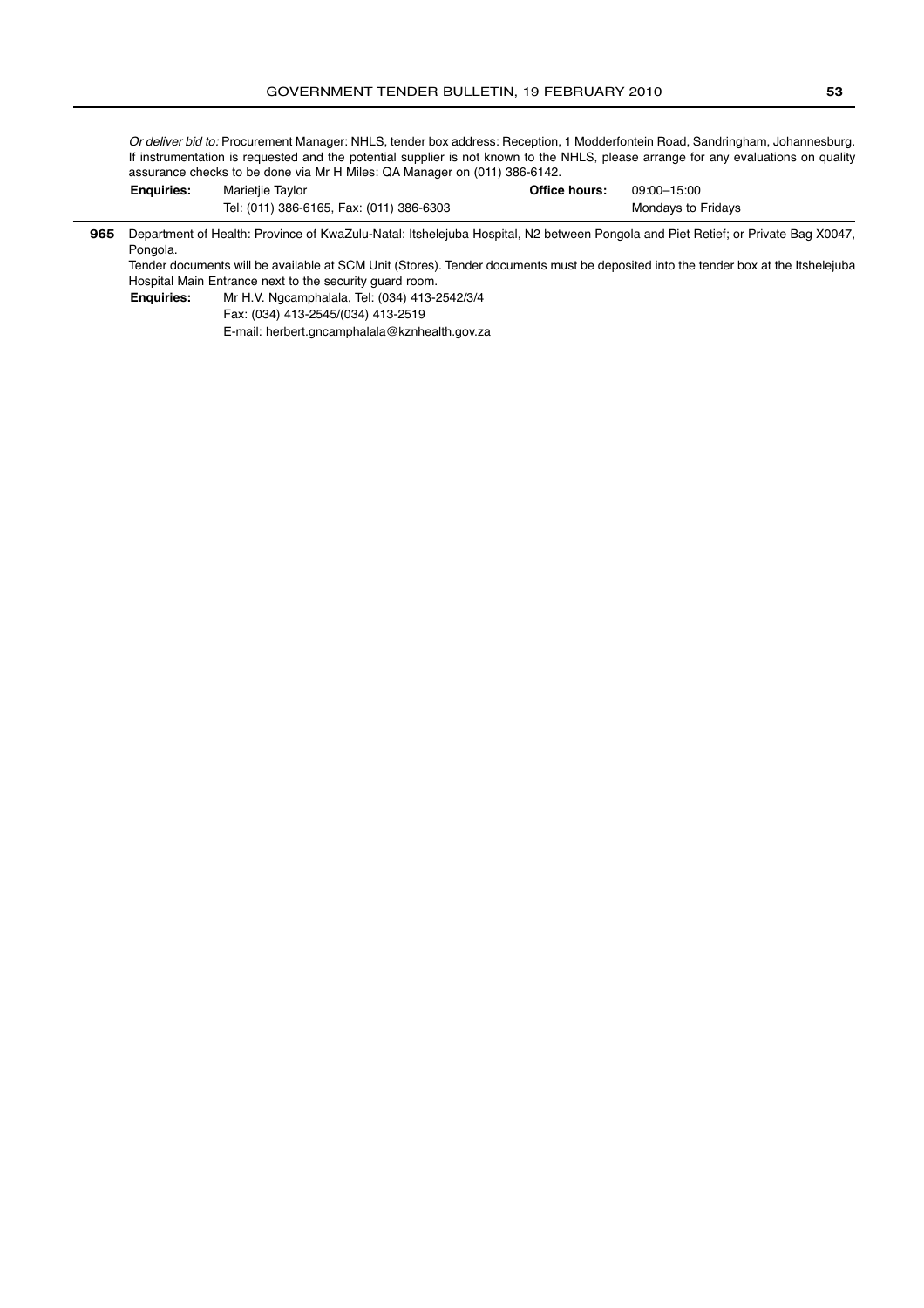*Or deliver bid to:* Procurement Manager: NHLS, tender box address: Reception, 1 Modderfontein Road, Sandringham, Johannesburg. If instrumentation is requested and the potential supplier is not known to the NHLS, please arrange for any evaluations on quality assurance checks to be done via Mr H Miles: QA Manager on (011) 386-6142.

**Enquiries:** Marietjie Taylor
Tel: (011) 386-6165, Fax: (011) 386-6303

**Office hours:** 09:00–15:00
Mondays to Fridays

**965** Department of Health: Province of KwaZulu-Natal: Itshelejuba Hospital, N2 between Pongola and Piet Retief; or Private Bag X0047, Pongola.

Tender documents will be available at SCM Unit (Stores). Tender documents must be deposited into the tender box at the Itshelejuba Hospital Main Entrance next to the security guard room.

**Enquiries:** Mr H.V. Ngcamphalala, Tel: (034) 413-2542/3/4
Fax: (034) 413-2545/(034) 413-2519
E-mail: herbert.gncamphalala@kznhealth.gov.za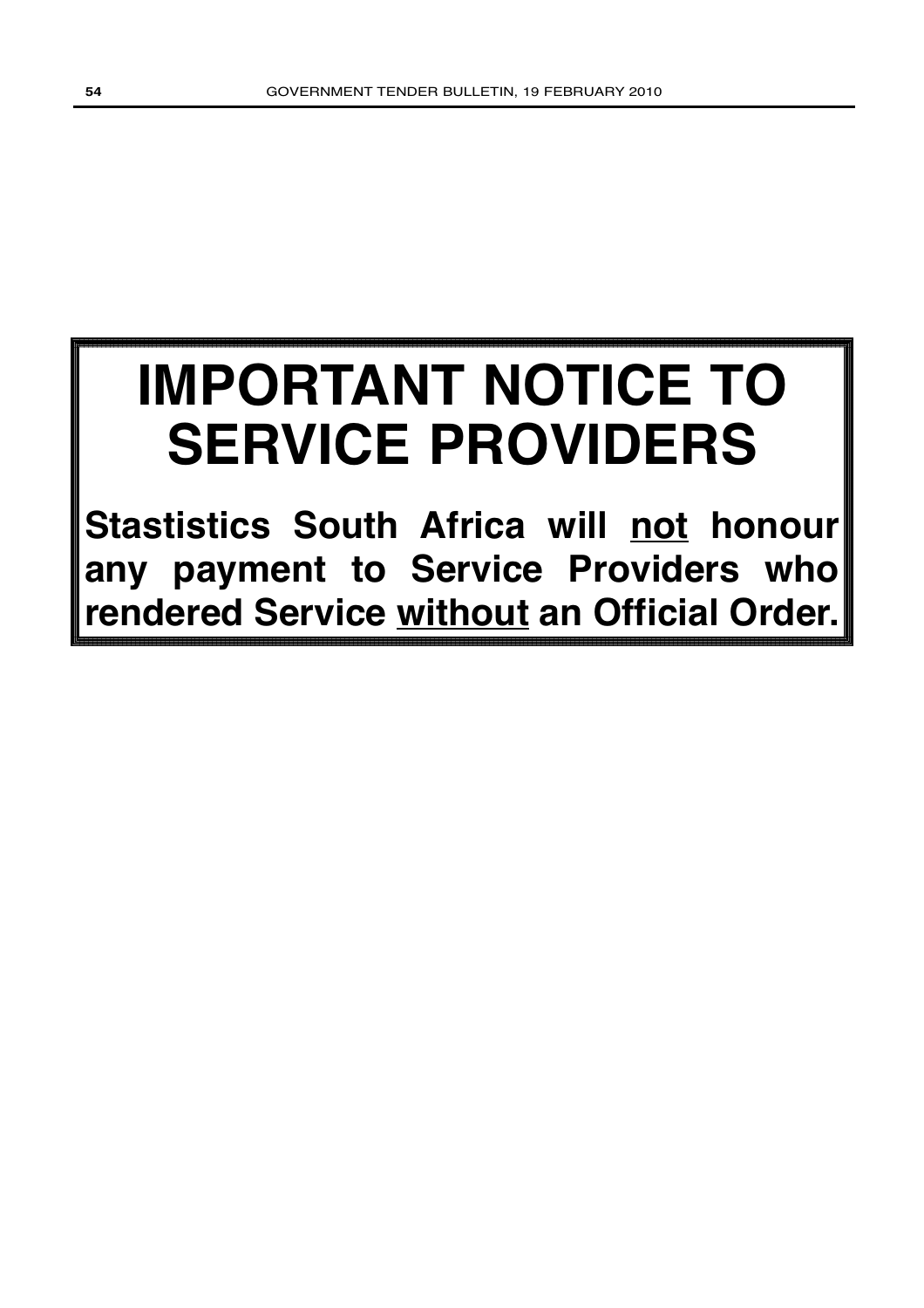# IMPORTANT NOTICE TO SERVICE PROVIDERS

**Stastistics South Africa will <u>not</u> honour any payment to Service Providers who rendered Service <u>without</u> an Official Order.**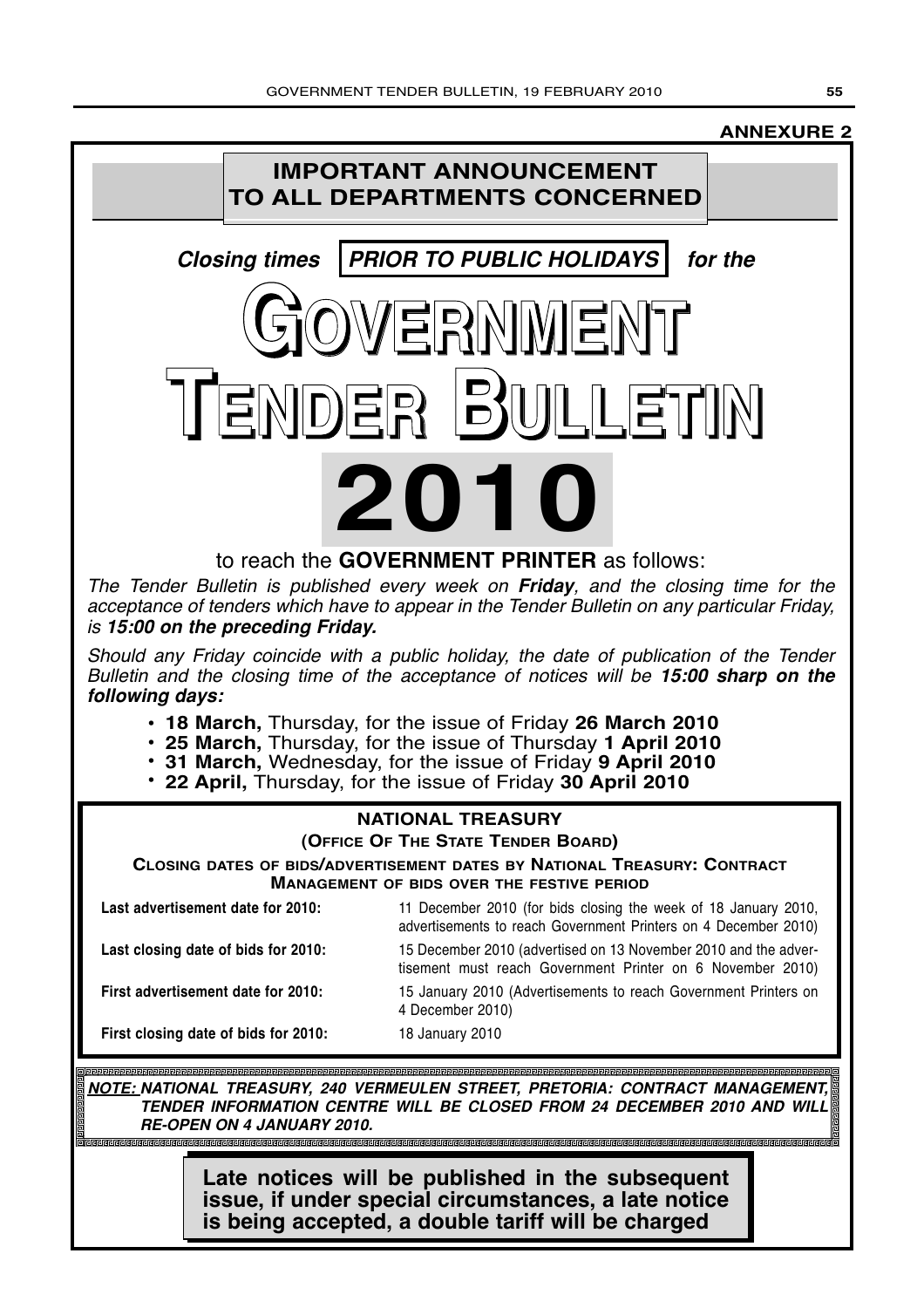**ANNEXURE 2**

# IMPORTANT ANNOUNCEMENT TO ALL DEPARTMENTS CONCERNED

***Closing times PRIOR TO PUBLIC HOLIDAYS for the***

# GOVERNMENT TENDER BULLETIN 2010

to reach the **GOVERNMENT PRINTER** as follows:

*The Tender Bulletin is published every week on **Friday**, and the closing time for the acceptance of tenders which have to appear in the Tender Bulletin on any particular Friday, is **15:00 on the preceding Friday.***

*Should any Friday coincide with a public holiday, the date of publication of the Tender Bulletin and the closing time of the acceptance of notices will be **15:00 sharp on the following days:***

- **18 March,** Thursday, for the issue of Friday **26 March 2010**
- **25 March,** Thursday, for the issue of Thursday **1 April 2010**
- **31 March,** Wednesday, for the issue of Friday **9 April 2010**
- **22 April,** Thursday, for the issue of Friday **30 April 2010**

## NATIONAL TREASURY

**(OFFICE OF THE STATE TENDER BOARD)**

**CLOSING DATES OF BIDS/ADVERTISEMENT DATES BY NATIONAL TREASURY: CONTRACT MANAGEMENT OF BIDS OVER THE FESTIVE PERIOD**

| | |
|---|---|
| **Last advertisement date for 2010:** | 11 December 2010 (for bids closing the week of 18 January 2010, advertisements to reach Government Printers on 4 December 2010) |
| **Last closing date of bids for 2010:** | 15 December 2010 (advertised on 13 November 2010 and the advertisement must reach Government Printer on 6 November 2010) |
| **First advertisement date for 2010:** | 15 January 2010 (Advertisements to reach Government Printers on 4 December 2010) |
| **First closing date of bids for 2010:** | 18 January 2010 |

***NOTE: NATIONAL TREASURY, 240 VERMEULEN STREET, PRETORIA: CONTRACT MANAGEMENT, TENDER INFORMATION CENTRE WILL BE CLOSED FROM 24 DECEMBER 2010 AND WILL RE-OPEN ON 4 JANUARY 2010.***

**Late notices will be published in the subsequent issue, if under special circumstances, a late notice is being accepted, a double tariff will be charged**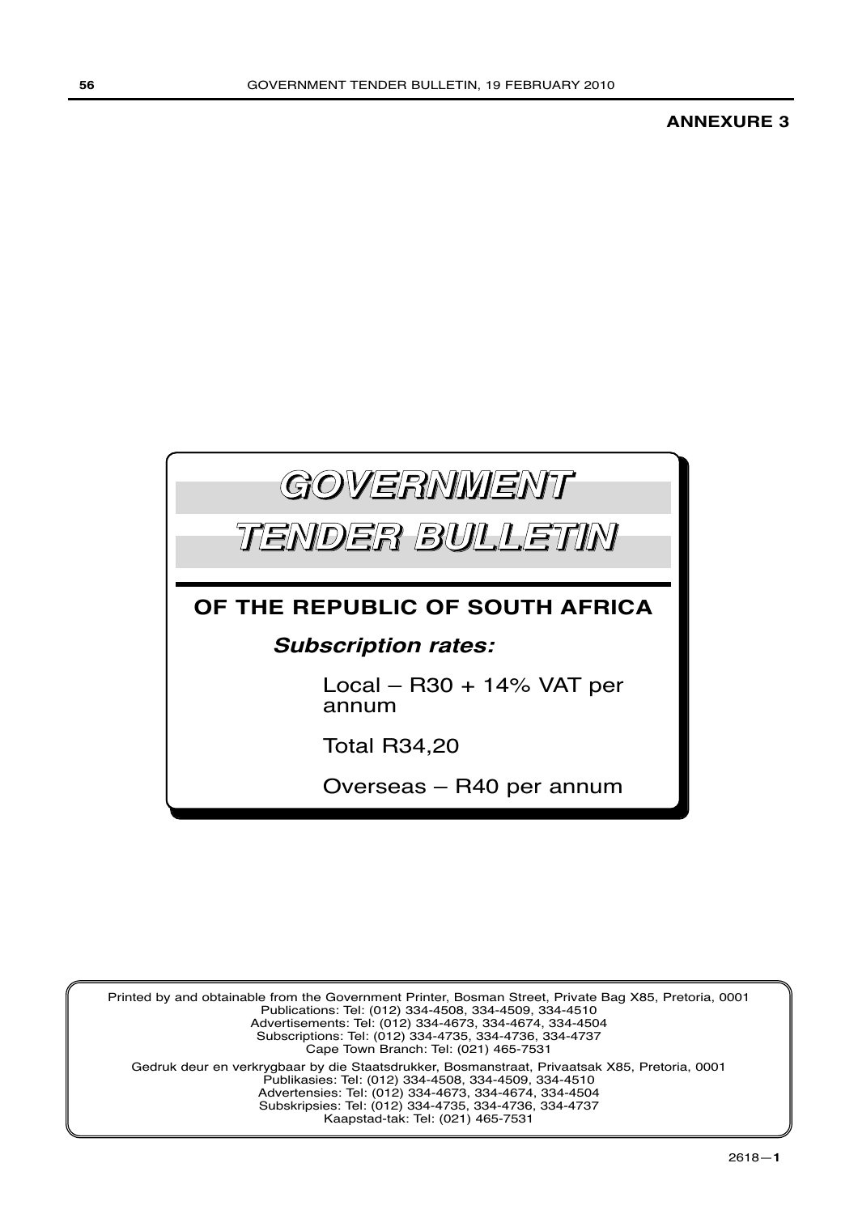**ANNEXURE 3**

# GOVERNMENT TENDER BULLETIN

## OF THE REPUBLIC OF SOUTH AFRICA

***Subscription rates:***

Local – R30 + 14% VAT per annum

Total R34,20

Overseas – R40 per annum

Printed by and obtainable from the Government Printer, Bosman Street, Private Bag X85, Pretoria, 0001
Publications: Tel: (012) 334-4508, 334-4509, 334-4510
Advertisements: Tel: (012) 334-4673, 334-4674, 334-4504
Subscriptions: Tel: (012) 334-4735, 334-4736, 334-4737
Cape Town Branch: Tel: (021) 465-7531

Gedruk deur en verkrygbaar by die Staatsdrukker, Bosmanstraat, Privaatsak X85, Pretoria, 0001
Publikasies: Tel: (012) 334-4508, 334-4509, 334-4510
Advertensies: Tel: (012) 334-4673, 334-4674, 334-4504
Subskripsies: Tel: (012) 334-4735, 334-4736, 334-4737
Kaapstad-tak: Tel: (021) 465-7531

2618—**1**